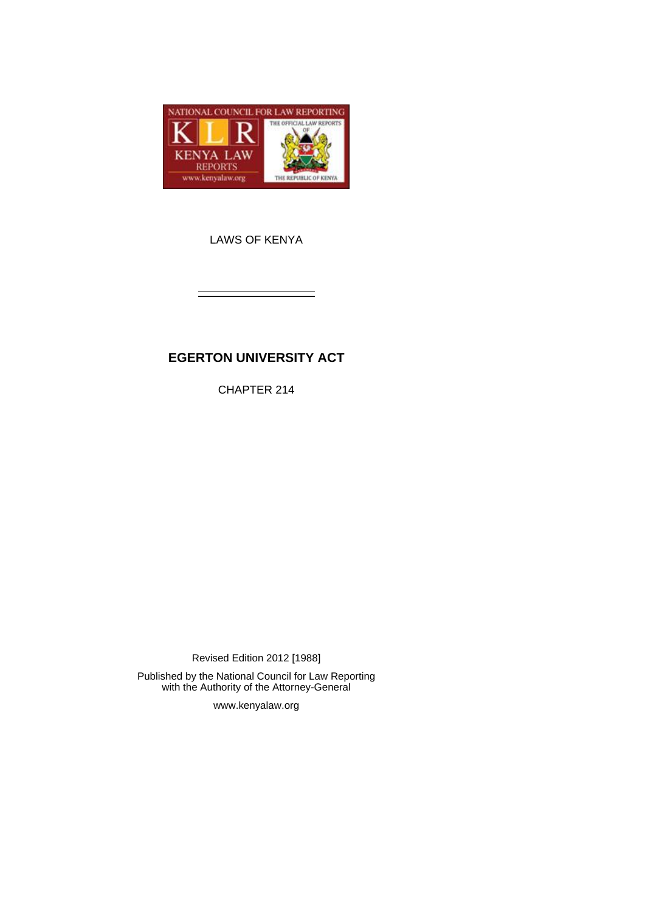LAWS OF KENYA

# EGERTON UNIVERSITY ACT

CHAPTER 214

Revised Edition 2012 [1988]

Published by the National Council for Law Reporting
with the Authority of the Attorney-General

www.kenyalaw.org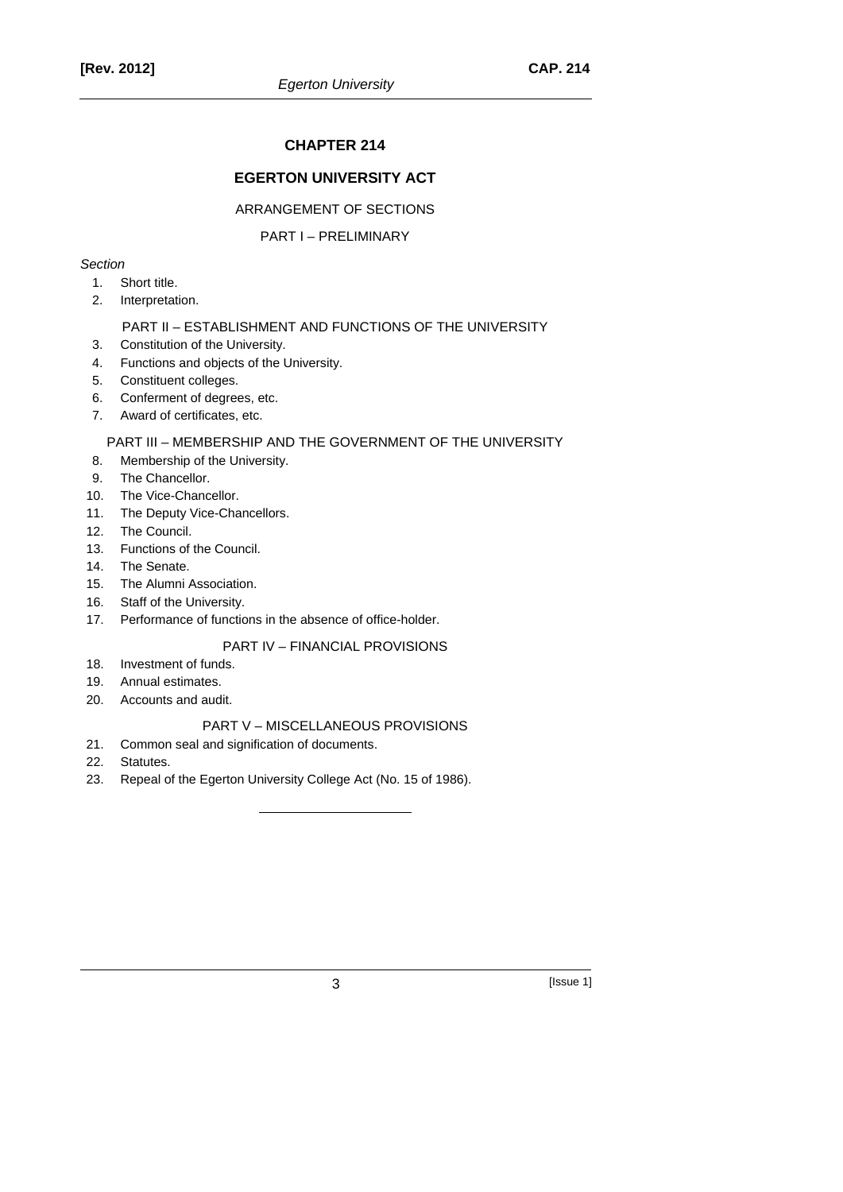# CHAPTER 214

# EGERTON UNIVERSITY ACT

ARRANGEMENT OF SECTIONS

PART I – PRELIMINARY

*Section*

1. Short title.
2. Interpretation.

PART II – ESTABLISHMENT AND FUNCTIONS OF THE UNIVERSITY

3. Constitution of the University.
4. Functions and objects of the University.
5. Constituent colleges.
6. Conferment of degrees, etc.
7. Award of certificates, etc.

PART III – MEMBERSHIP AND THE GOVERNMENT OF THE UNIVERSITY

8. Membership of the University.
9. The Chancellor.
10. The Vice-Chancellor.
11. The Deputy Vice-Chancellors.
12. The Council.
13. Functions of the Council.
14. The Senate.
15. The Alumni Association.
16. Staff of the University.
17. Performance of functions in the absence of office-holder.

PART IV – FINANCIAL PROVISIONS

18. Investment of funds.
19. Annual estimates.
20. Accounts and audit.

PART V – MISCELLANEOUS PROVISIONS

21. Common seal and signification of documents.
22. Statutes.
23. Repeal of the Egerton University College Act (No. 15 of 1986).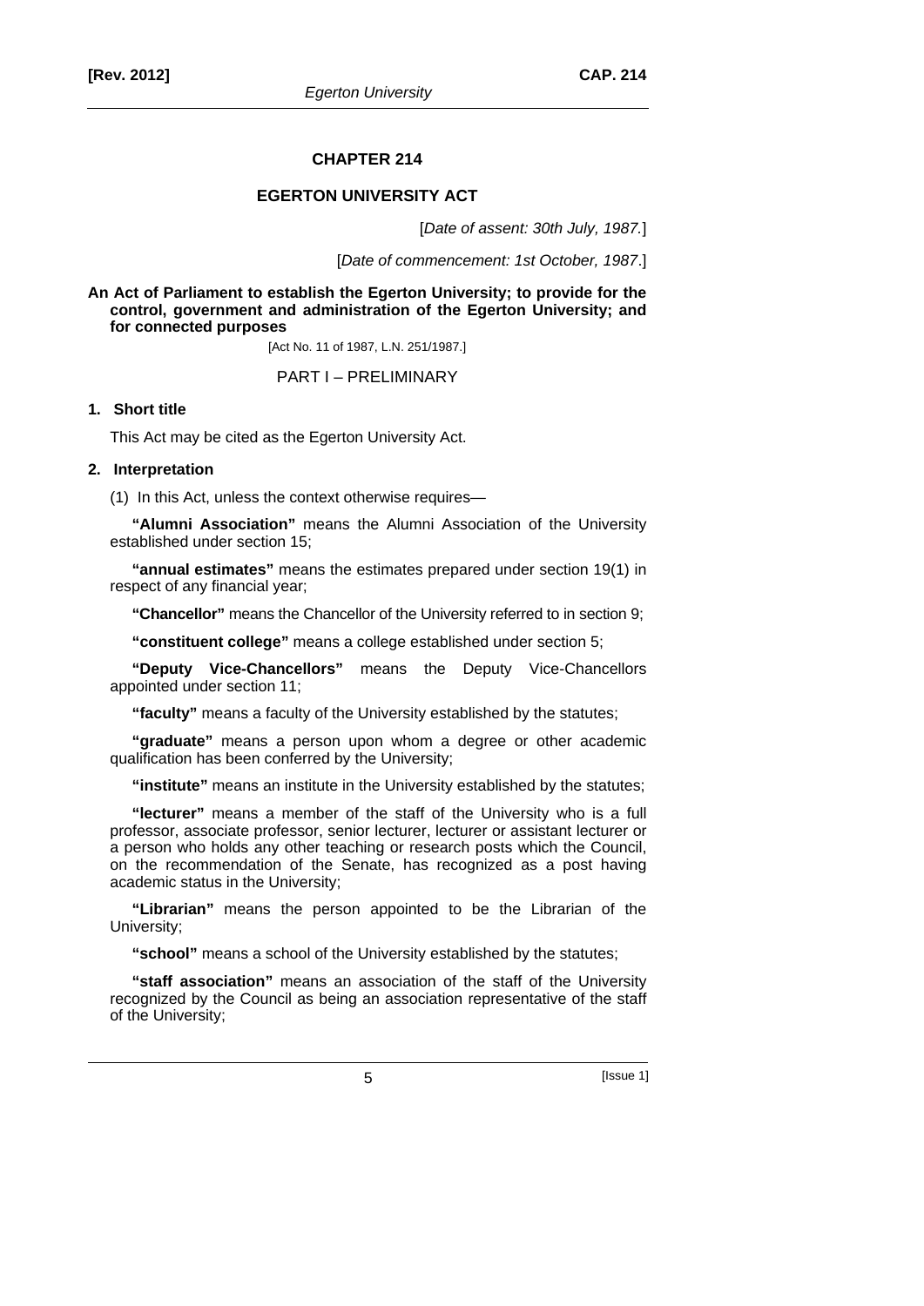# CHAPTER 214

## EGERTON UNIVERSITY ACT

[*Date of assent: 30th July, 1987.*]

[*Date of commencement: 1st October, 1987*.]

**An Act of Parliament to establish the Egerton University; to provide for the control, government and administration of the Egerton University; and for connected purposes**

[Act No. 11 of 1987, L.N. 251/1987.]

PART I – PRELIMINARY

### 1. Short title

This Act may be cited as the Egerton University Act.

### 2. Interpretation

(1) In this Act, unless the context otherwise requires—

**"Alumni Association"** means the Alumni Association of the University established under section 15;

**"annual estimates"** means the estimates prepared under section 19(1) in respect of any financial year;

**"Chancellor"** means the Chancellor of the University referred to in section 9;

**"constituent college"** means a college established under section 5;

**"Deputy Vice-Chancellors"** means the Deputy Vice-Chancellors appointed under section 11;

**"faculty"** means a faculty of the University established by the statutes;

**"graduate"** means a person upon whom a degree or other academic qualification has been conferred by the University;

**"institute"** means an institute in the University established by the statutes;

**"lecturer"** means a member of the staff of the University who is a full professor, associate professor, senior lecturer, lecturer or assistant lecturer or a person who holds any other teaching or research posts which the Council, on the recommendation of the Senate, has recognized as a post having academic status in the University;

**"Librarian"** means the person appointed to be the Librarian of the University;

**"school"** means a school of the University established by the statutes;

**"staff association"** means an association of the staff of the University recognized by the Council as being an association representative of the staff of the University;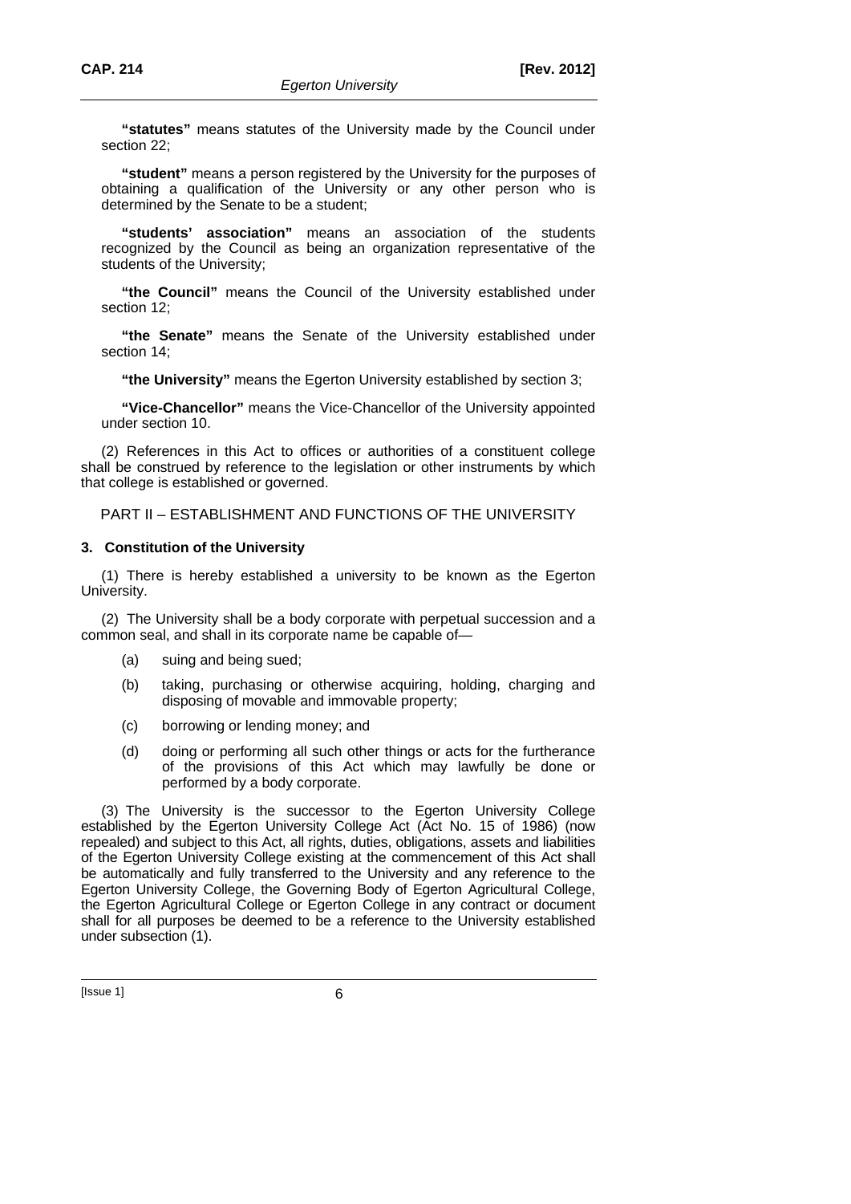**"statutes"** means statutes of the University made by the Council under section 22;

**"student"** means a person registered by the University for the purposes of obtaining a qualification of the University or any other person who is determined by the Senate to be a student;

**"students' association"** means an association of the students recognized by the Council as being an organization representative of the students of the University;

**"the Council"** means the Council of the University established under section 12;

**"the Senate"** means the Senate of the University established under section 14;

**"the University"** means the Egerton University established by section 3;

**"Vice-Chancellor"** means the Vice-Chancellor of the University appointed under section 10.

(2) References in this Act to offices or authorities of a constituent college shall be construed by reference to the legislation or other instruments by which that college is established or governed.

## PART II – ESTABLISHMENT AND FUNCTIONS OF THE UNIVERSITY

### 3. Constitution of the University

(1) There is hereby established a university to be known as the Egerton University.

(2) The University shall be a body corporate with perpetual succession and a common seal, and shall in its corporate name be capable of—

- (a) suing and being sued;
- (b) taking, purchasing or otherwise acquiring, holding, charging and disposing of movable and immovable property;
- (c) borrowing or lending money; and
- (d) doing or performing all such other things or acts for the furtherance of the provisions of this Act which may lawfully be done or performed by a body corporate.

(3) The University is the successor to the Egerton University College established by the Egerton University College Act (Act No. 15 of 1986) (now repealed) and subject to this Act, all rights, duties, obligations, assets and liabilities of the Egerton University College existing at the commencement of this Act shall be automatically and fully transferred to the University and any reference to the Egerton University College, the Governing Body of Egerton Agricultural College, the Egerton Agricultural College or Egerton College in any contract or document shall for all purposes be deemed to be a reference to the University established under subsection (1).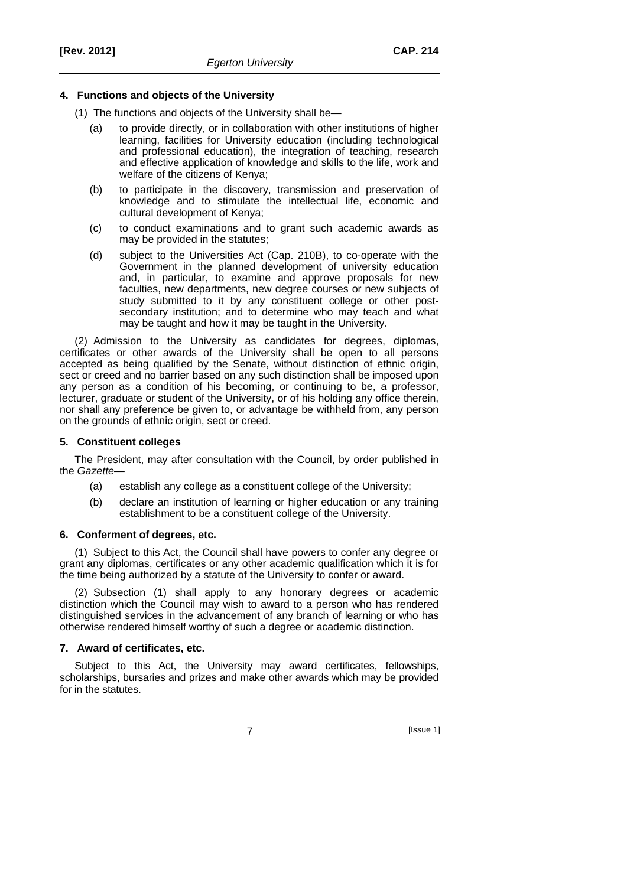**4. Functions and objects of the University**

(1) The functions and objects of the University shall be—

(a) to provide directly, or in collaboration with other institutions of higher learning, facilities for University education (including technological and professional education), the integration of teaching, research and effective application of knowledge and skills to the life, work and welfare of the citizens of Kenya;

(b) to participate in the discovery, transmission and preservation of knowledge and to stimulate the intellectual life, economic and cultural development of Kenya;

(c) to conduct examinations and to grant such academic awards as may be provided in the statutes;

(d) subject to the Universities Act (Cap. 210B), to co-operate with the Government in the planned development of university education and, in particular, to examine and approve proposals for new faculties, new departments, new degree courses or new subjects of study submitted to it by any constituent college or other post-secondary institution; and to determine who may teach and what may be taught and how it may be taught in the University.

(2) Admission to the University as candidates for degrees, diplomas, certificates or other awards of the University shall be open to all persons accepted as being qualified by the Senate, without distinction of ethnic origin, sect or creed and no barrier based on any such distinction shall be imposed upon any person as a condition of his becoming, or continuing to be, a professor, lecturer, graduate or student of the University, or of his holding any office therein, nor shall any preference be given to, or advantage be withheld from, any person on the grounds of ethnic origin, sect or creed.

**5. Constituent colleges**

The President, may after consultation with the Council, by order published in the *Gazette*—

(a) establish any college as a constituent college of the University;

(b) declare an institution of learning or higher education or any training establishment to be a constituent college of the University.

**6. Conferment of degrees, etc.**

(1) Subject to this Act, the Council shall have powers to confer any degree or grant any diplomas, certificates or any other academic qualification which it is for the time being authorized by a statute of the University to confer or award.

(2) Subsection (1) shall apply to any honorary degrees or academic distinction which the Council may wish to award to a person who has rendered distinguished services in the advancement of any branch of learning or who has otherwise rendered himself worthy of such a degree or academic distinction.

**7. Award of certificates, etc.**

Subject to this Act, the University may award certificates, fellowships, scholarships, bursaries and prizes and make other awards which may be provided for in the statutes.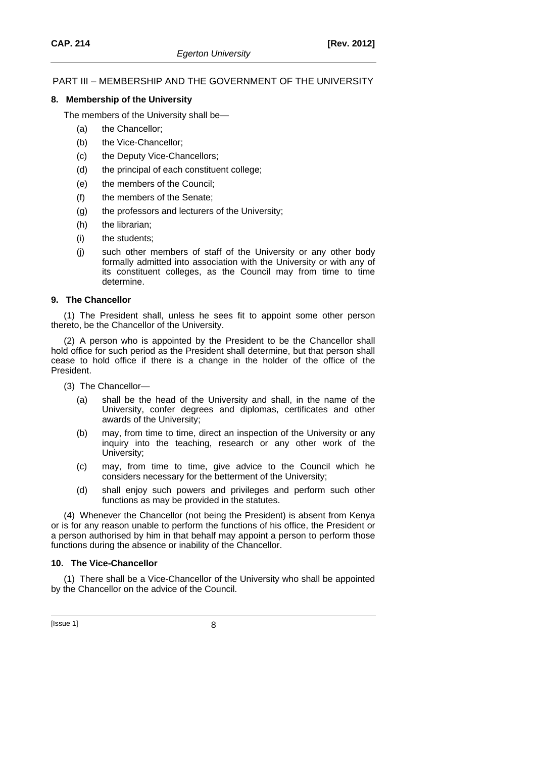PART III – MEMBERSHIP AND THE GOVERNMENT OF THE UNIVERSITY

**8. Membership of the University**

The members of the University shall be—

(a) the Chancellor;

(b) the Vice-Chancellor;

(c) the Deputy Vice-Chancellors;

(d) the principal of each constituent college;

(e) the members of the Council;

(f) the members of the Senate;

(g) the professors and lecturers of the University;

(h) the librarian;

(i) the students;

(j) such other members of staff of the University or any other body formally admitted into association with the University or with any of its constituent colleges, as the Council may from time to time determine.

**9. The Chancellor**

(1) The President shall, unless he sees fit to appoint some other person thereto, be the Chancellor of the University.

(2) A person who is appointed by the President to be the Chancellor shall hold office for such period as the President shall determine, but that person shall cease to hold office if there is a change in the holder of the office of the President.

(3) The Chancellor—

(a) shall be the head of the University and shall, in the name of the University, confer degrees and diplomas, certificates and other awards of the University;

(b) may, from time to time, direct an inspection of the University or any inquiry into the teaching, research or any other work of the University;

(c) may, from time to time, give advice to the Council which he considers necessary for the betterment of the University;

(d) shall enjoy such powers and privileges and perform such other functions as may be provided in the statutes.

(4) Whenever the Chancellor (not being the President) is absent from Kenya or is for any reason unable to perform the functions of his office, the President or a person authorised by him in that behalf may appoint a person to perform those functions during the absence or inability of the Chancellor.

**10. The Vice-Chancellor**

(1) There shall be a Vice-Chancellor of the University who shall be appointed by the Chancellor on the advice of the Council.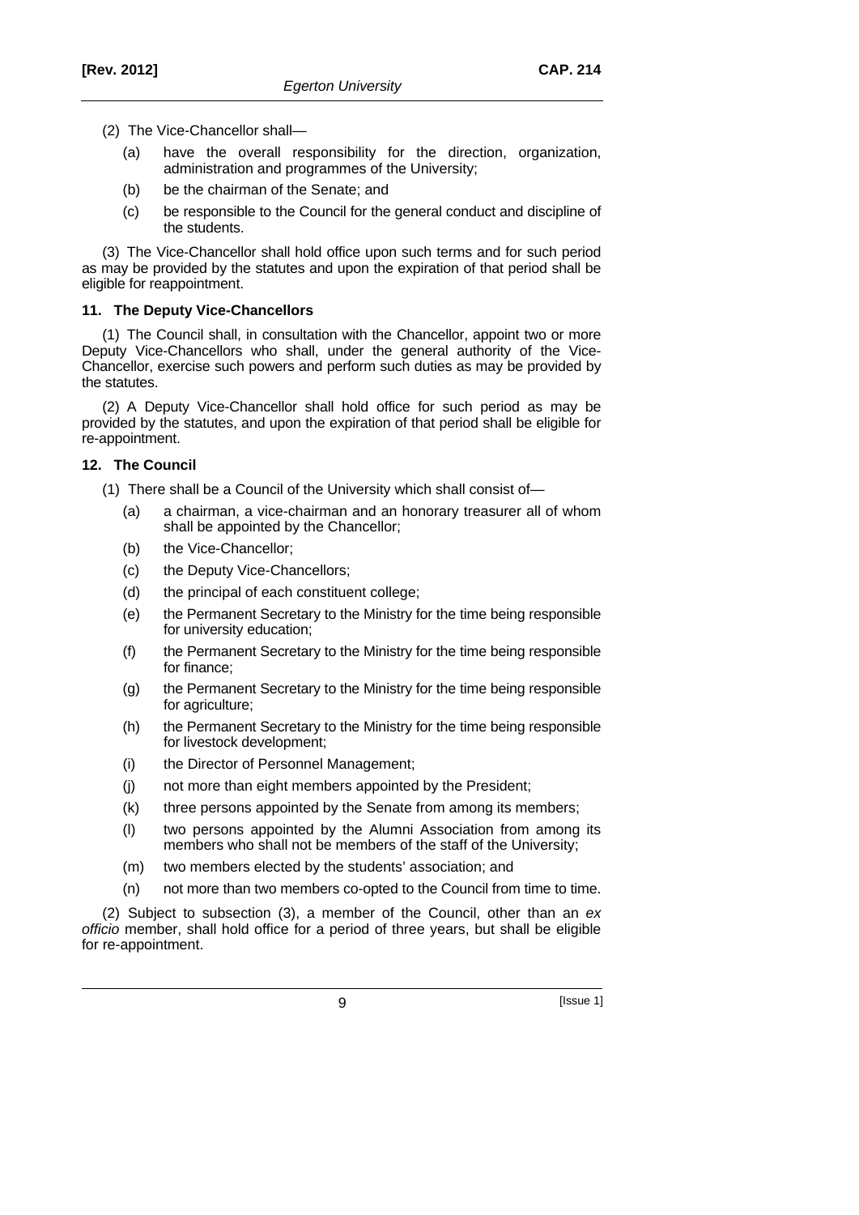(2) The Vice-Chancellor shall—

(a) have the overall responsibility for the direction, organization, administration and programmes of the University;

(b) be the chairman of the Senate; and

(c) be responsible to the Council for the general conduct and discipline of the students.

(3) The Vice-Chancellor shall hold office upon such terms and for such period as may be provided by the statutes and upon the expiration of that period shall be eligible for reappointment.

### 11. The Deputy Vice-Chancellors

(1) The Council shall, in consultation with the Chancellor, appoint two or more Deputy Vice-Chancellors who shall, under the general authority of the Vice-Chancellor, exercise such powers and perform such duties as may be provided by the statutes.

(2) A Deputy Vice-Chancellor shall hold office for such period as may be provided by the statutes, and upon the expiration of that period shall be eligible for re-appointment.

### 12. The Council

(1) There shall be a Council of the University which shall consist of—

(a) a chairman, a vice-chairman and an honorary treasurer all of whom shall be appointed by the Chancellor;

(b) the Vice-Chancellor;

(c) the Deputy Vice-Chancellors;

(d) the principal of each constituent college;

(e) the Permanent Secretary to the Ministry for the time being responsible for university education;

(f) the Permanent Secretary to the Ministry for the time being responsible for finance;

(g) the Permanent Secretary to the Ministry for the time being responsible for agriculture;

(h) the Permanent Secretary to the Ministry for the time being responsible for livestock development;

(i) the Director of Personnel Management;

(j) not more than eight members appointed by the President;

(k) three persons appointed by the Senate from among its members;

(l) two persons appointed by the Alumni Association from among its members who shall not be members of the staff of the University;

(m) two members elected by the students' association; and

(n) not more than two members co-opted to the Council from time to time.

(2) Subject to subsection (3), a member of the Council, other than an *ex officio* member, shall hold office for a period of three years, but shall be eligible for re-appointment.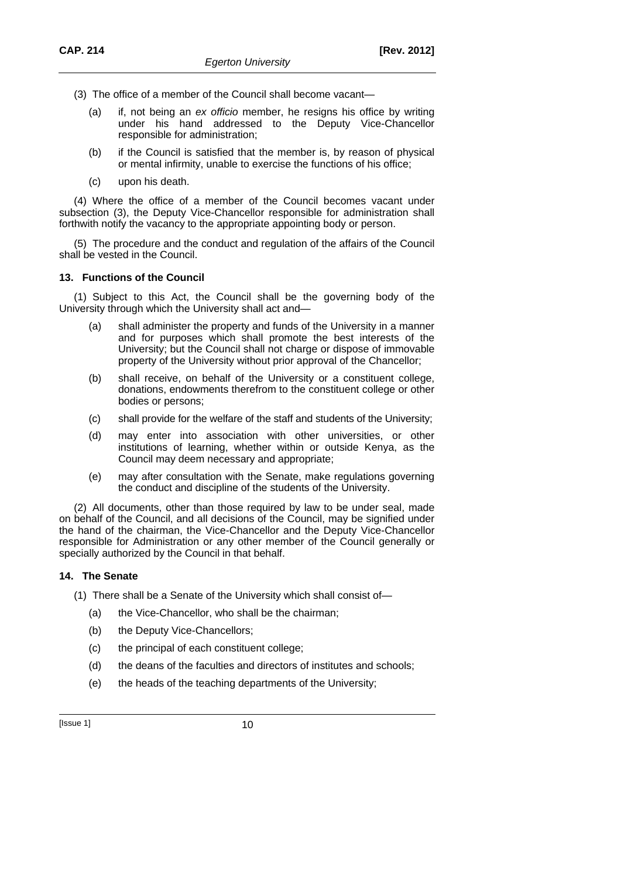(3) The office of a member of the Council shall become vacant—

(a) if, not being an *ex officio* member, he resigns his office by writing under his hand addressed to the Deputy Vice-Chancellor responsible for administration;

(b) if the Council is satisfied that the member is, by reason of physical or mental infirmity, unable to exercise the functions of his office;

(c) upon his death.

(4) Where the office of a member of the Council becomes vacant under subsection (3), the Deputy Vice-Chancellor responsible for administration shall forthwith notify the vacancy to the appropriate appointing body or person.

(5) The procedure and the conduct and regulation of the affairs of the Council shall be vested in the Council.

### 13. Functions of the Council

(1) Subject to this Act, the Council shall be the governing body of the University through which the University shall act and—

(a) shall administer the property and funds of the University in a manner and for purposes which shall promote the best interests of the University; but the Council shall not charge or dispose of immovable property of the University without prior approval of the Chancellor;

(b) shall receive, on behalf of the University or a constituent college, donations, endowments therefrom to the constituent college or other bodies or persons;

(c) shall provide for the welfare of the staff and students of the University;

(d) may enter into association with other universities, or other institutions of learning, whether within or outside Kenya, as the Council may deem necessary and appropriate;

(e) may after consultation with the Senate, make regulations governing the conduct and discipline of the students of the University.

(2) All documents, other than those required by law to be under seal, made on behalf of the Council, and all decisions of the Council, may be signified under the hand of the chairman, the Vice-Chancellor and the Deputy Vice-Chancellor responsible for Administration or any other member of the Council generally or specially authorized by the Council in that behalf.

### 14. The Senate

(1) There shall be a Senate of the University which shall consist of—

(a) the Vice-Chancellor, who shall be the chairman;

(b) the Deputy Vice-Chancellors;

(c) the principal of each constituent college;

(d) the deans of the faculties and directors of institutes and schools;

(e) the heads of the teaching departments of the University;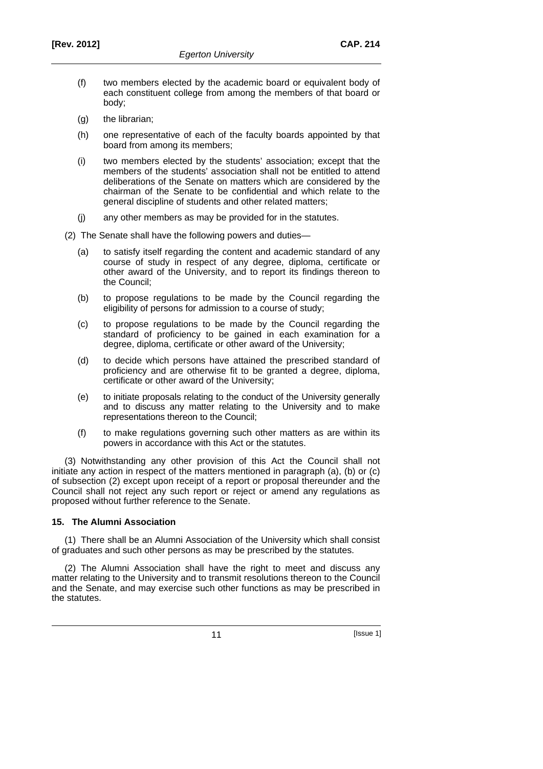(f) two members elected by the academic board or equivalent body of each constituent college from among the members of that board or body;

(g) the librarian;

(h) one representative of each of the faculty boards appointed by that board from among its members;

(i) two members elected by the students' association; except that the members of the students' association shall not be entitled to attend deliberations of the Senate on matters which are considered by the chairman of the Senate to be confidential and which relate to the general discipline of students and other related matters;

(j) any other members as may be provided for in the statutes.

(2) The Senate shall have the following powers and duties—

(a) to satisfy itself regarding the content and academic standard of any course of study in respect of any degree, diploma, certificate or other award of the University, and to report its findings thereon to the Council;

(b) to propose regulations to be made by the Council regarding the eligibility of persons for admission to a course of study;

(c) to propose regulations to be made by the Council regarding the standard of proficiency to be gained in each examination for a degree, diploma, certificate or other award of the University;

(d) to decide which persons have attained the prescribed standard of proficiency and are otherwise fit to be granted a degree, diploma, certificate or other award of the University;

(e) to initiate proposals relating to the conduct of the University generally and to discuss any matter relating to the University and to make representations thereon to the Council;

(f) to make regulations governing such other matters as are within its powers in accordance with this Act or the statutes.

(3) Notwithstanding any other provision of this Act the Council shall not initiate any action in respect of the matters mentioned in paragraph (a), (b) or (c) of subsection (2) except upon receipt of a report or proposal thereunder and the Council shall not reject any such report or reject or amend any regulations as proposed without further reference to the Senate.

### 15. The Alumni Association

(1) There shall be an Alumni Association of the University which shall consist of graduates and such other persons as may be prescribed by the statutes.

(2) The Alumni Association shall have the right to meet and discuss any matter relating to the University and to transmit resolutions thereon to the Council and the Senate, and may exercise such other functions as may be prescribed in the statutes.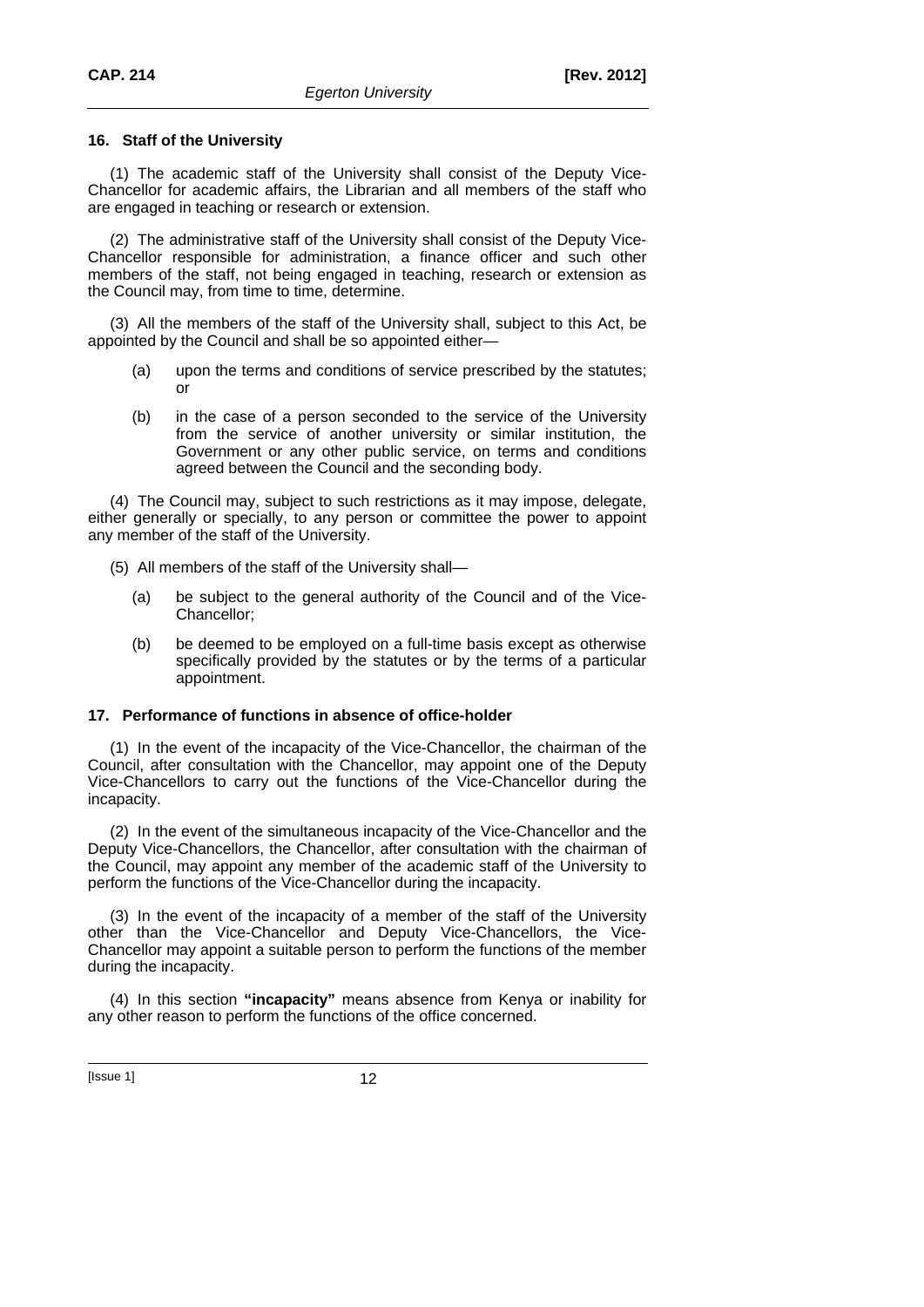### 16. Staff of the University

(1) The academic staff of the University shall consist of the Deputy Vice-Chancellor for academic affairs, the Librarian and all members of the staff who are engaged in teaching or research or extension.

(2) The administrative staff of the University shall consist of the Deputy Vice-Chancellor responsible for administration, a finance officer and such other members of the staff, not being engaged in teaching, research or extension as the Council may, from time to time, determine.

(3) All the members of the staff of the University shall, subject to this Act, be appointed by the Council and shall be so appointed either—

- (a) upon the terms and conditions of service prescribed by the statutes; or
- (b) in the case of a person seconded to the service of the University from the service of another university or similar institution, the Government or any other public service, on terms and conditions agreed between the Council and the seconding body.

(4) The Council may, subject to such restrictions as it may impose, delegate, either generally or specially, to any person or committee the power to appoint any member of the staff of the University.

(5) All members of the staff of the University shall—

- (a) be subject to the general authority of the Council and of the Vice-Chancellor;
- (b) be deemed to be employed on a full-time basis except as otherwise specifically provided by the statutes or by the terms of a particular appointment.

### 17. Performance of functions in absence of office-holder

(1) In the event of the incapacity of the Vice-Chancellor, the chairman of the Council, after consultation with the Chancellor, may appoint one of the Deputy Vice-Chancellors to carry out the functions of the Vice-Chancellor during the incapacity.

(2) In the event of the simultaneous incapacity of the Vice-Chancellor and the Deputy Vice-Chancellors, the Chancellor, after consultation with the chairman of the Council, may appoint any member of the academic staff of the University to perform the functions of the Vice-Chancellor during the incapacity.

(3) In the event of the incapacity of a member of the staff of the University other than the Vice-Chancellor and Deputy Vice-Chancellors, the Vice-Chancellor may appoint a suitable person to perform the functions of the member during the incapacity.

(4) In this section **"incapacity"** means absence from Kenya or inability for any other reason to perform the functions of the office concerned.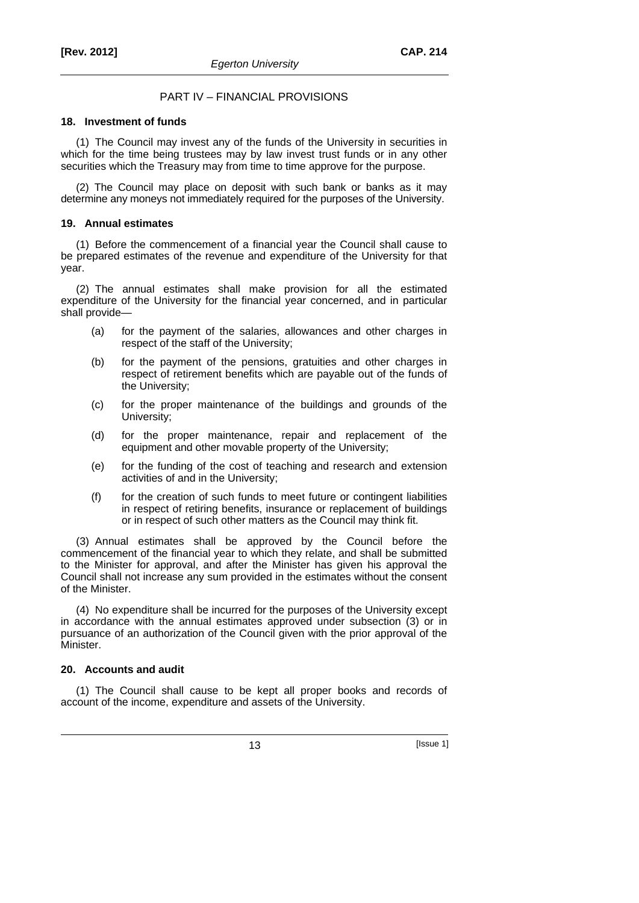## PART IV – FINANCIAL PROVISIONS

### 18. Investment of funds

(1) The Council may invest any of the funds of the University in securities in which for the time being trustees may by law invest trust funds or in any other securities which the Treasury may from time to time approve for the purpose.

(2) The Council may place on deposit with such bank or banks as it may determine any moneys not immediately required for the purposes of the University.

### 19. Annual estimates

(1) Before the commencement of a financial year the Council shall cause to be prepared estimates of the revenue and expenditure of the University for that year.

(2) The annual estimates shall make provision for all the estimated expenditure of the University for the financial year concerned, and in particular shall provide—

- (a) for the payment of the salaries, allowances and other charges in respect of the staff of the University;
- (b) for the payment of the pensions, gratuities and other charges in respect of retirement benefits which are payable out of the funds of the University;
- (c) for the proper maintenance of the buildings and grounds of the University;
- (d) for the proper maintenance, repair and replacement of the equipment and other movable property of the University;
- (e) for the funding of the cost of teaching and research and extension activities of and in the University;
- (f) for the creation of such funds to meet future or contingent liabilities in respect of retiring benefits, insurance or replacement of buildings or in respect of such other matters as the Council may think fit.

(3) Annual estimates shall be approved by the Council before the commencement of the financial year to which they relate, and shall be submitted to the Minister for approval, and after the Minister has given his approval the Council shall not increase any sum provided in the estimates without the consent of the Minister.

(4) No expenditure shall be incurred for the purposes of the University except in accordance with the annual estimates approved under subsection (3) or in pursuance of an authorization of the Council given with the prior approval of the Minister.

### 20. Accounts and audit

(1) The Council shall cause to be kept all proper books and records of account of the income, expenditure and assets of the University.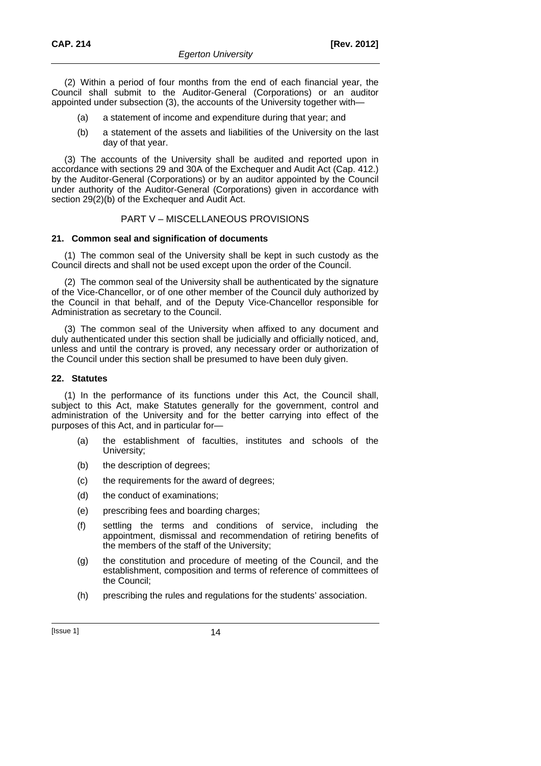(2) Within a period of four months from the end of each financial year, the Council shall submit to the Auditor-General (Corporations) or an auditor appointed under subsection (3), the accounts of the University together with—

- (a) a statement of income and expenditure during that year; and
- (b) a statement of the assets and liabilities of the University on the last day of that year.

(3) The accounts of the University shall be audited and reported upon in accordance with sections 29 and 30A of the Exchequer and Audit Act (Cap. 412.) by the Auditor-General (Corporations) or by an auditor appointed by the Council under authority of the Auditor-General (Corporations) given in accordance with section 29(2)(b) of the Exchequer and Audit Act.

## PART V – MISCELLANEOUS PROVISIONS

### 21. Common seal and signification of documents

(1) The common seal of the University shall be kept in such custody as the Council directs and shall not be used except upon the order of the Council.

(2) The common seal of the University shall be authenticated by the signature of the Vice-Chancellor, or of one other member of the Council duly authorized by the Council in that behalf, and of the Deputy Vice-Chancellor responsible for Administration as secretary to the Council.

(3) The common seal of the University when affixed to any document and duly authenticated under this section shall be judicially and officially noticed, and, unless and until the contrary is proved, any necessary order or authorization of the Council under this section shall be presumed to have been duly given.

### 22. Statutes

(1) In the performance of its functions under this Act, the Council shall, subject to this Act, make Statutes generally for the government, control and administration of the University and for the better carrying into effect of the purposes of this Act, and in particular for—

- (a) the establishment of faculties, institutes and schools of the University;
- (b) the description of degrees;
- (c) the requirements for the award of degrees;
- (d) the conduct of examinations;
- (e) prescribing fees and boarding charges;
- (f) settling the terms and conditions of service, including the appointment, dismissal and recommendation of retiring benefits of the members of the staff of the University;
- (g) the constitution and procedure of meeting of the Council, and the establishment, composition and terms of reference of committees of the Council;
- (h) prescribing the rules and regulations for the students' association.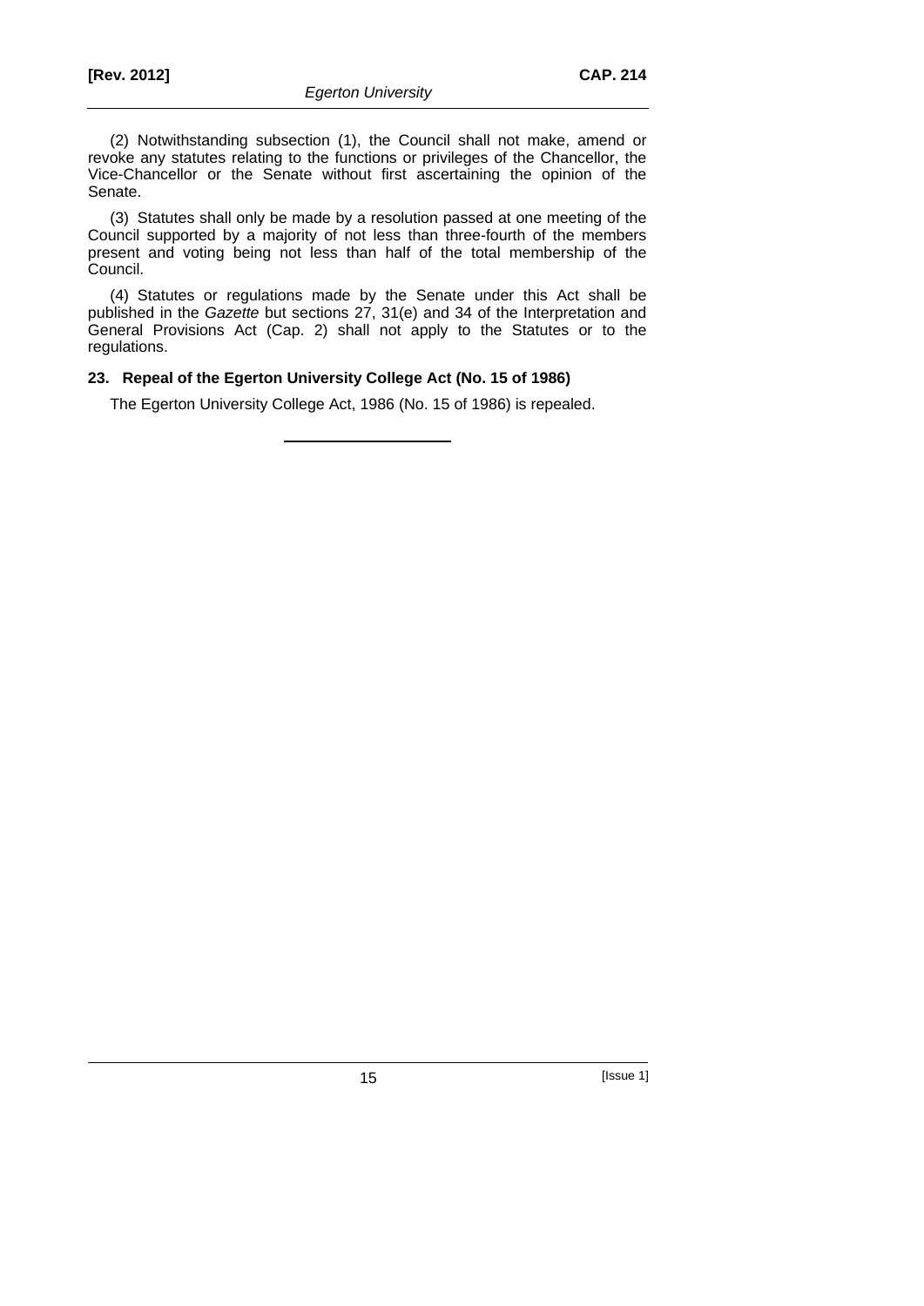(2) Notwithstanding subsection (1), the Council shall not make, amend or revoke any statutes relating to the functions or privileges of the Chancellor, the Vice-Chancellor or the Senate without first ascertaining the opinion of the Senate.

(3) Statutes shall only be made by a resolution passed at one meeting of the Council supported by a majority of not less than three-fourth of the members present and voting being not less than half of the total membership of the Council.

(4) Statutes or regulations made by the Senate under this Act shall be published in the *Gazette* but sections 27, 31(e) and 34 of the Interpretation and General Provisions Act (Cap. 2) shall not apply to the Statutes or to the regulations.

**23. Repeal of the Egerton University College Act (No. 15 of 1986)**

The Egerton University College Act, 1986 (No. 15 of 1986) is repealed.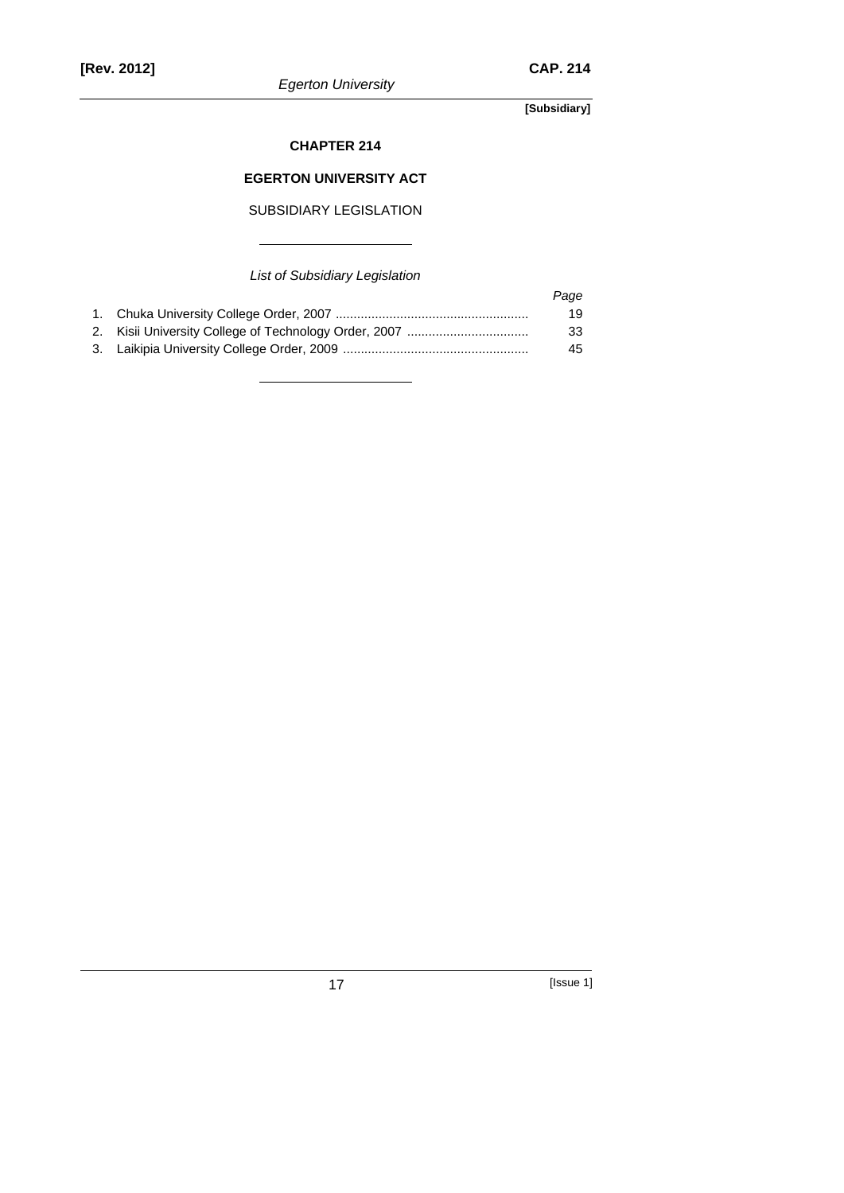[Subsidiary]

# CHAPTER 214

## EGERTON UNIVERSITY ACT

SUBSIDIARY LEGISLATION

---

*List of Subsidiary Legislation*

| | | *Page* |
|---|---|---|
| 1. | Chuka University College Order, 2007 | 19 |
| 2. | Kisii University College of Technology Order, 2007 | 33 |
| 3. | Laikipia University College Order, 2009 | 45 |

---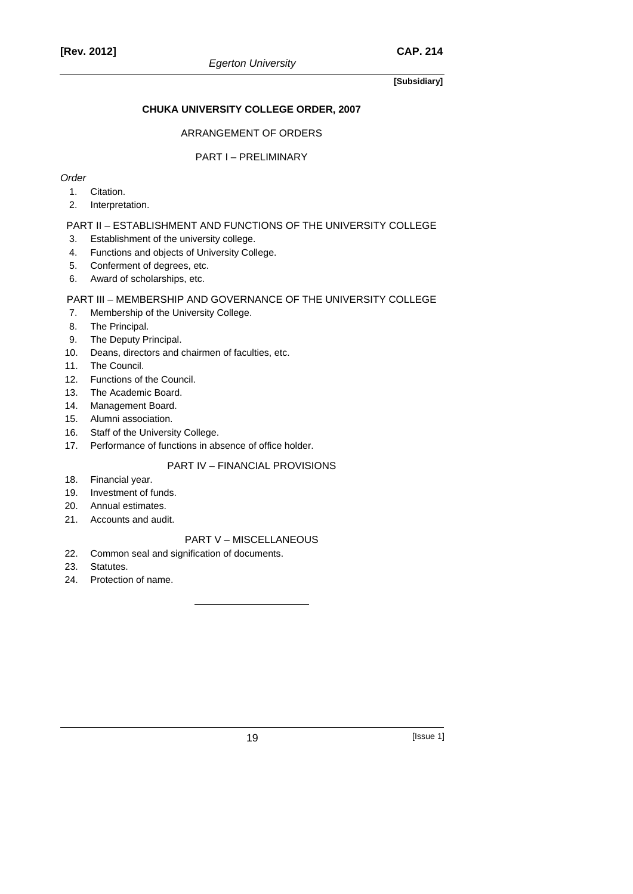[Subsidiary]

## CHUKA UNIVERSITY COLLEGE ORDER, 2007

### ARRANGEMENT OF ORDERS

### PART I – PRELIMINARY

*Order*

1. Citation.
2. Interpretation.

### PART II – ESTABLISHMENT AND FUNCTIONS OF THE UNIVERSITY COLLEGE

3. Establishment of the university college.
4. Functions and objects of University College.
5. Conferment of degrees, etc.
6. Award of scholarships, etc.

### PART III – MEMBERSHIP AND GOVERNANCE OF THE UNIVERSITY COLLEGE

7. Membership of the University College.
8. The Principal.
9. The Deputy Principal.
10. Deans, directors and chairmen of faculties, etc.
11. The Council.
12. Functions of the Council.
13. The Academic Board.
14. Management Board.
15. Alumni association.
16. Staff of the University College.
17. Performance of functions in absence of office holder.

### PART IV – FINANCIAL PROVISIONS

18. Financial year.
19. Investment of funds.
20. Annual estimates.
21. Accounts and audit.

### PART V – MISCELLANEOUS

22. Common seal and signification of documents.
23. Statutes.
24. Protection of name.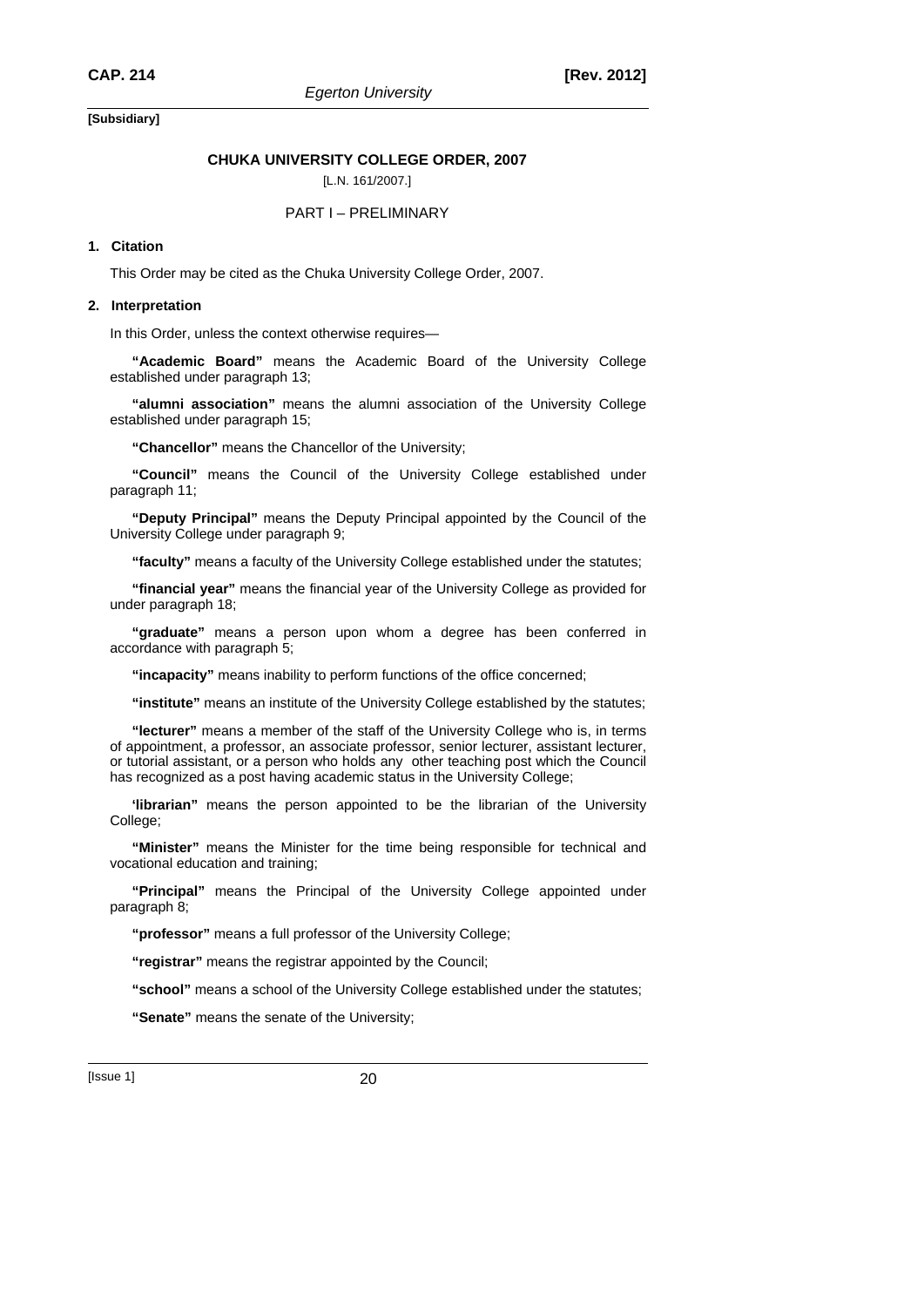[Subsidiary]

## CHUKA UNIVERSITY COLLEGE ORDER, 2007

[L.N. 161/2007.]

### PART I – PRELIMINARY

**1. Citation**

This Order may be cited as the Chuka University College Order, 2007.

**2. Interpretation**

In this Order, unless the context otherwise requires—

**"Academic Board"** means the Academic Board of the University College established under paragraph 13;

**"alumni association"** means the alumni association of the University College established under paragraph 15;

**"Chancellor"** means the Chancellor of the University;

**"Council"** means the Council of the University College established under paragraph 11;

**"Deputy Principal"** means the Deputy Principal appointed by the Council of the University College under paragraph 9;

**"faculty"** means a faculty of the University College established under the statutes;

**"financial year"** means the financial year of the University College as provided for under paragraph 18;

**"graduate"** means a person upon whom a degree has been conferred in accordance with paragraph 5;

**"incapacity"** means inability to perform functions of the office concerned;

**"institute"** means an institute of the University College established by the statutes;

**"lecturer"** means a member of the staff of the University College who is, in terms of appointment, a professor, an associate professor, senior lecturer, assistant lecturer, or tutorial assistant, or a person who holds any other teaching post which the Council has recognized as a post having academic status in the University College;

**'librarian"** means the person appointed to be the librarian of the University College;

**"Minister"** means the Minister for the time being responsible for technical and vocational education and training;

**"Principal"** means the Principal of the University College appointed under paragraph 8;

**"professor"** means a full professor of the University College;

**"registrar"** means the registrar appointed by the Council;

**"school"** means a school of the University College established under the statutes;

**"Senate"** means the senate of the University;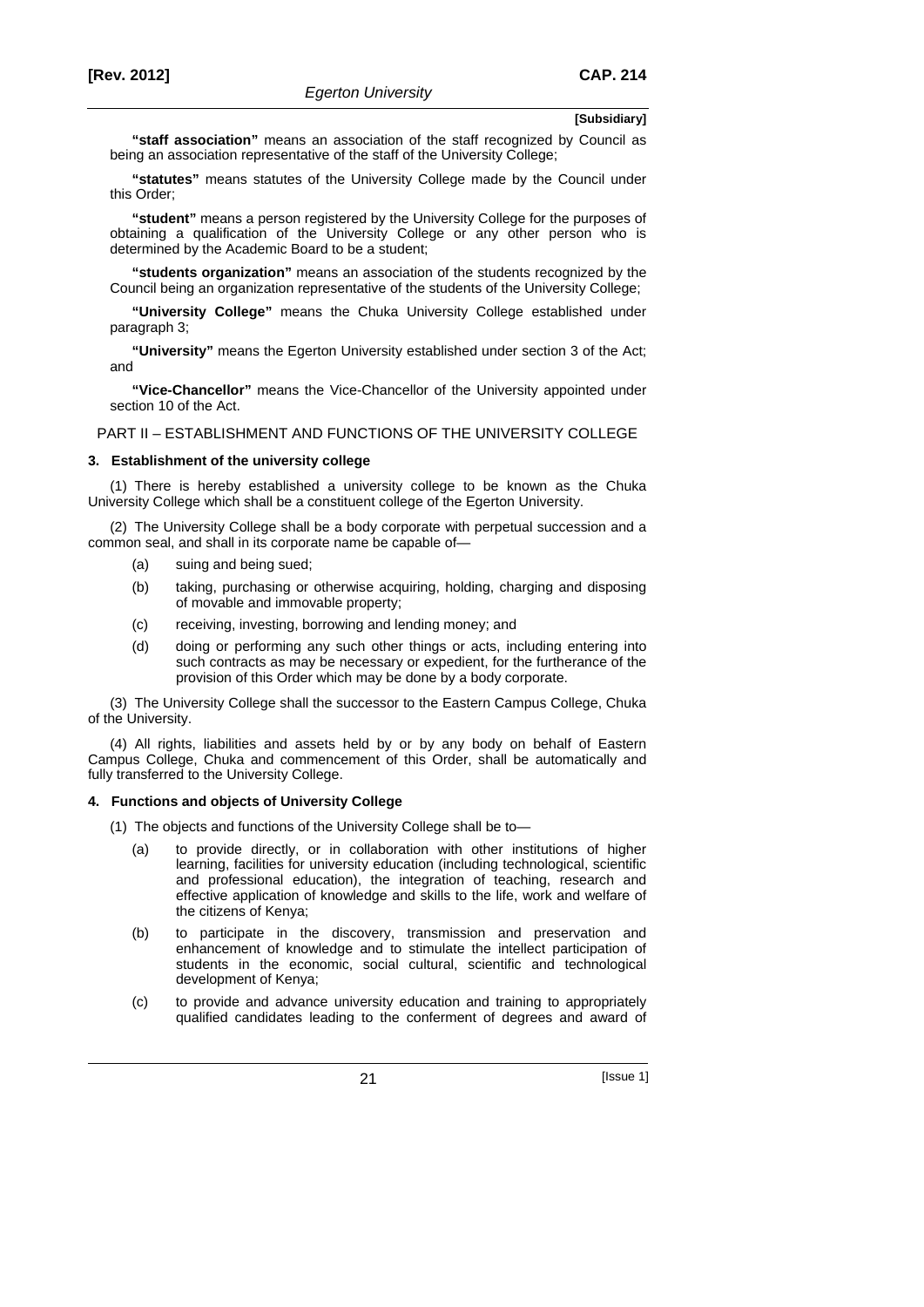**"staff association"** means an association of the staff recognized by Council as being an association representative of the staff of the University College;

**"statutes"** means statutes of the University College made by the Council under this Order;

**"student"** means a person registered by the University College for the purposes of obtaining a qualification of the University College or any other person who is determined by the Academic Board to be a student;

**"students organization"** means an association of the students recognized by the Council being an organization representative of the students of the University College;

**"University College"** means the Chuka University College established under paragraph 3;

**"University"** means the Egerton University established under section 3 of the Act; and

**"Vice-Chancellor"** means the Vice-Chancellor of the University appointed under section 10 of the Act.

## PART II – ESTABLISHMENT AND FUNCTIONS OF THE UNIVERSITY COLLEGE

### 3. Establishment of the university college

(1) There is hereby established a university college to be known as the Chuka University College which shall be a constituent college of the Egerton University.

(2) The University College shall be a body corporate with perpetual succession and a common seal, and shall in its corporate name be capable of—

- (a) suing and being sued;
- (b) taking, purchasing or otherwise acquiring, holding, charging and disposing of movable and immovable property;
- (c) receiving, investing, borrowing and lending money; and
- (d) doing or performing any such other things or acts, including entering into such contracts as may be necessary or expedient, for the furtherance of the provision of this Order which may be done by a body corporate.

(3) The University College shall the successor to the Eastern Campus College, Chuka of the University.

(4) All rights, liabilities and assets held by or by any body on behalf of Eastern Campus College, Chuka and commencement of this Order, shall be automatically and fully transferred to the University College.

### 4. Functions and objects of University College

(1) The objects and functions of the University College shall be to—

- (a) to provide directly, or in collaboration with other institutions of higher learning, facilities for university education (including technological, scientific and professional education), the integration of teaching, research and effective application of knowledge and skills to the life, work and welfare of the citizens of Kenya;
- (b) to participate in the discovery, transmission and preservation and enhancement of knowledge and to stimulate the intellect participation of students in the economic, social cultural, scientific and technological development of Kenya;
- (c) to provide and advance university education and training to appropriately qualified candidates leading to the conferment of degrees and award of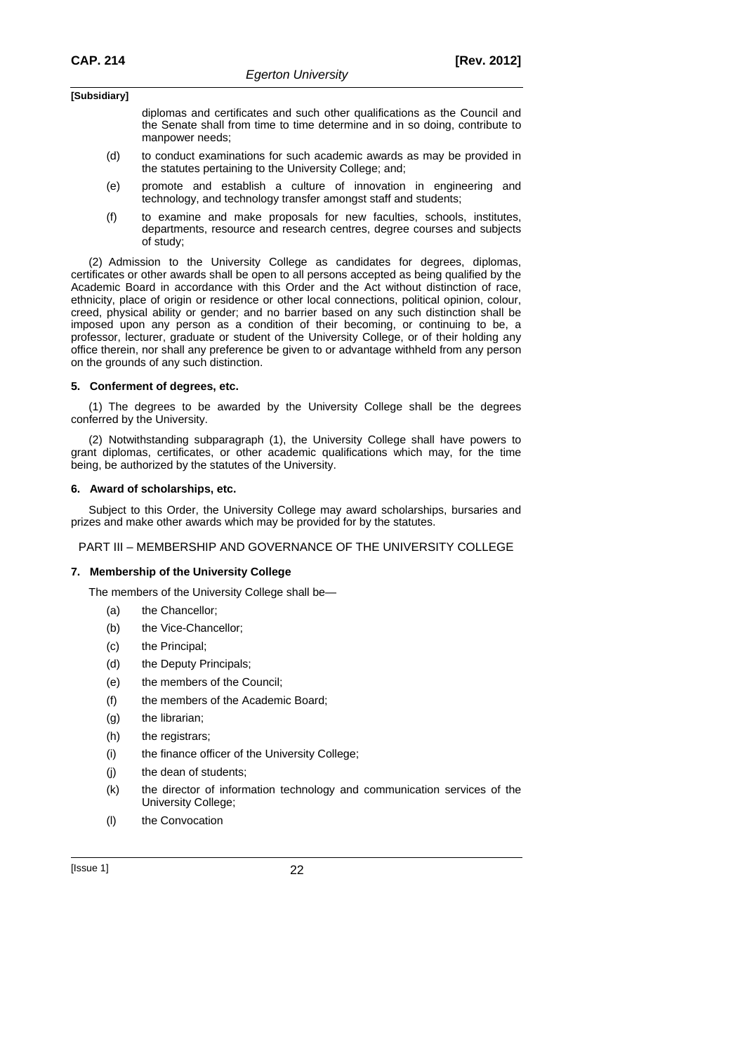diplomas and certificates and such other qualifications as the Council and the Senate shall from time to time determine and in so doing, contribute to manpower needs;

(d) to conduct examinations for such academic awards as may be provided in the statutes pertaining to the University College; and;

(e) promote and establish a culture of innovation in engineering and technology, and technology transfer amongst staff and students;

(f) to examine and make proposals for new faculties, schools, institutes, departments, resource and research centres, degree courses and subjects of study;

(2) Admission to the University College as candidates for degrees, diplomas, certificates or other awards shall be open to all persons accepted as being qualified by the Academic Board in accordance with this Order and the Act without distinction of race, ethnicity, place of origin or residence or other local connections, political opinion, colour, creed, physical ability or gender; and no barrier based on any such distinction shall be imposed upon any person as a condition of their becoming, or continuing to be, a professor, lecturer, graduate or student of the University College, or of their holding any office therein, nor shall any preference be given to or advantage withheld from any person on the grounds of any such distinction.

### 5. Conferment of degrees, etc.

(1) The degrees to be awarded by the University College shall be the degrees conferred by the University.

(2) Notwithstanding subparagraph (1), the University College shall have powers to grant diplomas, certificates, or other academic qualifications which may, for the time being, be authorized by the statutes of the University.

### 6. Award of scholarships, etc.

Subject to this Order, the University College may award scholarships, bursaries and prizes and make other awards which may be provided for by the statutes.

## PART III – MEMBERSHIP AND GOVERNANCE OF THE UNIVERSITY COLLEGE

### 7. Membership of the University College

The members of the University College shall be—

(a) the Chancellor;

(b) the Vice-Chancellor;

(c) the Principal;

(d) the Deputy Principals;

(e) the members of the Council;

(f) the members of the Academic Board;

(g) the librarian;

(h) the registrars;

(i) the finance officer of the University College;

(j) the dean of students;

(k) the director of information technology and communication services of the University College;

(l) the Convocation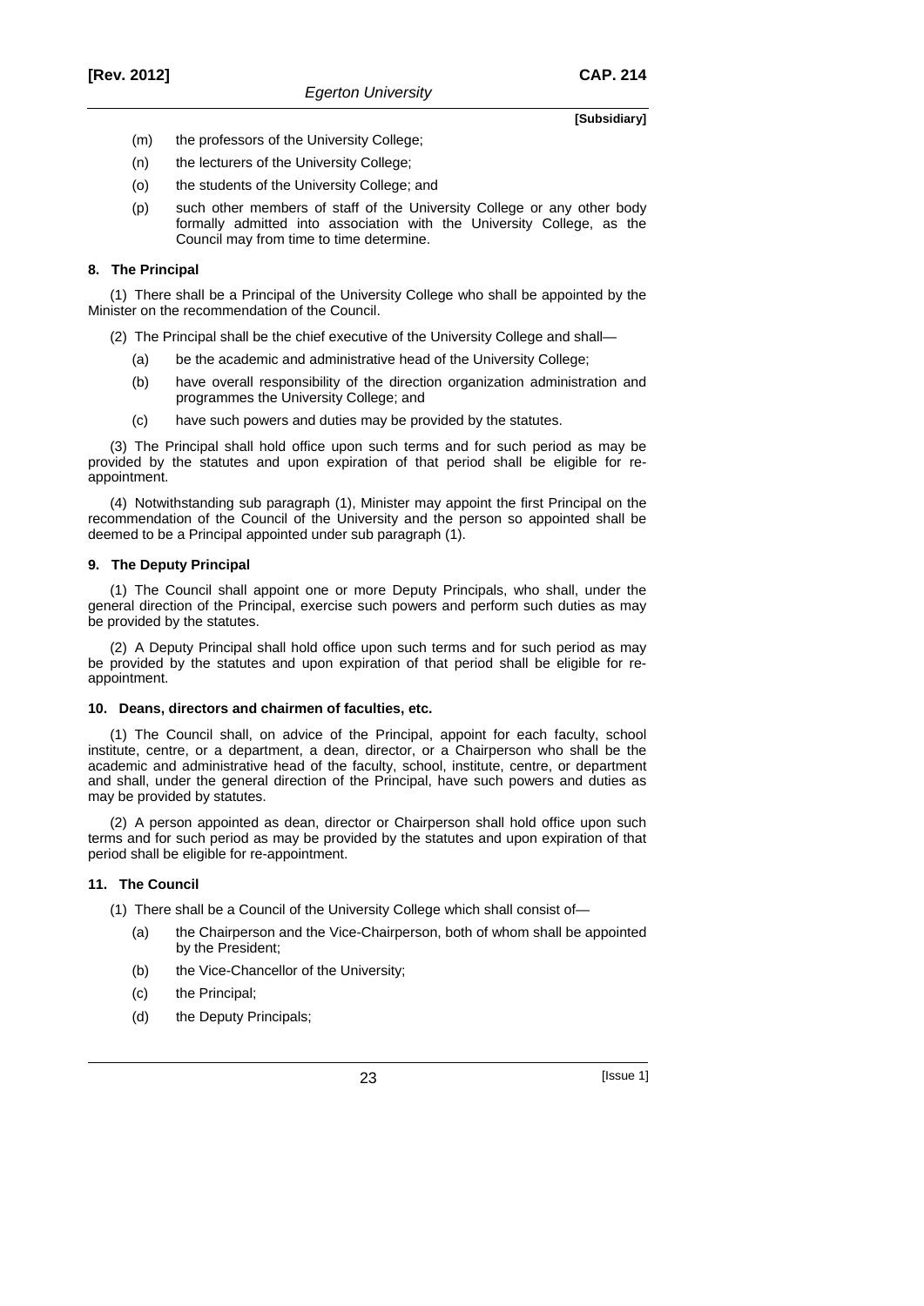(m) the professors of the University College;

(n) the lecturers of the University College;

(o) the students of the University College; and

(p) such other members of staff of the University College or any other body formally admitted into association with the University College, as the Council may from time to time determine.

**8. The Principal**

(1) There shall be a Principal of the University College who shall be appointed by the Minister on the recommendation of the Council.

(2) The Principal shall be the chief executive of the University College and shall—

(a) be the academic and administrative head of the University College;

(b) have overall responsibility of the direction organization administration and programmes the University College; and

(c) have such powers and duties may be provided by the statutes.

(3) The Principal shall hold office upon such terms and for such period as may be provided by the statutes and upon expiration of that period shall be eligible for re-appointment.

(4) Notwithstanding sub paragraph (1), Minister may appoint the first Principal on the recommendation of the Council of the University and the person so appointed shall be deemed to be a Principal appointed under sub paragraph (1).

**9. The Deputy Principal**

(1) The Council shall appoint one or more Deputy Principals, who shall, under the general direction of the Principal, exercise such powers and perform such duties as may be provided by the statutes.

(2) A Deputy Principal shall hold office upon such terms and for such period as may be provided by the statutes and upon expiration of that period shall be eligible for re-appointment.

**10. Deans, directors and chairmen of faculties, etc.**

(1) The Council shall, on advice of the Principal, appoint for each faculty, school institute, centre, or a department, a dean, director, or a Chairperson who shall be the academic and administrative head of the faculty, school, institute, centre, or department and shall, under the general direction of the Principal, have such powers and duties as may be provided by statutes.

(2) A person appointed as dean, director or Chairperson shall hold office upon such terms and for such period as may be provided by the statutes and upon expiration of that period shall be eligible for re-appointment.

**11. The Council**

(1) There shall be a Council of the University College which shall consist of—

(a) the Chairperson and the Vice-Chairperson, both of whom shall be appointed by the President;

(b) the Vice-Chancellor of the University;

(c) the Principal;

(d) the Deputy Principals;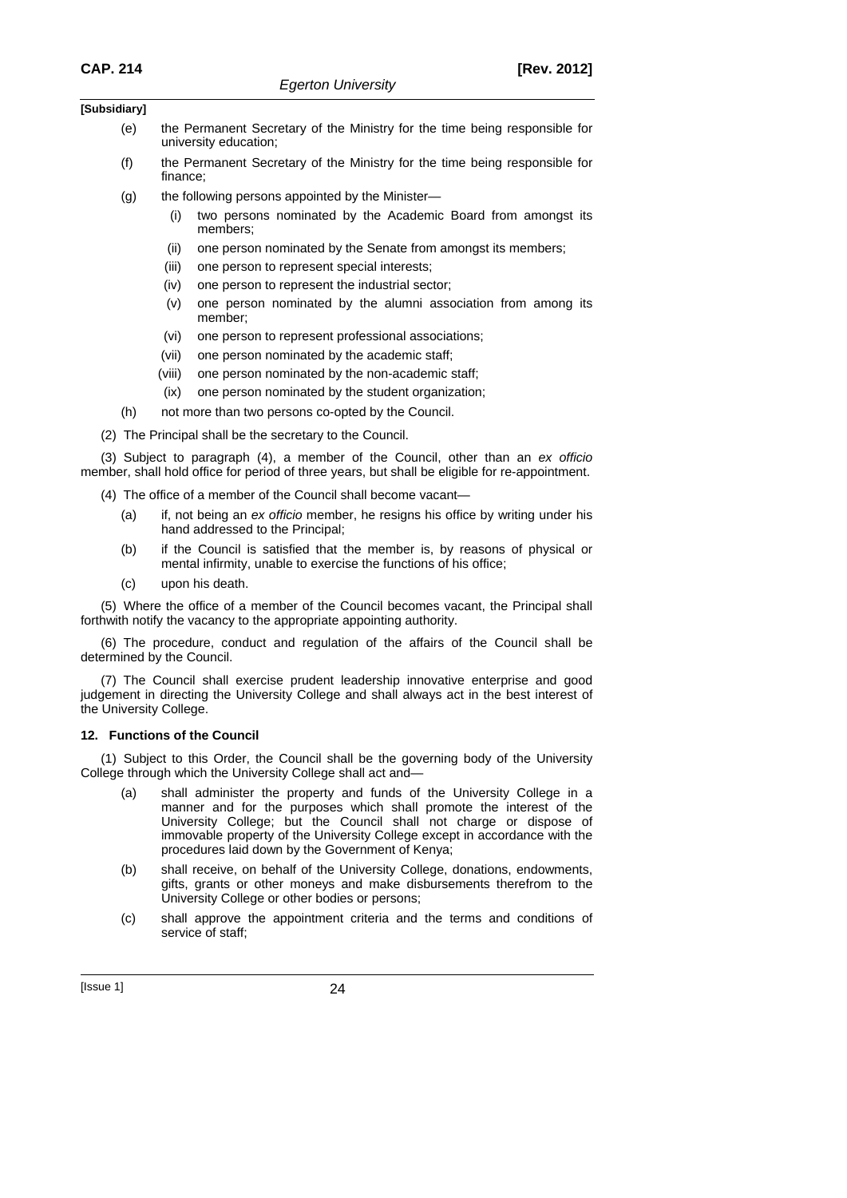**[Subsidiary]**

(e) the Permanent Secretary of the Ministry for the time being responsible for university education;

(f) the Permanent Secretary of the Ministry for the time being responsible for finance;

(g) the following persons appointed by the Minister—

(i) two persons nominated by the Academic Board from amongst its members;

(ii) one person nominated by the Senate from amongst its members;

(iii) one person to represent special interests;

(iv) one person to represent the industrial sector;

(v) one person nominated by the alumni association from among its member;

(vi) one person to represent professional associations;

(vii) one person nominated by the academic staff;

(viii) one person nominated by the non-academic staff;

(ix) one person nominated by the student organization;

(h) not more than two persons co-opted by the Council.

(2) The Principal shall be the secretary to the Council.

(3) Subject to paragraph (4), a member of the Council, other than an *ex officio* member, shall hold office for period of three years, but shall be eligible for re-appointment.

(4) The office of a member of the Council shall become vacant—

(a) if, not being an *ex officio* member, he resigns his office by writing under his hand addressed to the Principal;

(b) if the Council is satisfied that the member is, by reasons of physical or mental infirmity, unable to exercise the functions of his office;

(c) upon his death.

(5) Where the office of a member of the Council becomes vacant, the Principal shall forthwith notify the vacancy to the appropriate appointing authority.

(6) The procedure, conduct and regulation of the affairs of the Council shall be determined by the Council.

(7) The Council shall exercise prudent leadership innovative enterprise and good judgement in directing the University College and shall always act in the best interest of the University College.

**12. Functions of the Council**

(1) Subject to this Order, the Council shall be the governing body of the University College through which the University College shall act and—

(a) shall administer the property and funds of the University College in a manner and for the purposes which shall promote the interest of the University College; but the Council shall not charge or dispose of immovable property of the University College except in accordance with the procedures laid down by the Government of Kenya;

(b) shall receive, on behalf of the University College, donations, endowments, gifts, grants or other moneys and make disbursements therefrom to the University College or other bodies or persons;

(c) shall approve the appointment criteria and the terms and conditions of service of staff;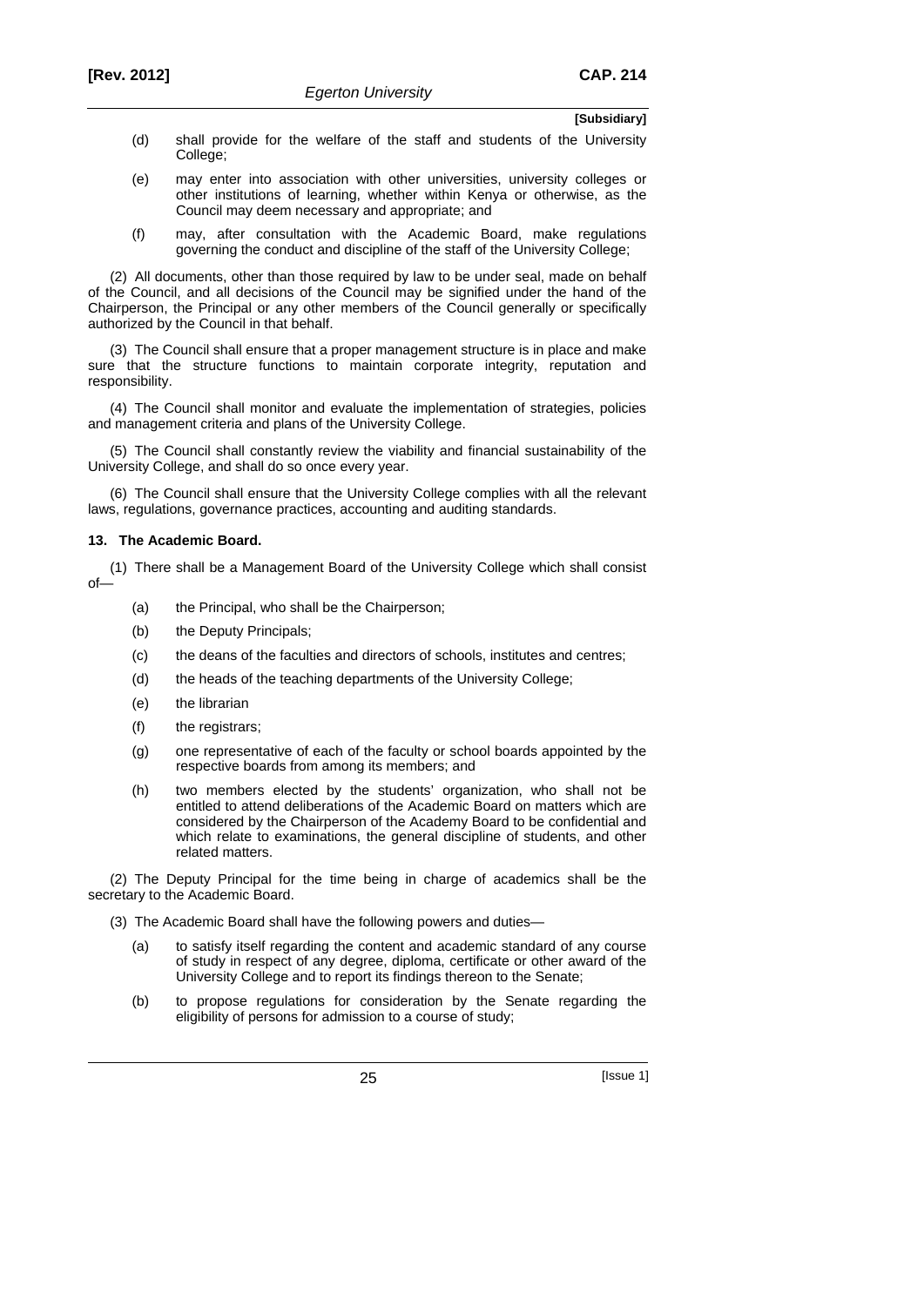(d) shall provide for the welfare of the staff and students of the University College;

(e) may enter into association with other universities, university colleges or other institutions of learning, whether within Kenya or otherwise, as the Council may deem necessary and appropriate; and

(f) may, after consultation with the Academic Board, make regulations governing the conduct and discipline of the staff of the University College;

(2) All documents, other than those required by law to be under seal, made on behalf of the Council, and all decisions of the Council may be signified under the hand of the Chairperson, the Principal or any other members of the Council generally or specifically authorized by the Council in that behalf.

(3) The Council shall ensure that a proper management structure is in place and make sure that the structure functions to maintain corporate integrity, reputation and responsibility.

(4) The Council shall monitor and evaluate the implementation of strategies, policies and management criteria and plans of the University College.

(5) The Council shall constantly review the viability and financial sustainability of the University College, and shall do so once every year.

(6) The Council shall ensure that the University College complies with all the relevant laws, regulations, governance practices, accounting and auditing standards.

**13. The Academic Board.**

(1) There shall be a Management Board of the University College which shall consist of—

(a) the Principal, who shall be the Chairperson;

(b) the Deputy Principals;

(c) the deans of the faculties and directors of schools, institutes and centres;

(d) the heads of the teaching departments of the University College;

(e) the librarian

(f) the registrars;

(g) one representative of each of the faculty or school boards appointed by the respective boards from among its members; and

(h) two members elected by the students' organization, who shall not be entitled to attend deliberations of the Academic Board on matters which are considered by the Chairperson of the Academy Board to be confidential and which relate to examinations, the general discipline of students, and other related matters.

(2) The Deputy Principal for the time being in charge of academics shall be the secretary to the Academic Board.

(3) The Academic Board shall have the following powers and duties—

(a) to satisfy itself regarding the content and academic standard of any course of study in respect of any degree, diploma, certificate or other award of the University College and to report its findings thereon to the Senate;

(b) to propose regulations for consideration by the Senate regarding the eligibility of persons for admission to a course of study;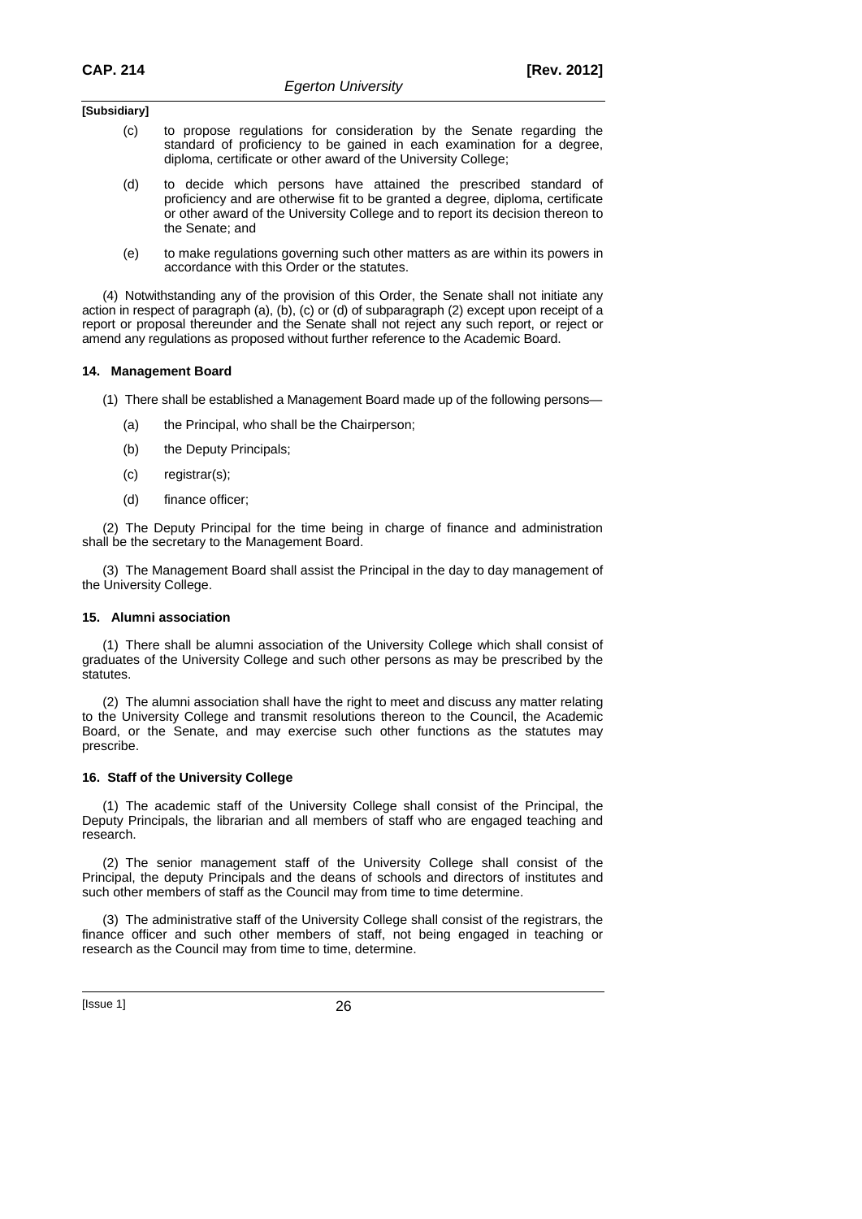[Subsidiary]

(c) to propose regulations for consideration by the Senate regarding the standard of proficiency to be gained in each examination for a degree, diploma, certificate or other award of the University College;

(d) to decide which persons have attained the prescribed standard of proficiency and are otherwise fit to be granted a degree, diploma, certificate or other award of the University College and to report its decision thereon to the Senate; and

(e) to make regulations governing such other matters as are within its powers in accordance with this Order or the statutes.

(4) Notwithstanding any of the provision of this Order, the Senate shall not initiate any action in respect of paragraph (a), (b), (c) or (d) of subparagraph (2) except upon receipt of a report or proposal thereunder and the Senate shall not reject any such report, or reject or amend any regulations as proposed without further reference to the Academic Board.

**14. Management Board**

(1) There shall be established a Management Board made up of the following persons—

(a) the Principal, who shall be the Chairperson;

(b) the Deputy Principals;

(c) registrar(s);

(d) finance officer;

(2) The Deputy Principal for the time being in charge of finance and administration shall be the secretary to the Management Board.

(3) The Management Board shall assist the Principal in the day to day management of the University College.

**15. Alumni association**

(1) There shall be alumni association of the University College which shall consist of graduates of the University College and such other persons as may be prescribed by the statutes.

(2) The alumni association shall have the right to meet and discuss any matter relating to the University College and transmit resolutions thereon to the Council, the Academic Board, or the Senate, and may exercise such other functions as the statutes may prescribe.

**16. Staff of the University College**

(1) The academic staff of the University College shall consist of the Principal, the Deputy Principals, the librarian and all members of staff who are engaged teaching and research.

(2) The senior management staff of the University College shall consist of the Principal, the deputy Principals and the deans of schools and directors of institutes and such other members of staff as the Council may from time to time determine.

(3) The administrative staff of the University College shall consist of the registrars, the finance officer and such other members of staff, not being engaged in teaching or research as the Council may from time to time, determine.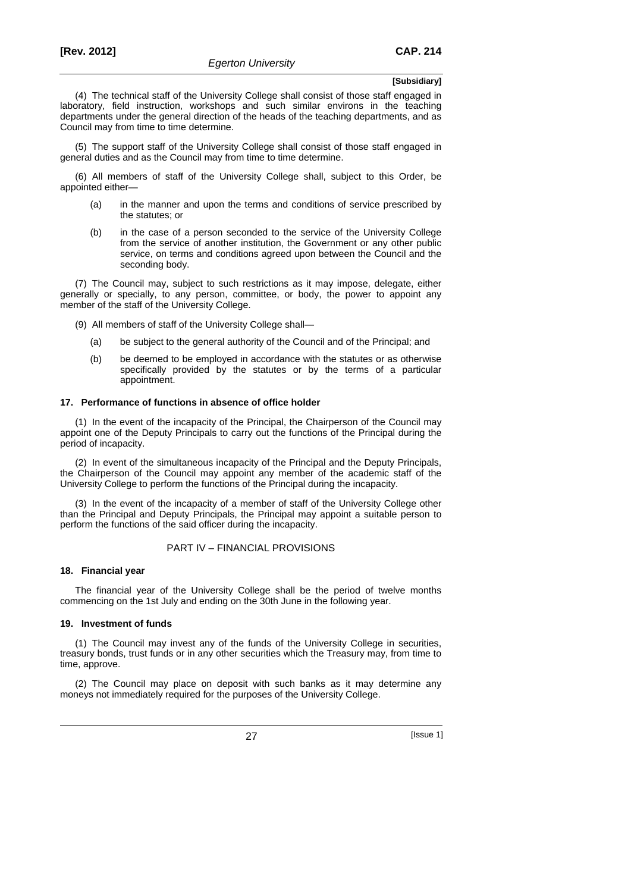(4) The technical staff of the University College shall consist of those staff engaged in laboratory, field instruction, workshops and such similar environs in the teaching departments under the general direction of the heads of the teaching departments, and as Council may from time to time determine.

(5) The support staff of the University College shall consist of those staff engaged in general duties and as the Council may from time to time determine.

(6) All members of staff of the University College shall, subject to this Order, be appointed either—

(a) in the manner and upon the terms and conditions of service prescribed by the statutes; or

(b) in the case of a person seconded to the service of the University College from the service of another institution, the Government or any other public service, on terms and conditions agreed upon between the Council and the seconding body.

(7) The Council may, subject to such restrictions as it may impose, delegate, either generally or specially, to any person, committee, or body, the power to appoint any member of the staff of the University College.

(9) All members of staff of the University College shall—

(a) be subject to the general authority of the Council and of the Principal; and

(b) be deemed to be employed in accordance with the statutes or as otherwise specifically provided by the statutes or by the terms of a particular appointment.

### 17. Performance of functions in absence of office holder

(1) In the event of the incapacity of the Principal, the Chairperson of the Council may appoint one of the Deputy Principals to carry out the functions of the Principal during the period of incapacity.

(2) In event of the simultaneous incapacity of the Principal and the Deputy Principals, the Chairperson of the Council may appoint any member of the academic staff of the University College to perform the functions of the Principal during the incapacity.

(3) In the event of the incapacity of a member of staff of the University College other than the Principal and Deputy Principals, the Principal may appoint a suitable person to perform the functions of the said officer during the incapacity.

## PART IV – FINANCIAL PROVISIONS

### 18. Financial year

The financial year of the University College shall be the period of twelve months commencing on the 1st July and ending on the 30th June in the following year.

### 19. Investment of funds

(1) The Council may invest any of the funds of the University College in securities, treasury bonds, trust funds or in any other securities which the Treasury may, from time to time, approve.

(2) The Council may place on deposit with such banks as it may determine any moneys not immediately required for the purposes of the University College.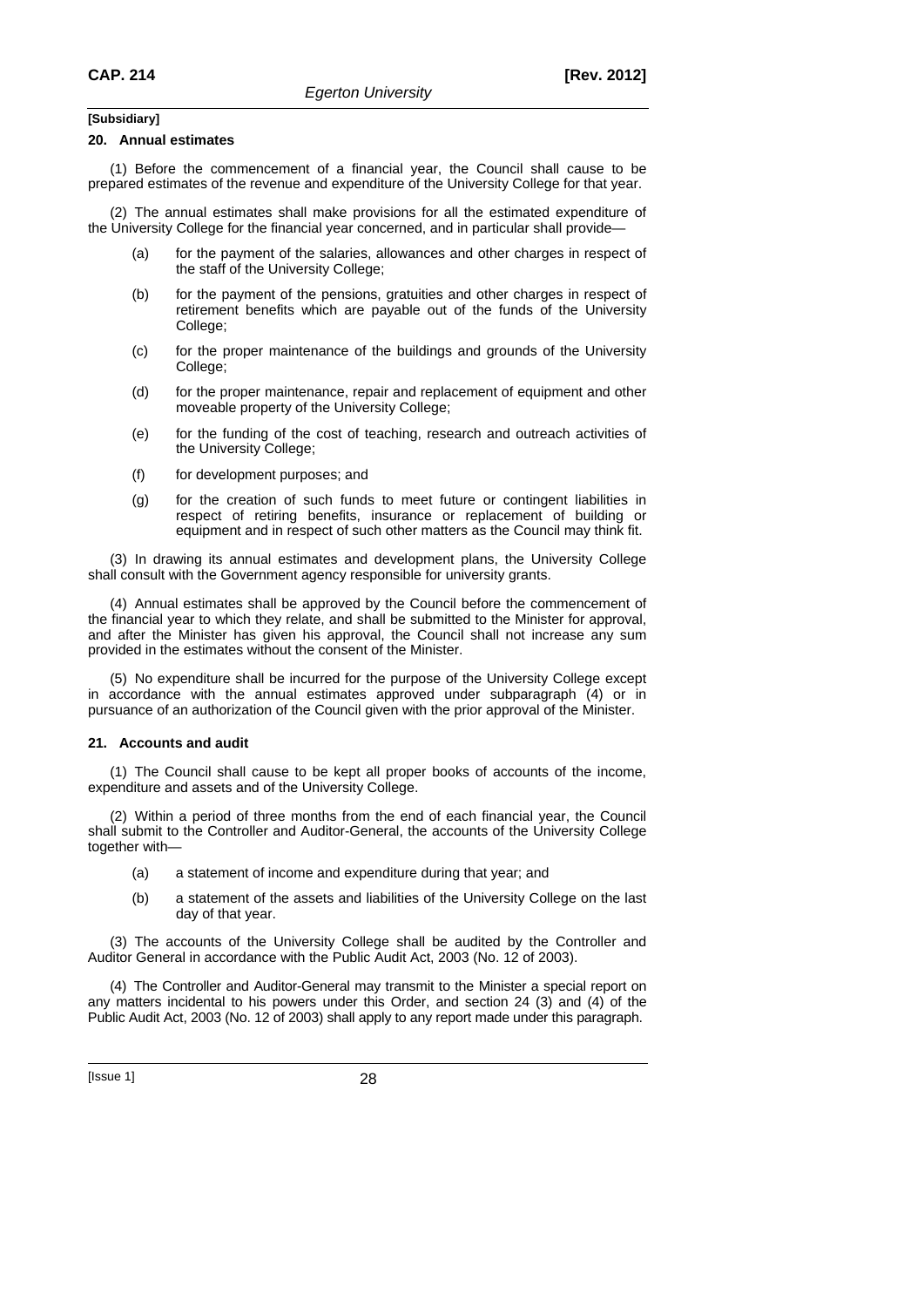**[Subsidiary]**

**20. Annual estimates**

(1) Before the commencement of a financial year, the Council shall cause to be prepared estimates of the revenue and expenditure of the University College for that year.

(2) The annual estimates shall make provisions for all the estimated expenditure of the University College for the financial year concerned, and in particular shall provide—

- (a) for the payment of the salaries, allowances and other charges in respect of the staff of the University College;
- (b) for the payment of the pensions, gratuities and other charges in respect of retirement benefits which are payable out of the funds of the University College;
- (c) for the proper maintenance of the buildings and grounds of the University College;
- (d) for the proper maintenance, repair and replacement of equipment and other moveable property of the University College;
- (e) for the funding of the cost of teaching, research and outreach activities of the University College;
- (f) for development purposes; and
- (g) for the creation of such funds to meet future or contingent liabilities in respect of retiring benefits, insurance or replacement of building or equipment and in respect of such other matters as the Council may think fit.

(3) In drawing its annual estimates and development plans, the University College shall consult with the Government agency responsible for university grants.

(4) Annual estimates shall be approved by the Council before the commencement of the financial year to which they relate, and shall be submitted to the Minister for approval, and after the Minister has given his approval, the Council shall not increase any sum provided in the estimates without the consent of the Minister.

(5) No expenditure shall be incurred for the purpose of the University College except in accordance with the annual estimates approved under subparagraph (4) or in pursuance of an authorization of the Council given with the prior approval of the Minister.

**21. Accounts and audit**

(1) The Council shall cause to be kept all proper books of accounts of the income, expenditure and assets and of the University College.

(2) Within a period of three months from the end of each financial year, the Council shall submit to the Controller and Auditor-General, the accounts of the University College together with—

- (a) a statement of income and expenditure during that year; and
- (b) a statement of the assets and liabilities of the University College on the last day of that year.

(3) The accounts of the University College shall be audited by the Controller and Auditor General in accordance with the Public Audit Act, 2003 (No. 12 of 2003).

(4) The Controller and Auditor-General may transmit to the Minister a special report on any matters incidental to his powers under this Order, and section 24 (3) and (4) of the Public Audit Act, 2003 (No. 12 of 2003) shall apply to any report made under this paragraph.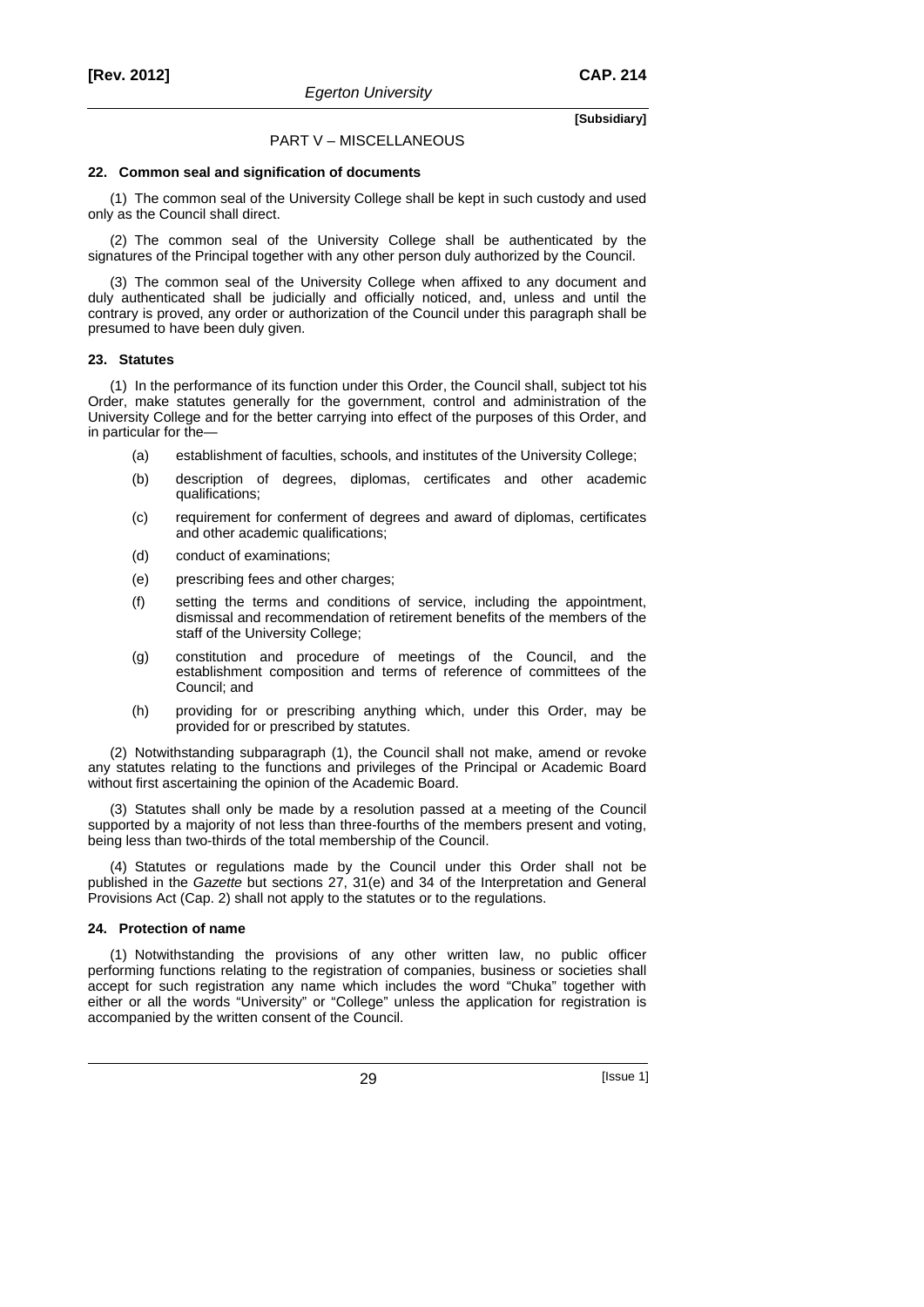[Subsidiary]

## PART V – MISCELLANEOUS

### 22. Common seal and signification of documents

(1) The common seal of the University College shall be kept in such custody and used only as the Council shall direct.

(2) The common seal of the University College shall be authenticated by the signatures of the Principal together with any other person duly authorized by the Council.

(3) The common seal of the University College when affixed to any document and duly authenticated shall be judicially and officially noticed, and, unless and until the contrary is proved, any order or authorization of the Council under this paragraph shall be presumed to have been duly given.

### 23. Statutes

(1) In the performance of its function under this Order, the Council shall, subject tot his Order, make statutes generally for the government, control and administration of the University College and for the better carrying into effect of the purposes of this Order, and in particular for the—

(a) establishment of faculties, schools, and institutes of the University College;

(b) description of degrees, diplomas, certificates and other academic qualifications;

(c) requirement for conferment of degrees and award of diplomas, certificates and other academic qualifications;

(d) conduct of examinations;

(e) prescribing fees and other charges;

(f) setting the terms and conditions of service, including the appointment, dismissal and recommendation of retirement benefits of the members of the staff of the University College;

(g) constitution and procedure of meetings of the Council, and the establishment composition and terms of reference of committees of the Council; and

(h) providing for or prescribing anything which, under this Order, may be provided for or prescribed by statutes.

(2) Notwithstanding subparagraph (1), the Council shall not make, amend or revoke any statutes relating to the functions and privileges of the Principal or Academic Board without first ascertaining the opinion of the Academic Board.

(3) Statutes shall only be made by a resolution passed at a meeting of the Council supported by a majority of not less than three-fourths of the members present and voting, being less than two-thirds of the total membership of the Council.

(4) Statutes or regulations made by the Council under this Order shall not be published in the *Gazette* but sections 27, 31(e) and 34 of the Interpretation and General Provisions Act (Cap. 2) shall not apply to the statutes or to the regulations.

### 24. Protection of name

(1) Notwithstanding the provisions of any other written law, no public officer performing functions relating to the registration of companies, business or societies shall accept for such registration any name which includes the word "Chuka" together with either or all the words "University" or "College" unless the application for registration is accompanied by the written consent of the Council.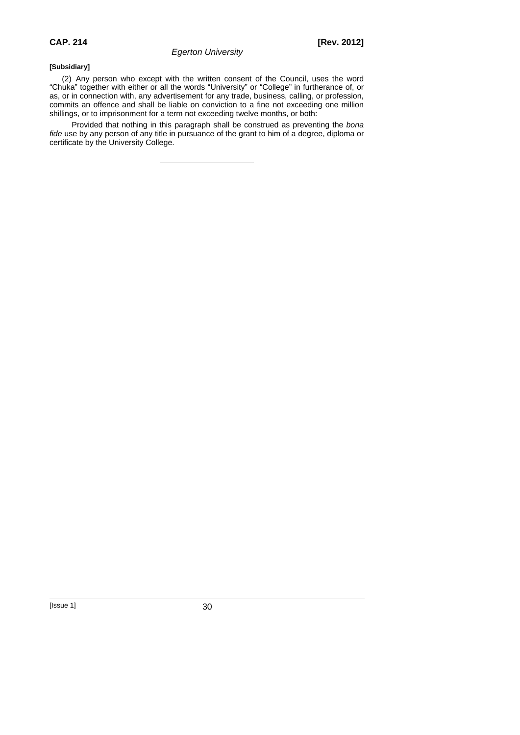[Subsidiary]

(2) Any person who except with the written consent of the Council, uses the word "Chuka" together with either or all the words "University" or "College" in furtherance of, or as, or in connection with, any advertisement for any trade, business, calling, or profession, commits an offence and shall be liable on conviction to a fine not exceeding one million shillings, or to imprisonment for a term not exceeding twelve months, or both:

Provided that nothing in this paragraph shall be construed as preventing the *bona fide* use by any person of any title in pursuance of the grant to him of a degree, diploma or certificate by the University College.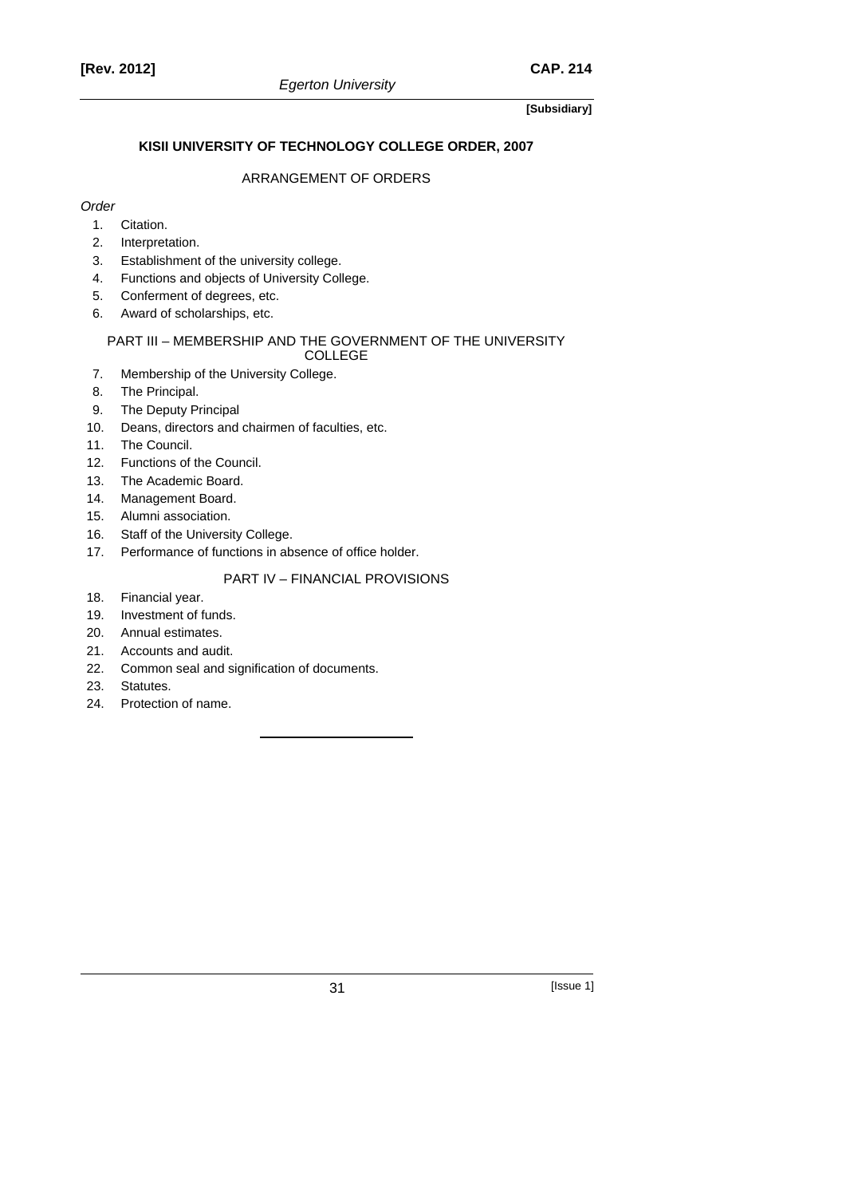[Subsidiary]

## KISII UNIVERSITY OF TECHNOLOGY COLLEGE ORDER, 2007

### ARRANGEMENT OF ORDERS

*Order*

1. Citation.
2. Interpretation.
3. Establishment of the university college.
4. Functions and objects of University College.
5. Conferment of degrees, etc.
6. Award of scholarships, etc.

### PART III – MEMBERSHIP AND THE GOVERNMENT OF THE UNIVERSITY COLLEGE

7. Membership of the University College.
8. The Principal.
9. The Deputy Principal
10. Deans, directors and chairmen of faculties, etc.
11. The Council.
12. Functions of the Council.
13. The Academic Board.
14. Management Board.
15. Alumni association.
16. Staff of the University College.
17. Performance of functions in absence of office holder.

### PART IV – FINANCIAL PROVISIONS

18. Financial year.
19. Investment of funds.
20. Annual estimates.
21. Accounts and audit.
22. Common seal and signification of documents.
23. Statutes.
24. Protection of name.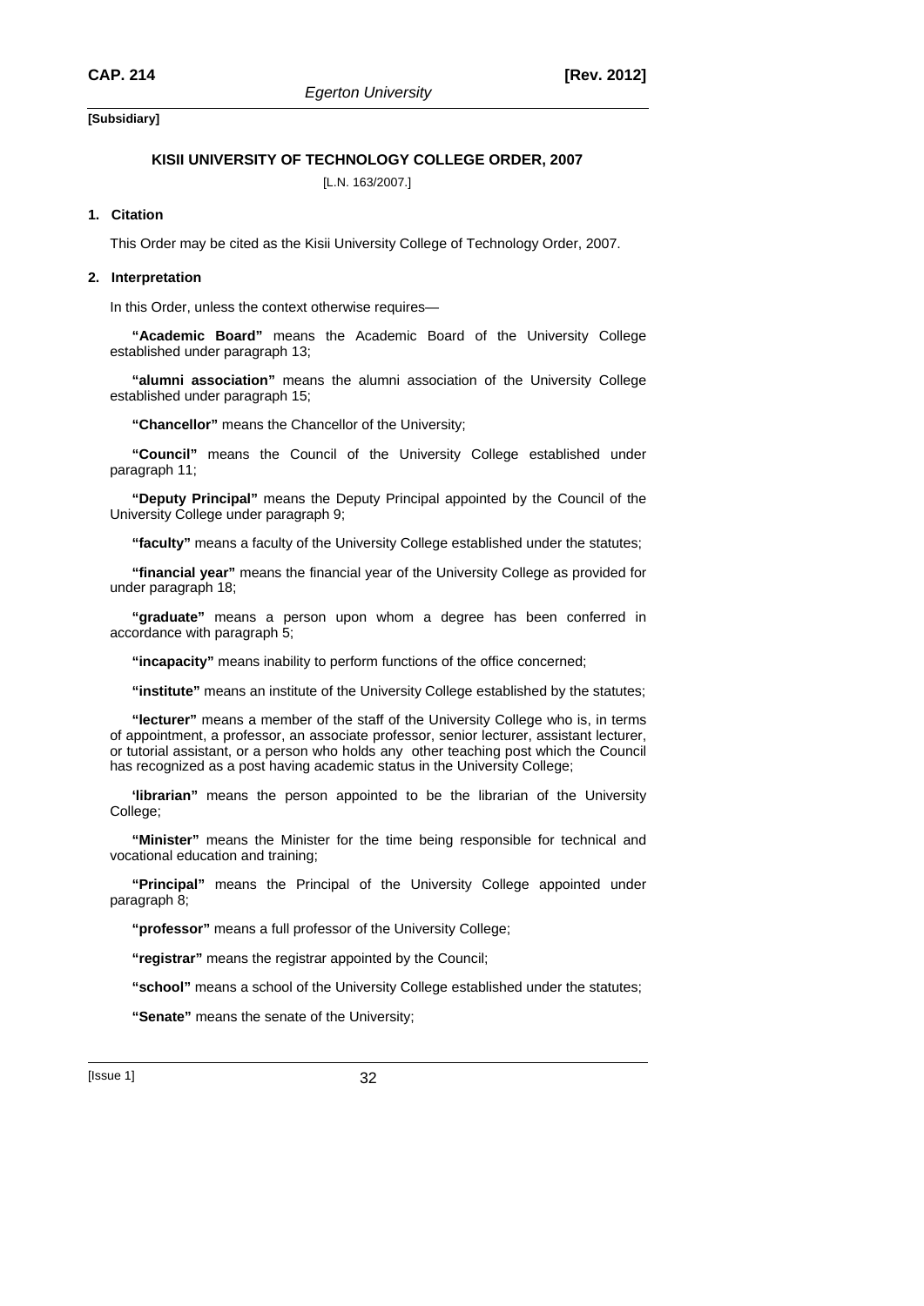[Subsidiary]

## KISII UNIVERSITY OF TECHNOLOGY COLLEGE ORDER, 2007

[L.N. 163/2007.]

### 1. Citation

This Order may be cited as the Kisii University College of Technology Order, 2007.

### 2. Interpretation

In this Order, unless the context otherwise requires—

**"Academic Board"** means the Academic Board of the University College established under paragraph 13;

**"alumni association"** means the alumni association of the University College established under paragraph 15;

**"Chancellor"** means the Chancellor of the University;

**"Council"** means the Council of the University College established under paragraph 11;

**"Deputy Principal"** means the Deputy Principal appointed by the Council of the University College under paragraph 9;

**"faculty"** means a faculty of the University College established under the statutes;

**"financial year"** means the financial year of the University College as provided for under paragraph 18;

**"graduate"** means a person upon whom a degree has been conferred in accordance with paragraph 5;

**"incapacity"** means inability to perform functions of the office concerned;

**"institute"** means an institute of the University College established by the statutes;

**"lecturer"** means a member of the staff of the University College who is, in terms of appointment, a professor, an associate professor, senior lecturer, assistant lecturer, or tutorial assistant, or a person who holds any other teaching post which the Council has recognized as a post having academic status in the University College;

**'librarian"** means the person appointed to be the librarian of the University College;

**"Minister"** means the Minister for the time being responsible for technical and vocational education and training;

**"Principal"** means the Principal of the University College appointed under paragraph 8;

**"professor"** means a full professor of the University College;

**"registrar"** means the registrar appointed by the Council;

**"school"** means a school of the University College established under the statutes;

**"Senate"** means the senate of the University;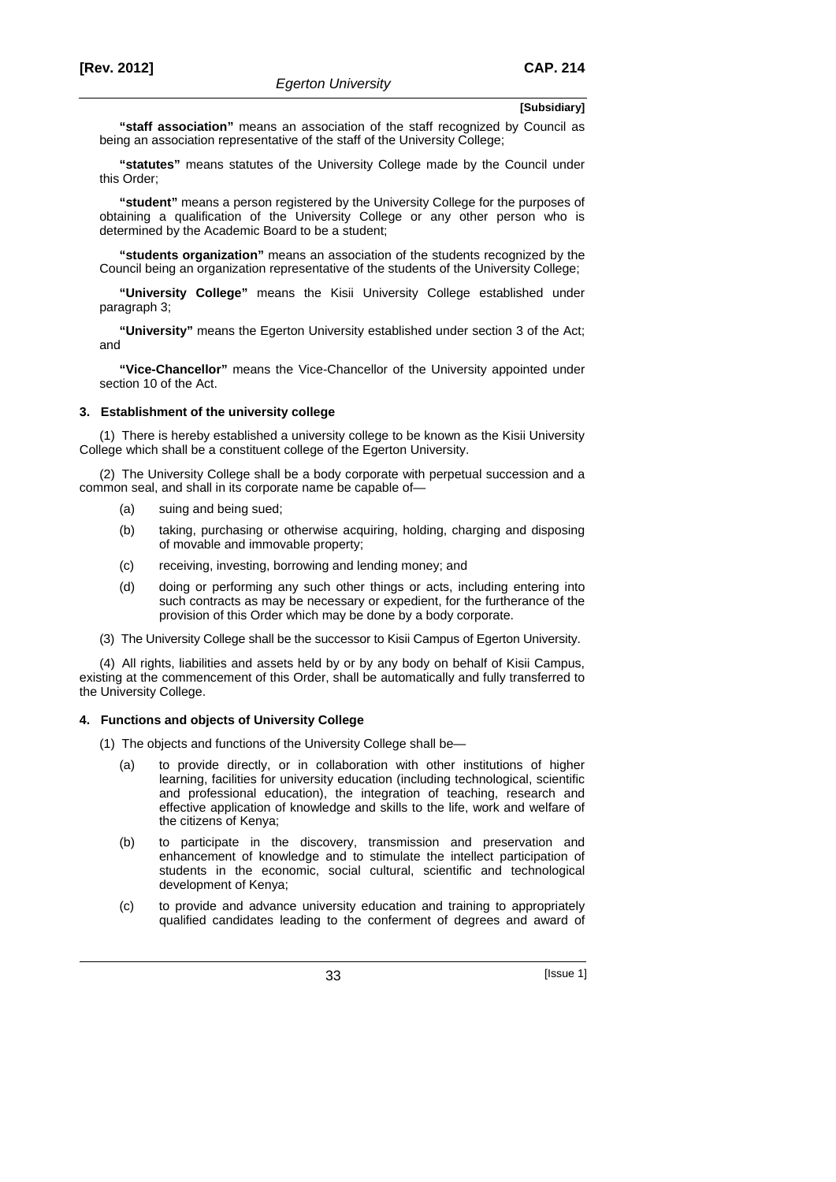**"staff association"** means an association of the staff recognized by Council as being an association representative of the staff of the University College;

**"statutes"** means statutes of the University College made by the Council under this Order;

**"student"** means a person registered by the University College for the purposes of obtaining a qualification of the University College or any other person who is determined by the Academic Board to be a student;

**"students organization"** means an association of the students recognized by the Council being an organization representative of the students of the University College;

**"University College"** means the Kisii University College established under paragraph 3;

**"University"** means the Egerton University established under section 3 of the Act; and

**"Vice-Chancellor"** means the Vice-Chancellor of the University appointed under section 10 of the Act.

**3. Establishment of the university college**

(1) There is hereby established a university college to be known as the Kisii University College which shall be a constituent college of the Egerton University.

(2) The University College shall be a body corporate with perpetual succession and a common seal, and shall in its corporate name be capable of—

(a) suing and being sued;

(b) taking, purchasing or otherwise acquiring, holding, charging and disposing of movable and immovable property;

(c) receiving, investing, borrowing and lending money; and

(d) doing or performing any such other things or acts, including entering into such contracts as may be necessary or expedient, for the furtherance of the provision of this Order which may be done by a body corporate.

(3) The University College shall be the successor to Kisii Campus of Egerton University.

(4) All rights, liabilities and assets held by or by any body on behalf of Kisii Campus, existing at the commencement of this Order, shall be automatically and fully transferred to the University College.

**4. Functions and objects of University College**

(1) The objects and functions of the University College shall be—

(a) to provide directly, or in collaboration with other institutions of higher learning, facilities for university education (including technological, scientific and professional education), the integration of teaching, research and effective application of knowledge and skills to the life, work and welfare of the citizens of Kenya;

(b) to participate in the discovery, transmission and preservation and enhancement of knowledge and to stimulate the intellect participation of students in the economic, social cultural, scientific and technological development of Kenya;

(c) to provide and advance university education and training to appropriately qualified candidates leading to the conferment of degrees and award of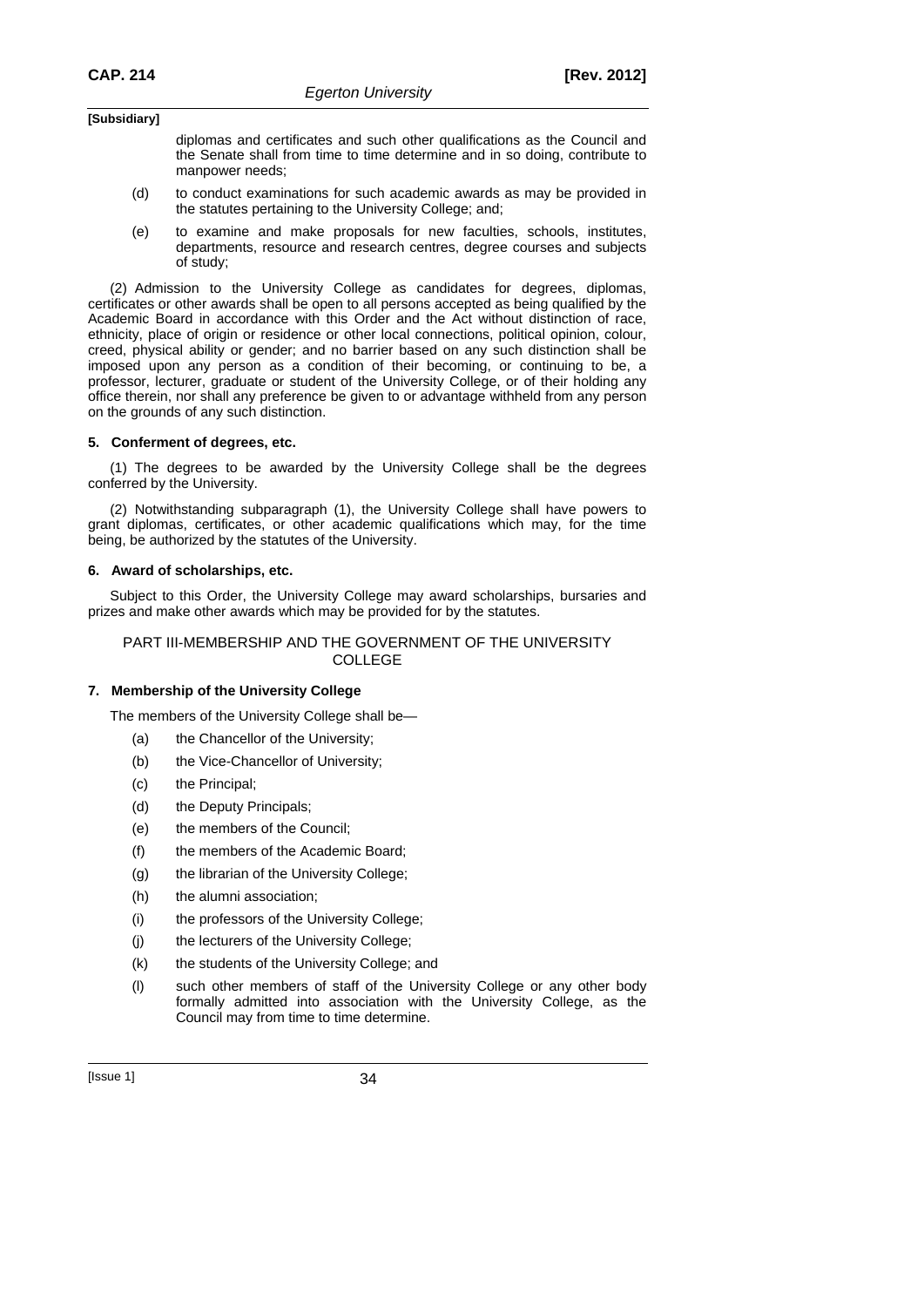diplomas and certificates and such other qualifications as the Council and the Senate shall from time to time determine and in so doing, contribute to manpower needs;

(d) to conduct examinations for such academic awards as may be provided in the statutes pertaining to the University College; and;

(e) to examine and make proposals for new faculties, schools, institutes, departments, resource and research centres, degree courses and subjects of study;

(2) Admission to the University College as candidates for degrees, diplomas, certificates or other awards shall be open to all persons accepted as being qualified by the Academic Board in accordance with this Order and the Act without distinction of race, ethnicity, place of origin or residence or other local connections, political opinion, colour, creed, physical ability or gender; and no barrier based on any such distinction shall be imposed upon any person as a condition of their becoming, or continuing to be, a professor, lecturer, graduate or student of the University College, or of their holding any office therein, nor shall any preference be given to or advantage withheld from any person on the grounds of any such distinction.

**5. Conferment of degrees, etc.**

(1) The degrees to be awarded by the University College shall be the degrees conferred by the University.

(2) Notwithstanding subparagraph (1), the University College shall have powers to grant diplomas, certificates, or other academic qualifications which may, for the time being, be authorized by the statutes of the University.

**6. Award of scholarships, etc.**

Subject to this Order, the University College may award scholarships, bursaries and prizes and make other awards which may be provided for by the statutes.

## PART III-MEMBERSHIP AND THE GOVERNMENT OF THE UNIVERSITY COLLEGE

**7. Membership of the University College**

The members of the University College shall be—

(a) the Chancellor of the University;

(b) the Vice-Chancellor of University;

(c) the Principal;

(d) the Deputy Principals;

(e) the members of the Council;

(f) the members of the Academic Board;

(g) the librarian of the University College;

(h) the alumni association;

(i) the professors of the University College;

(j) the lecturers of the University College;

(k) the students of the University College; and

(l) such other members of staff of the University College or any other body formally admitted into association with the University College, as the Council may from time to time determine.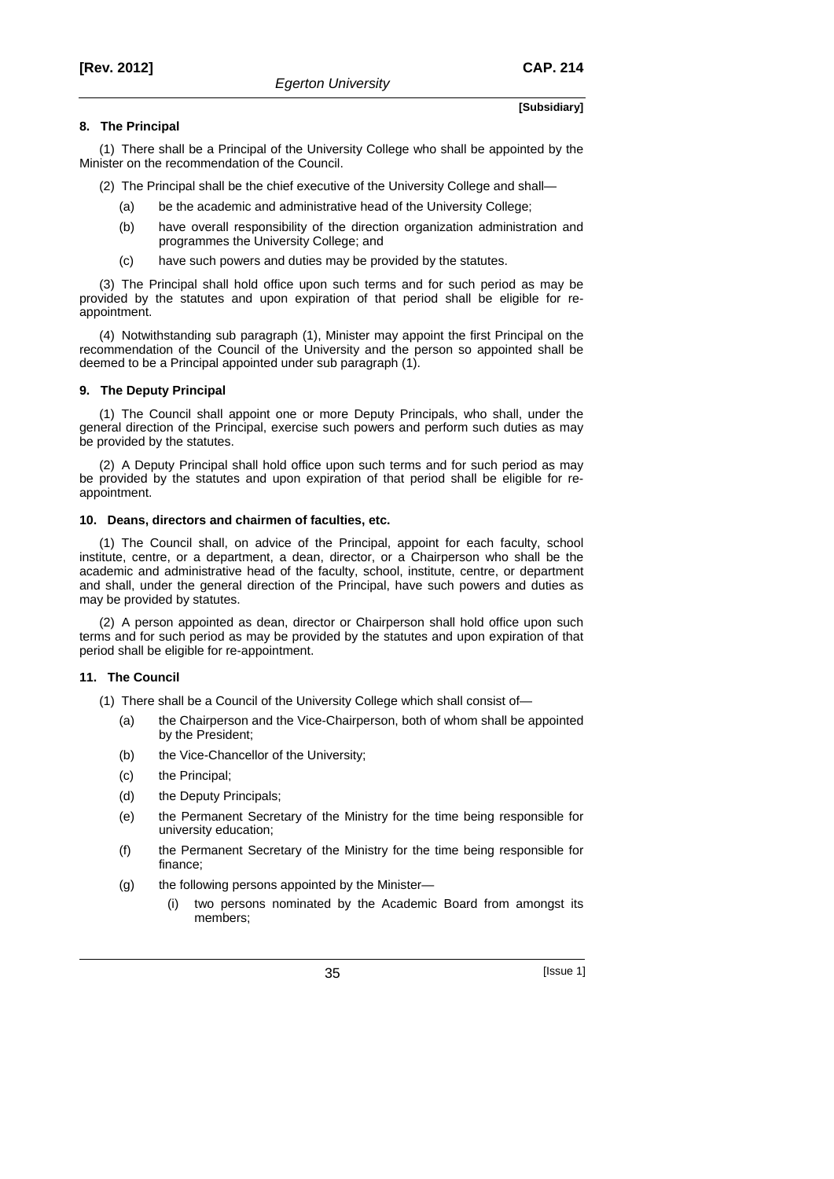**[Subsidiary]**

### 8. The Principal

(1) There shall be a Principal of the University College who shall be appointed by the Minister on the recommendation of the Council.

(2) The Principal shall be the chief executive of the University College and shall—

- (a) be the academic and administrative head of the University College;
- (b) have overall responsibility of the direction organization administration and programmes the University College; and
- (c) have such powers and duties may be provided by the statutes.

(3) The Principal shall hold office upon such terms and for such period as may be provided by the statutes and upon expiration of that period shall be eligible for re-appointment.

(4) Notwithstanding sub paragraph (1), Minister may appoint the first Principal on the recommendation of the Council of the University and the person so appointed shall be deemed to be a Principal appointed under sub paragraph (1).

### 9. The Deputy Principal

(1) The Council shall appoint one or more Deputy Principals, who shall, under the general direction of the Principal, exercise such powers and perform such duties as may be provided by the statutes.

(2) A Deputy Principal shall hold office upon such terms and for such period as may be provided by the statutes and upon expiration of that period shall be eligible for re-appointment.

### 10. Deans, directors and chairmen of faculties, etc.

(1) The Council shall, on advice of the Principal, appoint for each faculty, school institute, centre, or a department, a dean, director, or a Chairperson who shall be the academic and administrative head of the faculty, school, institute, centre, or department and shall, under the general direction of the Principal, have such powers and duties as may be provided by statutes.

(2) A person appointed as dean, director or Chairperson shall hold office upon such terms and for such period as may be provided by the statutes and upon expiration of that period shall be eligible for re-appointment.

### 11. The Council

(1) There shall be a Council of the University College which shall consist of—

- (a) the Chairperson and the Vice-Chairperson, both of whom shall be appointed by the President;
- (b) the Vice-Chancellor of the University;
- (c) the Principal;
- (d) the Deputy Principals;
- (e) the Permanent Secretary of the Ministry for the time being responsible for university education;
- (f) the Permanent Secretary of the Ministry for the time being responsible for finance;
- (g) the following persons appointed by the Minister—
  - (i) two persons nominated by the Academic Board from amongst its members;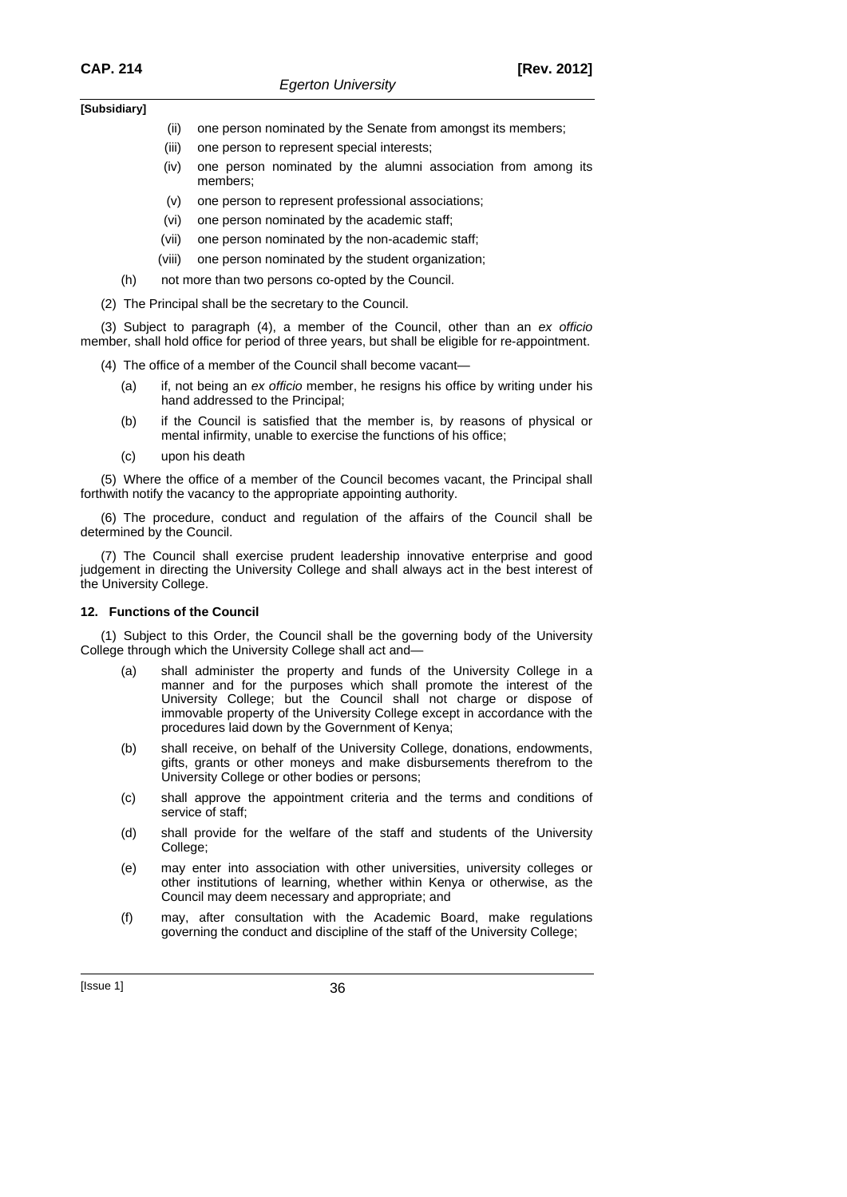**[Subsidiary]**

(ii) one person nominated by the Senate from amongst its members;

(iii) one person to represent special interests;

(iv) one person nominated by the alumni association from among its members;

(v) one person to represent professional associations;

(vi) one person nominated by the academic staff;

(vii) one person nominated by the non-academic staff;

(viii) one person nominated by the student organization;

(h) not more than two persons co-opted by the Council.

(2) The Principal shall be the secretary to the Council.

(3) Subject to paragraph (4), a member of the Council, other than an *ex officio* member, shall hold office for period of three years, but shall be eligible for re-appointment.

(4) The office of a member of the Council shall become vacant—

(a) if, not being an *ex officio* member, he resigns his office by writing under his hand addressed to the Principal;

(b) if the Council is satisfied that the member is, by reasons of physical or mental infirmity, unable to exercise the functions of his office;

(c) upon his death

(5) Where the office of a member of the Council becomes vacant, the Principal shall forthwith notify the vacancy to the appropriate appointing authority.

(6) The procedure, conduct and regulation of the affairs of the Council shall be determined by the Council.

(7) The Council shall exercise prudent leadership innovative enterprise and good judgement in directing the University College and shall always act in the best interest of the University College.

**12. Functions of the Council**

(1) Subject to this Order, the Council shall be the governing body of the University College through which the University College shall act and—

(a) shall administer the property and funds of the University College in a manner and for the purposes which shall promote the interest of the University College; but the Council shall not charge or dispose of immovable property of the University College except in accordance with the procedures laid down by the Government of Kenya;

(b) shall receive, on behalf of the University College, donations, endowments, gifts, grants or other moneys and make disbursements therefrom to the University College or other bodies or persons;

(c) shall approve the appointment criteria and the terms and conditions of service of staff;

(d) shall provide for the welfare of the staff and students of the University College;

(e) may enter into association with other universities, university colleges or other institutions of learning, whether within Kenya or otherwise, as the Council may deem necessary and appropriate; and

(f) may, after consultation with the Academic Board, make regulations governing the conduct and discipline of the staff of the University College;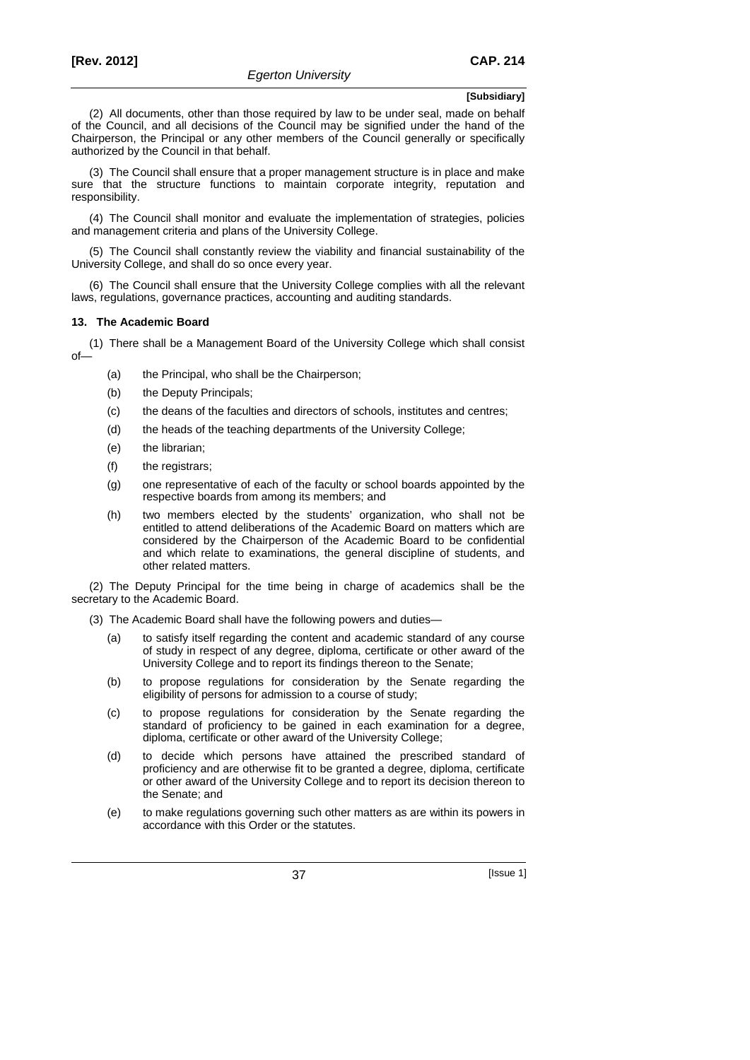(2) All documents, other than those required by law to be under seal, made on behalf of the Council, and all decisions of the Council may be signified under the hand of the Chairperson, the Principal or any other members of the Council generally or specifically authorized by the Council in that behalf.

(3) The Council shall ensure that a proper management structure is in place and make sure that the structure functions to maintain corporate integrity, reputation and responsibility.

(4) The Council shall monitor and evaluate the implementation of strategies, policies and management criteria and plans of the University College.

(5) The Council shall constantly review the viability and financial sustainability of the University College, and shall do so once every year.

(6) The Council shall ensure that the University College complies with all the relevant laws, regulations, governance practices, accounting and auditing standards.

**13. The Academic Board**

(1) There shall be a Management Board of the University College which shall consist of—

(a) the Principal, who shall be the Chairperson;

(b) the Deputy Principals;

(c) the deans of the faculties and directors of schools, institutes and centres;

(d) the heads of the teaching departments of the University College;

(e) the librarian;

(f) the registrars;

(g) one representative of each of the faculty or school boards appointed by the respective boards from among its members; and

(h) two members elected by the students' organization, who shall not be entitled to attend deliberations of the Academic Board on matters which are considered by the Chairperson of the Academic Board to be confidential and which relate to examinations, the general discipline of students, and other related matters.

(2) The Deputy Principal for the time being in charge of academics shall be the secretary to the Academic Board.

(3) The Academic Board shall have the following powers and duties—

(a) to satisfy itself regarding the content and academic standard of any course of study in respect of any degree, diploma, certificate or other award of the University College and to report its findings thereon to the Senate;

(b) to propose regulations for consideration by the Senate regarding the eligibility of persons for admission to a course of study;

(c) to propose regulations for consideration by the Senate regarding the standard of proficiency to be gained in each examination for a degree, diploma, certificate or other award of the University College;

(d) to decide which persons have attained the prescribed standard of proficiency and are otherwise fit to be granted a degree, diploma, certificate or other award of the University College and to report its decision thereon to the Senate; and

(e) to make regulations governing such other matters as are within its powers in accordance with this Order or the statutes.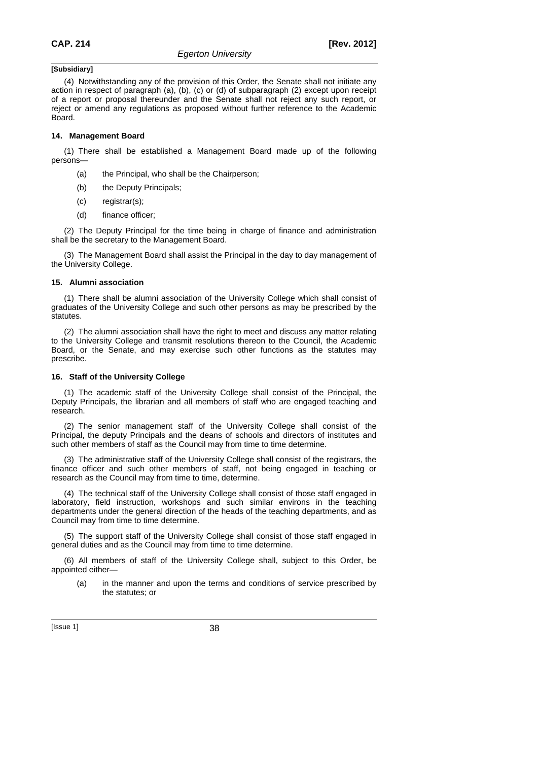**[Subsidiary]**

(4) Notwithstanding any of the provision of this Order, the Senate shall not initiate any action in respect of paragraph (a), (b), (c) or (d) of subparagraph (2) except upon receipt of a report or proposal thereunder and the Senate shall not reject any such report, or reject or amend any regulations as proposed without further reference to the Academic Board.

**14. Management Board**

(1) There shall be established a Management Board made up of the following persons—

(a) the Principal, who shall be the Chairperson;

(b) the Deputy Principals;

(c) registrar(s);

(d) finance officer;

(2) The Deputy Principal for the time being in charge of finance and administration shall be the secretary to the Management Board.

(3) The Management Board shall assist the Principal in the day to day management of the University College.

**15. Alumni association**

(1) There shall be alumni association of the University College which shall consist of graduates of the University College and such other persons as may be prescribed by the statutes.

(2) The alumni association shall have the right to meet and discuss any matter relating to the University College and transmit resolutions thereon to the Council, the Academic Board, or the Senate, and may exercise such other functions as the statutes may prescribe.

**16. Staff of the University College**

(1) The academic staff of the University College shall consist of the Principal, the Deputy Principals, the librarian and all members of staff who are engaged teaching and research.

(2) The senior management staff of the University College shall consist of the Principal, the deputy Principals and the deans of schools and directors of institutes and such other members of staff as the Council may from time to time determine.

(3) The administrative staff of the University College shall consist of the registrars, the finance officer and such other members of staff, not being engaged in teaching or research as the Council may from time to time, determine.

(4) The technical staff of the University College shall consist of those staff engaged in laboratory, field instruction, workshops and such similar environs in the teaching departments under the general direction of the heads of the teaching departments, and as Council may from time to time determine.

(5) The support staff of the University College shall consist of those staff engaged in general duties and as the Council may from time to time determine.

(6) All members of staff of the University College shall, subject to this Order, be appointed either—

(a) in the manner and upon the terms and conditions of service prescribed by the statutes; or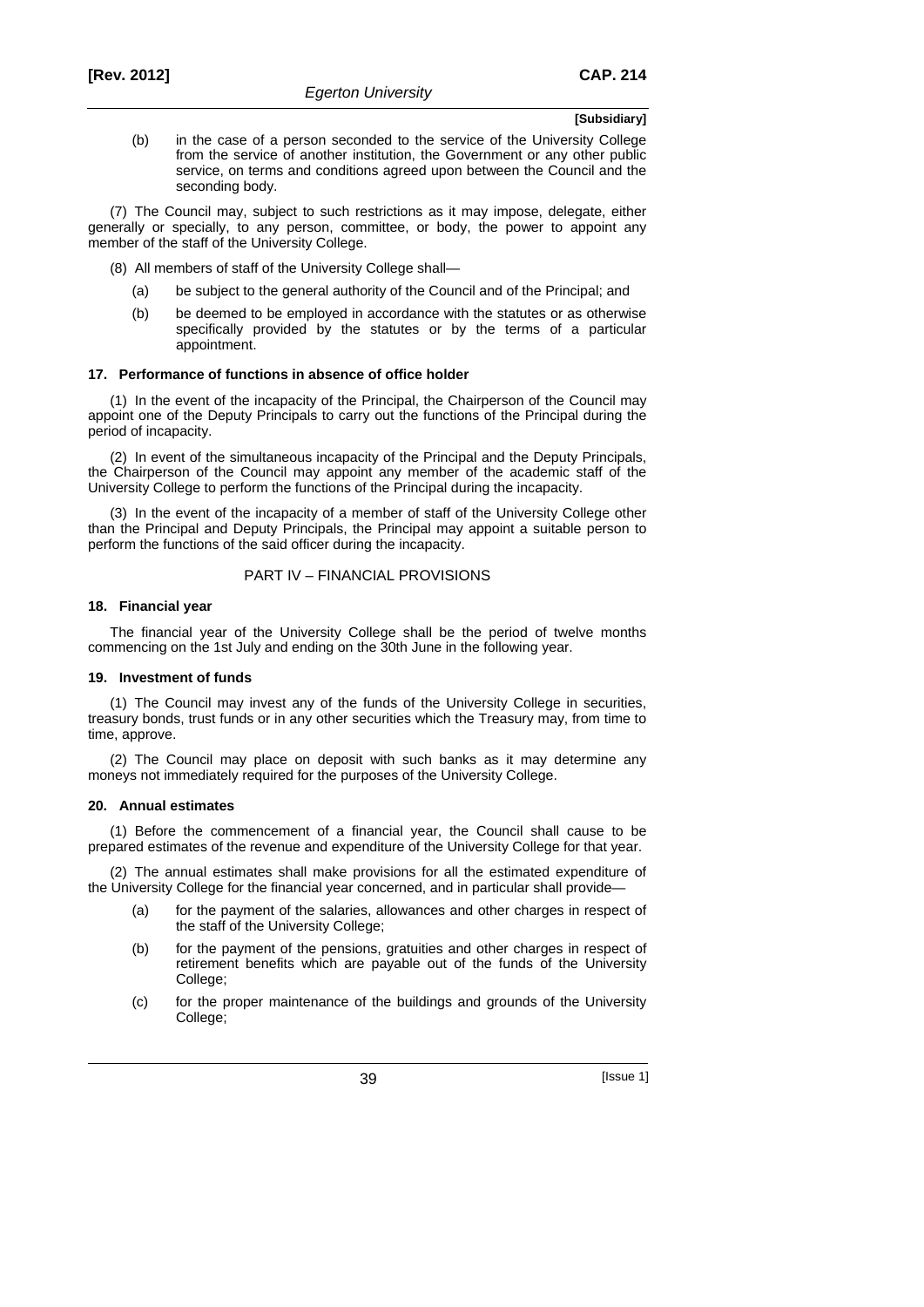(b) in the case of a person seconded to the service of the University College from the service of another institution, the Government or any other public service, on terms and conditions agreed upon between the Council and the seconding body.

(7) The Council may, subject to such restrictions as it may impose, delegate, either generally or specially, to any person, committee, or body, the power to appoint any member of the staff of the University College.

(8) All members of staff of the University College shall—

(a) be subject to the general authority of the Council and of the Principal; and

(b) be deemed to be employed in accordance with the statutes or as otherwise specifically provided by the statutes or by the terms of a particular appointment.

#### 17. Performance of functions in absence of office holder

(1) In the event of the incapacity of the Principal, the Chairperson of the Council may appoint one of the Deputy Principals to carry out the functions of the Principal during the period of incapacity.

(2) In event of the simultaneous incapacity of the Principal and the Deputy Principals, the Chairperson of the Council may appoint any member of the academic staff of the University College to perform the functions of the Principal during the incapacity.

(3) In the event of the incapacity of a member of staff of the University College other than the Principal and Deputy Principals, the Principal may appoint a suitable person to perform the functions of the said officer during the incapacity.

## PART IV – FINANCIAL PROVISIONS

#### 18. Financial year

The financial year of the University College shall be the period of twelve months commencing on the 1st July and ending on the 30th June in the following year.

#### 19. Investment of funds

(1) The Council may invest any of the funds of the University College in securities, treasury bonds, trust funds or in any other securities which the Treasury may, from time to time, approve.

(2) The Council may place on deposit with such banks as it may determine any moneys not immediately required for the purposes of the University College.

#### 20. Annual estimates

(1) Before the commencement of a financial year, the Council shall cause to be prepared estimates of the revenue and expenditure of the University College for that year.

(2) The annual estimates shall make provisions for all the estimated expenditure of the University College for the financial year concerned, and in particular shall provide—

(a) for the payment of the salaries, allowances and other charges in respect of the staff of the University College;

(b) for the payment of the pensions, gratuities and other charges in respect of retirement benefits which are payable out of the funds of the University College;

(c) for the proper maintenance of the buildings and grounds of the University College;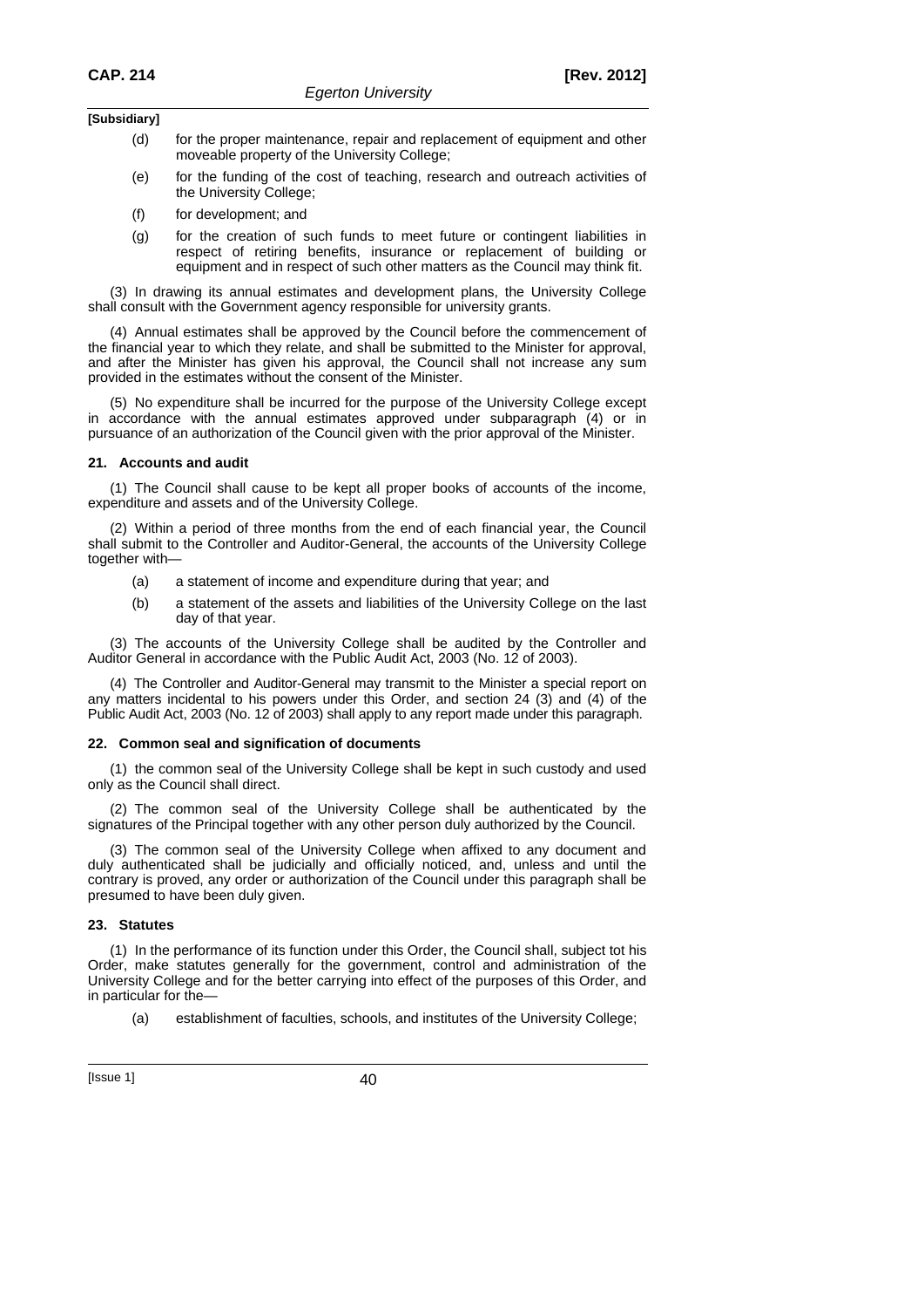[Subsidiary]

(d) for the proper maintenance, repair and replacement of equipment and other moveable property of the University College;

(e) for the funding of the cost of teaching, research and outreach activities of the University College;

(f) for development; and

(g) for the creation of such funds to meet future or contingent liabilities in respect of retiring benefits, insurance or replacement of building or equipment and in respect of such other matters as the Council may think fit.

(3) In drawing its annual estimates and development plans, the University College shall consult with the Government agency responsible for university grants.

(4) Annual estimates shall be approved by the Council before the commencement of the financial year to which they relate, and shall be submitted to the Minister for approval, and after the Minister has given his approval, the Council shall not increase any sum provided in the estimates without the consent of the Minister.

(5) No expenditure shall be incurred for the purpose of the University College except in accordance with the annual estimates approved under subparagraph (4) or in pursuance of an authorization of the Council given with the prior approval of the Minister.

**21. Accounts and audit**

(1) The Council shall cause to be kept all proper books of accounts of the income, expenditure and assets and of the University College.

(2) Within a period of three months from the end of each financial year, the Council shall submit to the Controller and Auditor-General, the accounts of the University College together with—

(a) a statement of income and expenditure during that year; and

(b) a statement of the assets and liabilities of the University College on the last day of that year.

(3) The accounts of the University College shall be audited by the Controller and Auditor General in accordance with the Public Audit Act, 2003 (No. 12 of 2003).

(4) The Controller and Auditor-General may transmit to the Minister a special report on any matters incidental to his powers under this Order, and section 24 (3) and (4) of the Public Audit Act, 2003 (No. 12 of 2003) shall apply to any report made under this paragraph.

**22. Common seal and signification of documents**

(1) the common seal of the University College shall be kept in such custody and used only as the Council shall direct.

(2) The common seal of the University College shall be authenticated by the signatures of the Principal together with any other person duly authorized by the Council.

(3) The common seal of the University College when affixed to any document and duly authenticated shall be judicially and officially noticed, and, unless and until the contrary is proved, any order or authorization of the Council under this paragraph shall be presumed to have been duly given.

**23. Statutes**

(1) In the performance of its function under this Order, the Council shall, subject tot his Order, make statutes generally for the government, control and administration of the University College and for the better carrying into effect of the purposes of this Order, and in particular for the—

(a) establishment of faculties, schools, and institutes of the University College;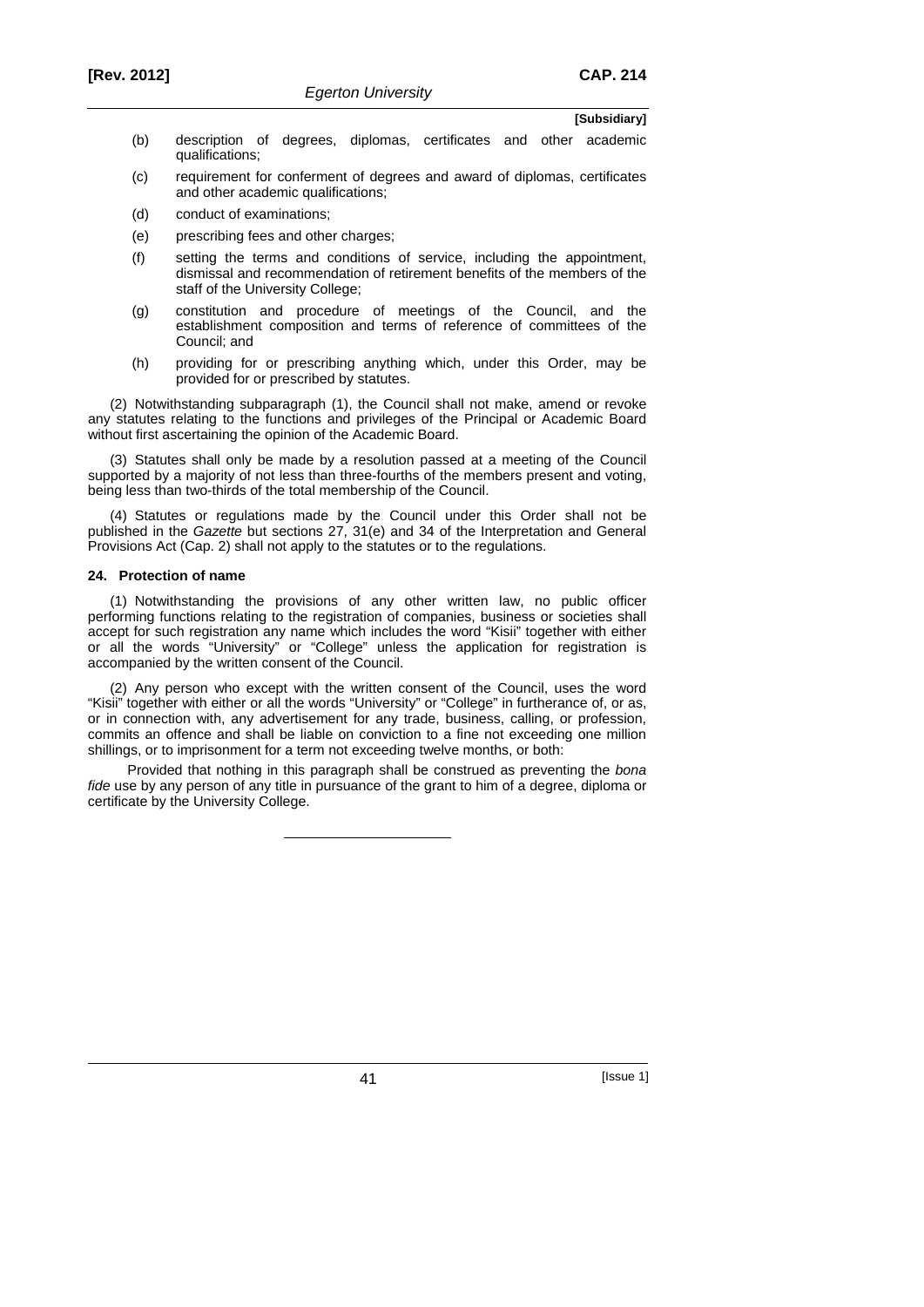(b) description of degrees, diplomas, certificates and other academic qualifications;

(c) requirement for conferment of degrees and award of diplomas, certificates and other academic qualifications;

(d) conduct of examinations;

(e) prescribing fees and other charges;

(f) setting the terms and conditions of service, including the appointment, dismissal and recommendation of retirement benefits of the members of the staff of the University College;

(g) constitution and procedure of meetings of the Council, and the establishment composition and terms of reference of committees of the Council; and

(h) providing for or prescribing anything which, under this Order, may be provided for or prescribed by statutes.

(2) Notwithstanding subparagraph (1), the Council shall not make, amend or revoke any statutes relating to the functions and privileges of the Principal or Academic Board without first ascertaining the opinion of the Academic Board.

(3) Statutes shall only be made by a resolution passed at a meeting of the Council supported by a majority of not less than three-fourths of the members present and voting, being less than two-thirds of the total membership of the Council.

(4) Statutes or regulations made by the Council under this Order shall not be published in the *Gazette* but sections 27, 31(e) and 34 of the Interpretation and General Provisions Act (Cap. 2) shall not apply to the statutes or to the regulations.

**24. Protection of name**

(1) Notwithstanding the provisions of any other written law, no public officer performing functions relating to the registration of companies, business or societies shall accept for such registration any name which includes the word "Kisii" together with either or all the words "University" or "College" unless the application for registration is accompanied by the written consent of the Council.

(2) Any person who except with the written consent of the Council, uses the word "Kisii" together with either or all the words "University" or "College" in furtherance of, or as, or in connection with, any advertisement for any trade, business, calling, or profession, commits an offence and shall be liable on conviction to a fine not exceeding one million shillings, or to imprisonment for a term not exceeding twelve months, or both:

Provided that nothing in this paragraph shall be construed as preventing the *bona fide* use by any person of any title in pursuance of the grant to him of a degree, diploma or certificate by the University College.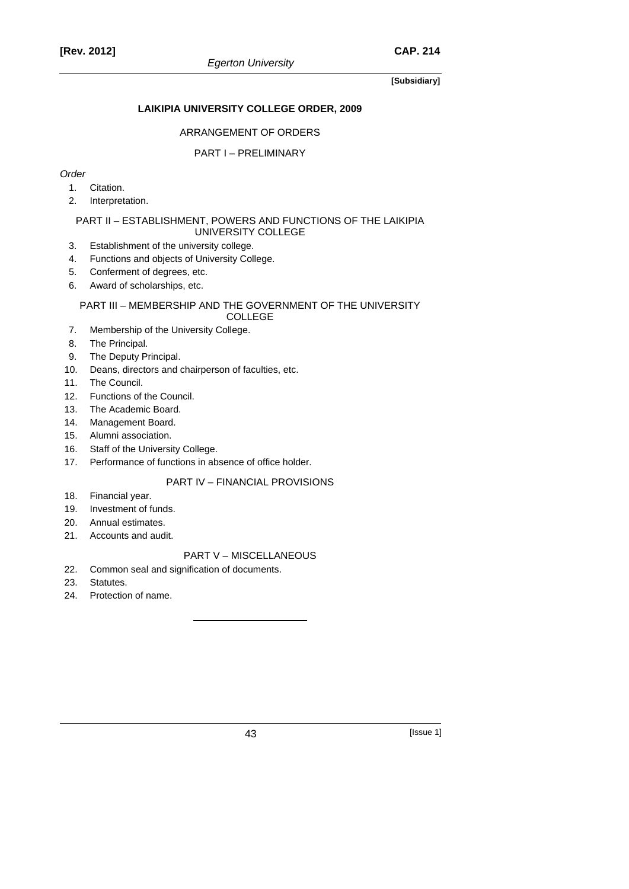[Subsidiary]

## LAIKIPIA UNIVERSITY COLLEGE ORDER, 2009

### ARRANGEMENT OF ORDERS

#### PART I – PRELIMINARY

*Order*

1. Citation.
2. Interpretation.

#### PART II – ESTABLISHMENT, POWERS AND FUNCTIONS OF THE LAIKIPIA UNIVERSITY COLLEGE

3. Establishment of the university college.
4. Functions and objects of University College.
5. Conferment of degrees, etc.
6. Award of scholarships, etc.

#### PART III – MEMBERSHIP AND THE GOVERNMENT OF THE UNIVERSITY COLLEGE

7. Membership of the University College.
8. The Principal.
9. The Deputy Principal.
10. Deans, directors and chairperson of faculties, etc.
11. The Council.
12. Functions of the Council.
13. The Academic Board.
14. Management Board.
15. Alumni association.
16. Staff of the University College.
17. Performance of functions in absence of office holder.

#### PART IV – FINANCIAL PROVISIONS

18. Financial year.
19. Investment of funds.
20. Annual estimates.
21. Accounts and audit.

#### PART V – MISCELLANEOUS

22. Common seal and signification of documents.
23. Statutes.
24. Protection of name.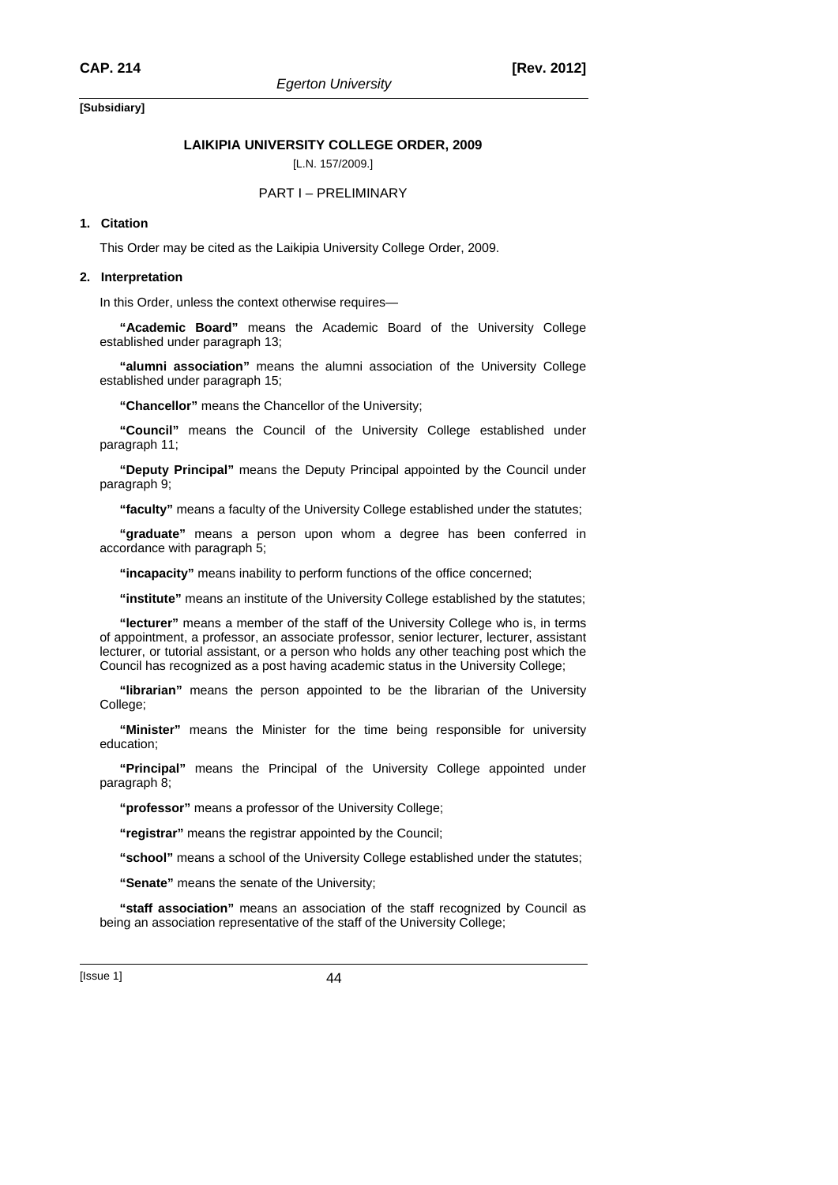[Subsidiary]

## LAIKIPIA UNIVERSITY COLLEGE ORDER, 2009

[L.N. 157/2009.]

### PART I – PRELIMINARY

**1. Citation**

This Order may be cited as the Laikipia University College Order, 2009.

**2. Interpretation**

In this Order, unless the context otherwise requires—

**"Academic Board"** means the Academic Board of the University College established under paragraph 13;

**"alumni association"** means the alumni association of the University College established under paragraph 15;

**"Chancellor"** means the Chancellor of the University;

**"Council"** means the Council of the University College established under paragraph 11;

**"Deputy Principal"** means the Deputy Principal appointed by the Council under paragraph 9;

**"faculty"** means a faculty of the University College established under the statutes;

**"graduate"** means a person upon whom a degree has been conferred in accordance with paragraph 5;

**"incapacity"** means inability to perform functions of the office concerned;

**"institute"** means an institute of the University College established by the statutes;

**"lecturer"** means a member of the staff of the University College who is, in terms of appointment, a professor, an associate professor, senior lecturer, lecturer, assistant lecturer, or tutorial assistant, or a person who holds any other teaching post which the Council has recognized as a post having academic status in the University College;

**"librarian"** means the person appointed to be the librarian of the University College;

**"Minister"** means the Minister for the time being responsible for university education;

**"Principal"** means the Principal of the University College appointed under paragraph 8;

**"professor"** means a professor of the University College;

**"registrar"** means the registrar appointed by the Council;

**"school"** means a school of the University College established under the statutes;

**"Senate"** means the senate of the University;

**"staff association"** means an association of the staff recognized by Council as being an association representative of the staff of the University College;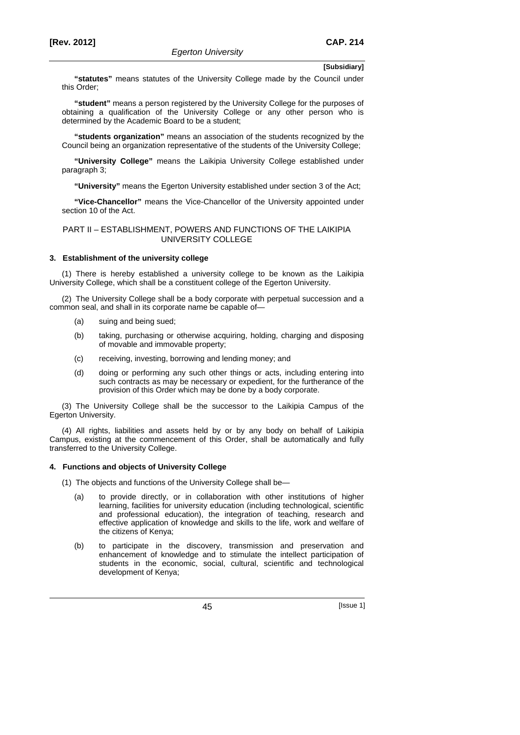**"statutes"** means statutes of the University College made by the Council under this Order;

**"student"** means a person registered by the University College for the purposes of obtaining a qualification of the University College or any other person who is determined by the Academic Board to be a student;

**"students organization"** means an association of the students recognized by the Council being an organization representative of the students of the University College;

**"University College"** means the Laikipia University College established under paragraph 3;

**"University"** means the Egerton University established under section 3 of the Act;

**"Vice-Chancellor"** means the Vice-Chancellor of the University appointed under section 10 of the Act.

## PART II – ESTABLISHMENT, POWERS AND FUNCTIONS OF THE LAIKIPIA UNIVERSITY COLLEGE

### 3. Establishment of the university college

(1) There is hereby established a university college to be known as the Laikipia University College, which shall be a constituent college of the Egerton University.

(2) The University College shall be a body corporate with perpetual succession and a common seal, and shall in its corporate name be capable of—

(a) suing and being sued;

(b) taking, purchasing or otherwise acquiring, holding, charging and disposing of movable and immovable property;

(c) receiving, investing, borrowing and lending money; and

(d) doing or performing any such other things or acts, including entering into such contracts as may be necessary or expedient, for the furtherance of the provision of this Order which may be done by a body corporate.

(3) The University College shall be the successor to the Laikipia Campus of the Egerton University.

(4) All rights, liabilities and assets held by or by any body on behalf of Laikipia Campus, existing at the commencement of this Order, shall be automatically and fully transferred to the University College.

### 4. Functions and objects of University College

(1) The objects and functions of the University College shall be—

(a) to provide directly, or in collaboration with other institutions of higher learning, facilities for university education (including technological, scientific and professional education), the integration of teaching, research and effective application of knowledge and skills to the life, work and welfare of the citizens of Kenya;

(b) to participate in the discovery, transmission and preservation and enhancement of knowledge and to stimulate the intellect participation of students in the economic, social, cultural, scientific and technological development of Kenya;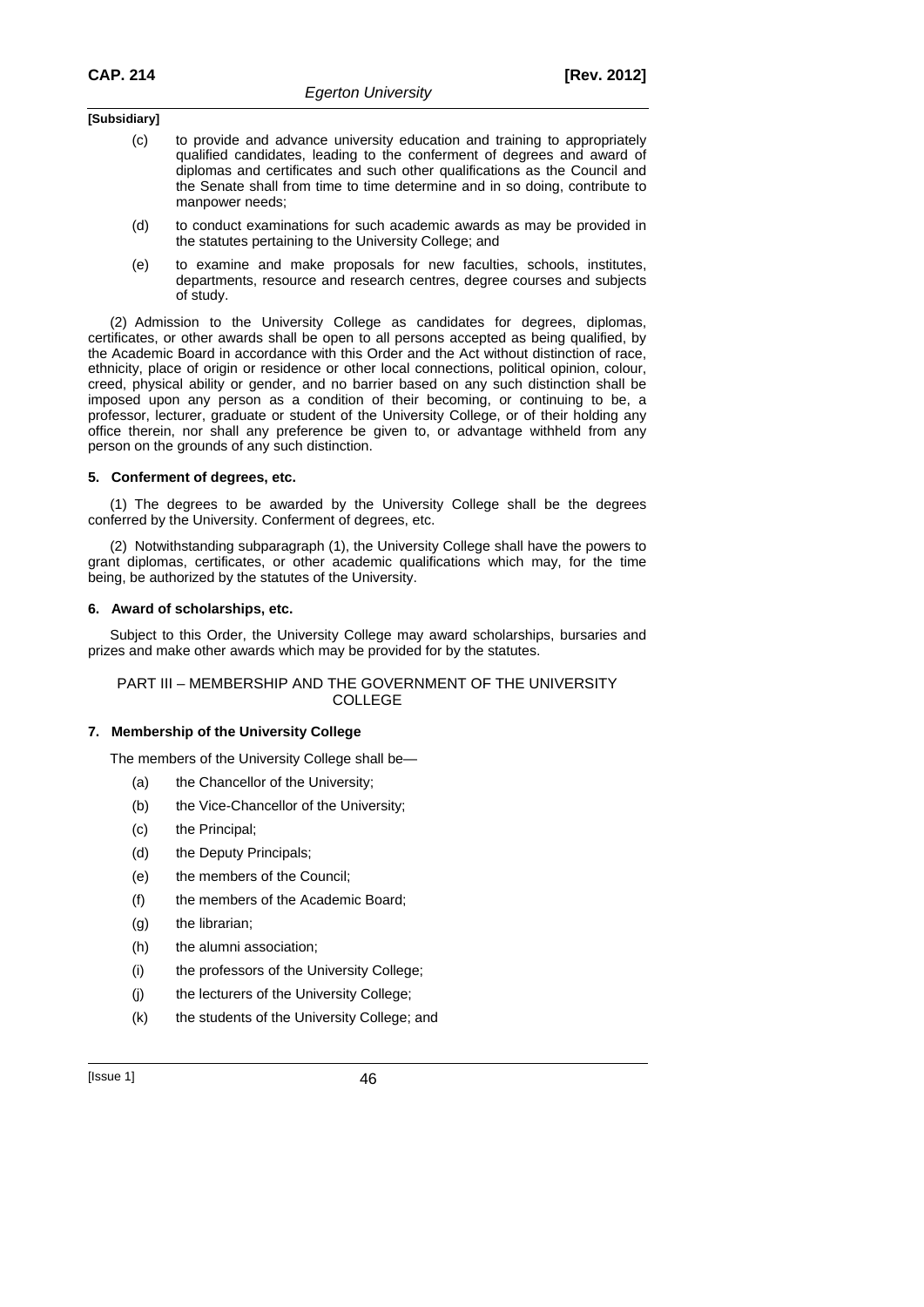[Subsidiary]

(c) to provide and advance university education and training to appropriately qualified candidates, leading to the conferment of degrees and award of diplomas and certificates and such other qualifications as the Council and the Senate shall from time to time determine and in so doing, contribute to manpower needs;

(d) to conduct examinations for such academic awards as may be provided in the statutes pertaining to the University College; and

(e) to examine and make proposals for new faculties, schools, institutes, departments, resource and research centres, degree courses and subjects of study.

(2) Admission to the University College as candidates for degrees, diplomas, certificates, or other awards shall be open to all persons accepted as being qualified, by the Academic Board in accordance with this Order and the Act without distinction of race, ethnicity, place of origin or residence or other local connections, political opinion, colour, creed, physical ability or gender, and no barrier based on any such distinction shall be imposed upon any person as a condition of their becoming, or continuing to be, a professor, lecturer, graduate or student of the University College, or of their holding any office therein, nor shall any preference be given to, or advantage withheld from any person on the grounds of any such distinction.

### 5. Conferment of degrees, etc.

(1) The degrees to be awarded by the University College shall be the degrees conferred by the University. Conferment of degrees, etc.

(2) Notwithstanding subparagraph (1), the University College shall have the powers to grant diplomas, certificates, or other academic qualifications which may, for the time being, be authorized by the statutes of the University.

### 6. Award of scholarships, etc.

Subject to this Order, the University College may award scholarships, bursaries and prizes and make other awards which may be provided for by the statutes.

## PART III – MEMBERSHIP AND THE GOVERNMENT OF THE UNIVERSITY COLLEGE

### 7. Membership of the University College

The members of the University College shall be—

(a) the Chancellor of the University;

(b) the Vice-Chancellor of the University;

(c) the Principal;

(d) the Deputy Principals;

(e) the members of the Council;

(f) the members of the Academic Board;

(g) the librarian;

(h) the alumni association;

(i) the professors of the University College;

(j) the lecturers of the University College;

(k) the students of the University College; and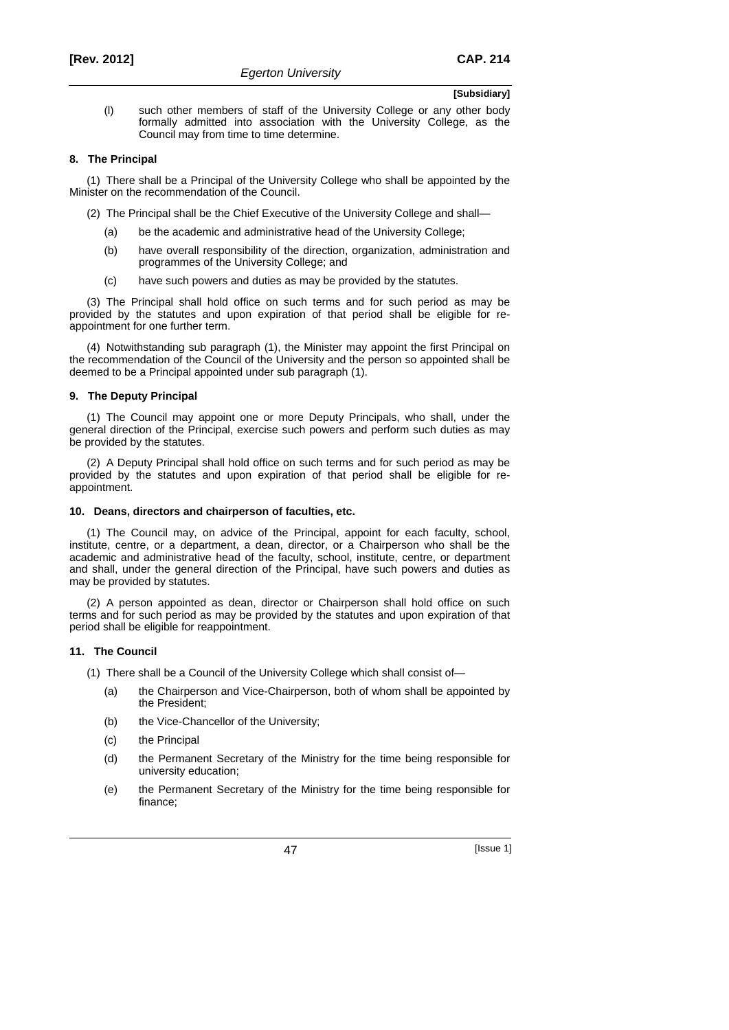(l) such other members of staff of the University College or any other body formally admitted into association with the University College, as the Council may from time to time determine.

#### 8. The Principal

(1) There shall be a Principal of the University College who shall be appointed by the Minister on the recommendation of the Council.

(2) The Principal shall be the Chief Executive of the University College and shall—

(a) be the academic and administrative head of the University College;

(b) have overall responsibility of the direction, organization, administration and programmes of the University College; and

(c) have such powers and duties as may be provided by the statutes.

(3) The Principal shall hold office on such terms and for such period as may be provided by the statutes and upon expiration of that period shall be eligible for re-appointment for one further term.

(4) Notwithstanding sub paragraph (1), the Minister may appoint the first Principal on the recommendation of the Council of the University and the person so appointed shall be deemed to be a Principal appointed under sub paragraph (1).

#### 9. The Deputy Principal

(1) The Council may appoint one or more Deputy Principals, who shall, under the general direction of the Principal, exercise such powers and perform such duties as may be provided by the statutes.

(2) A Deputy Principal shall hold office on such terms and for such period as may be provided by the statutes and upon expiration of that period shall be eligible for re-appointment.

#### 10. Deans, directors and chairperson of faculties, etc.

(1) The Council may, on advice of the Principal, appoint for each faculty, school, institute, centre, or a department, a dean, director, or a Chairperson who shall be the academic and administrative head of the faculty, school, institute, centre, or department and shall, under the general direction of the Principal, have such powers and duties as may be provided by statutes.

(2) A person appointed as dean, director or Chairperson shall hold office on such terms and for such period as may be provided by the statutes and upon expiration of that period shall be eligible for reappointment.

#### 11. The Council

(1) There shall be a Council of the University College which shall consist of—

(a) the Chairperson and Vice-Chairperson, both of whom shall be appointed by the President;

(b) the Vice-Chancellor of the University;

(c) the Principal

(d) the Permanent Secretary of the Ministry for the time being responsible for university education;

(e) the Permanent Secretary of the Ministry for the time being responsible for finance;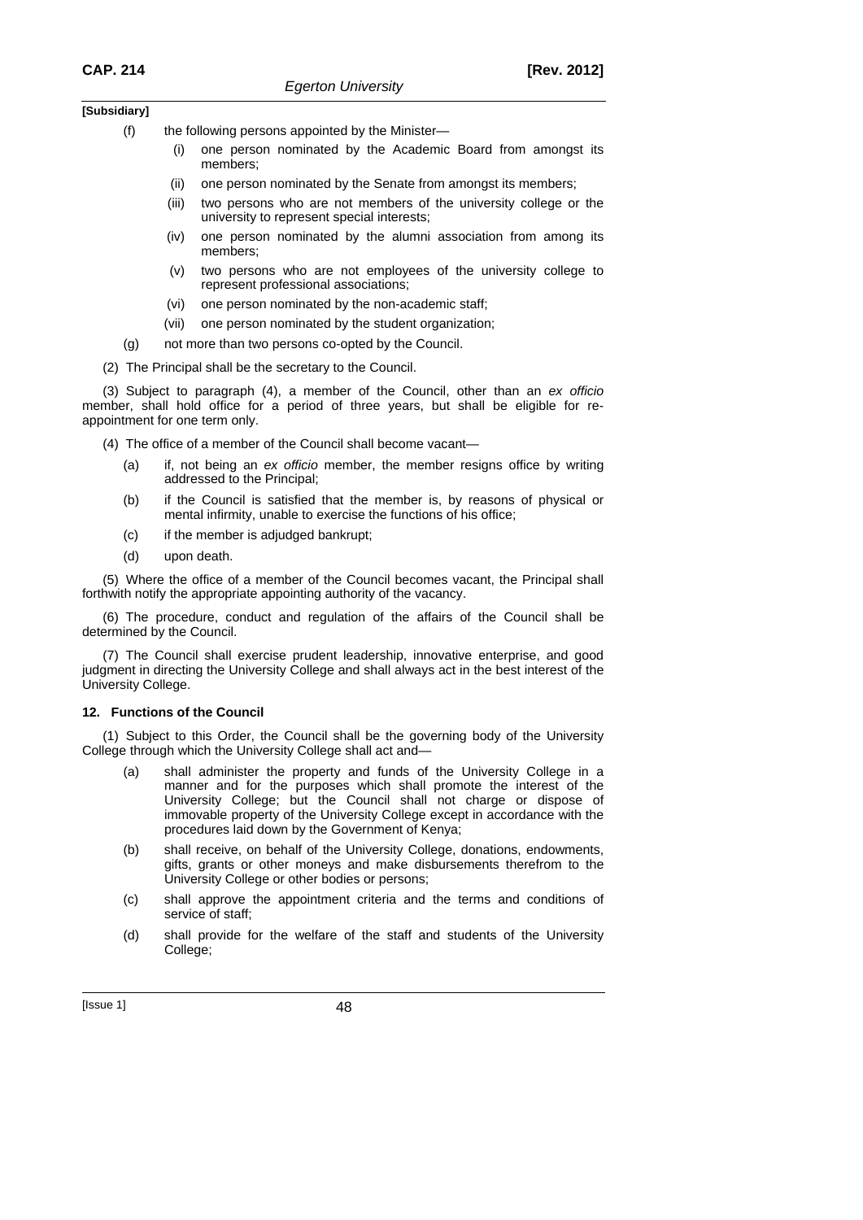[Subsidiary]

(f) the following persons appointed by the Minister—

(i) one person nominated by the Academic Board from amongst its members;

(ii) one person nominated by the Senate from amongst its members;

(iii) two persons who are not members of the university college or the university to represent special interests;

(iv) one person nominated by the alumni association from among its members;

(v) two persons who are not employees of the university college to represent professional associations;

(vi) one person nominated by the non-academic staff;

(vii) one person nominated by the student organization;

(g) not more than two persons co-opted by the Council.

(2) The Principal shall be the secretary to the Council.

(3) Subject to paragraph (4), a member of the Council, other than an *ex officio* member, shall hold office for a period of three years, but shall be eligible for re-appointment for one term only.

(4) The office of a member of the Council shall become vacant—

(a) if, not being an *ex officio* member, the member resigns office by writing addressed to the Principal;

(b) if the Council is satisfied that the member is, by reasons of physical or mental infirmity, unable to exercise the functions of his office;

(c) if the member is adjudged bankrupt;

(d) upon death.

(5) Where the office of a member of the Council becomes vacant, the Principal shall forthwith notify the appropriate appointing authority of the vacancy.

(6) The procedure, conduct and regulation of the affairs of the Council shall be determined by the Council.

(7) The Council shall exercise prudent leadership, innovative enterprise, and good judgment in directing the University College and shall always act in the best interest of the University College.

**12. Functions of the Council**

(1) Subject to this Order, the Council shall be the governing body of the University College through which the University College shall act and—

(a) shall administer the property and funds of the University College in a manner and for the purposes which shall promote the interest of the University College; but the Council shall not charge or dispose of immovable property of the University College except in accordance with the procedures laid down by the Government of Kenya;

(b) shall receive, on behalf of the University College, donations, endowments, gifts, grants or other moneys and make disbursements therefrom to the University College or other bodies or persons;

(c) shall approve the appointment criteria and the terms and conditions of service of staff;

(d) shall provide for the welfare of the staff and students of the University College;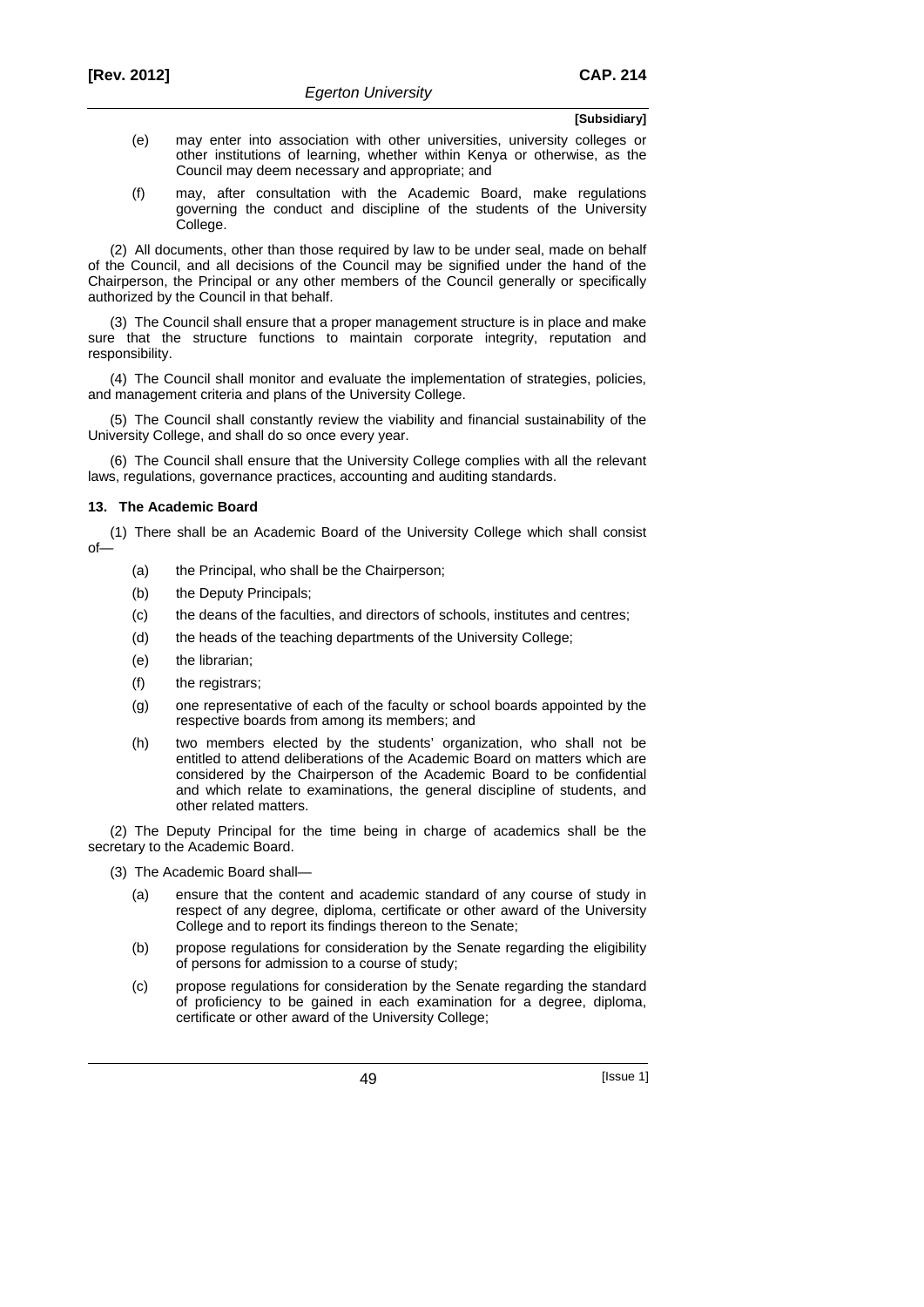(e) may enter into association with other universities, university colleges or other institutions of learning, whether within Kenya or otherwise, as the Council may deem necessary and appropriate; and

(f) may, after consultation with the Academic Board, make regulations governing the conduct and discipline of the students of the University College.

(2) All documents, other than those required by law to be under seal, made on behalf of the Council, and all decisions of the Council may be signified under the hand of the Chairperson, the Principal or any other members of the Council generally or specifically authorized by the Council in that behalf.

(3) The Council shall ensure that a proper management structure is in place and make sure that the structure functions to maintain corporate integrity, reputation and responsibility.

(4) The Council shall monitor and evaluate the implementation of strategies, policies, and management criteria and plans of the University College.

(5) The Council shall constantly review the viability and financial sustainability of the University College, and shall do so once every year.

(6) The Council shall ensure that the University College complies with all the relevant laws, regulations, governance practices, accounting and auditing standards.

**13. The Academic Board**

(1) There shall be an Academic Board of the University College which shall consist of—

(a) the Principal, who shall be the Chairperson;

(b) the Deputy Principals;

(c) the deans of the faculties, and directors of schools, institutes and centres;

(d) the heads of the teaching departments of the University College;

(e) the librarian;

(f) the registrars;

(g) one representative of each of the faculty or school boards appointed by the respective boards from among its members; and

(h) two members elected by the students' organization, who shall not be entitled to attend deliberations of the Academic Board on matters which are considered by the Chairperson of the Academic Board to be confidential and which relate to examinations, the general discipline of students, and other related matters.

(2) The Deputy Principal for the time being in charge of academics shall be the secretary to the Academic Board.

(3) The Academic Board shall—

(a) ensure that the content and academic standard of any course of study in respect of any degree, diploma, certificate or other award of the University College and to report its findings thereon to the Senate;

(b) propose regulations for consideration by the Senate regarding the eligibility of persons for admission to a course of study;

(c) propose regulations for consideration by the Senate regarding the standard of proficiency to be gained in each examination for a degree, diploma, certificate or other award of the University College;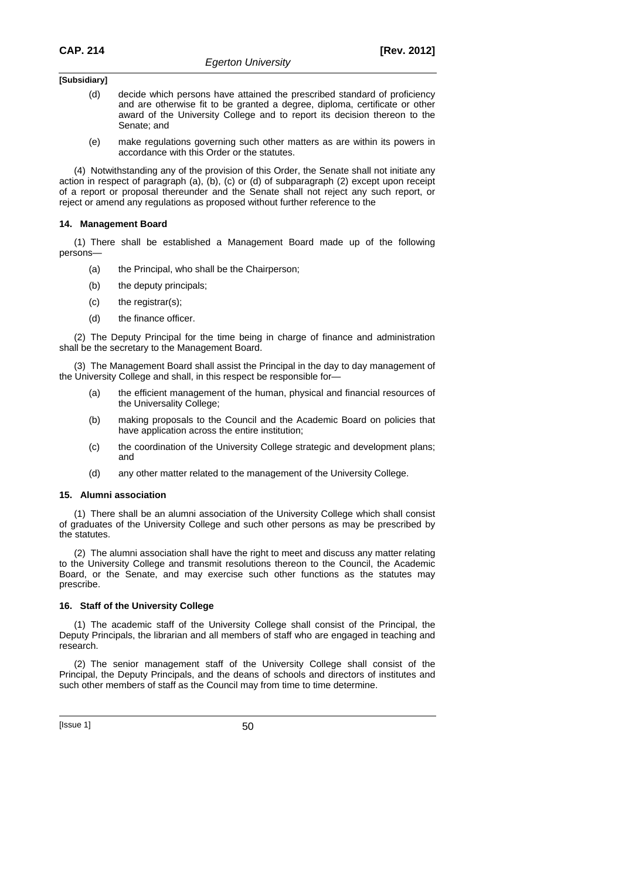(d) decide which persons have attained the prescribed standard of proficiency and are otherwise fit to be granted a degree, diploma, certificate or other award of the University College and to report its decision thereon to the Senate; and

(e) make regulations governing such other matters as are within its powers in accordance with this Order or the statutes.

(4) Notwithstanding any of the provision of this Order, the Senate shall not initiate any action in respect of paragraph (a), (b), (c) or (d) of subparagraph (2) except upon receipt of a report or proposal thereunder and the Senate shall not reject any such report, or reject or amend any regulations as proposed without further reference to the

### 14. Management Board

(1) There shall be established a Management Board made up of the following persons—

(a) the Principal, who shall be the Chairperson;

(b) the deputy principals;

(c) the registrar(s);

(d) the finance officer.

(2) The Deputy Principal for the time being in charge of finance and administration shall be the secretary to the Management Board.

(3) The Management Board shall assist the Principal in the day to day management of the University College and shall, in this respect be responsible for—

(a) the efficient management of the human, physical and financial resources of the Universality College;

(b) making proposals to the Council and the Academic Board on policies that have application across the entire institution;

(c) the coordination of the University College strategic and development plans; and

(d) any other matter related to the management of the University College.

### 15. Alumni association

(1) There shall be an alumni association of the University College which shall consist of graduates of the University College and such other persons as may be prescribed by the statutes.

(2) The alumni association shall have the right to meet and discuss any matter relating to the University College and transmit resolutions thereon to the Council, the Academic Board, or the Senate, and may exercise such other functions as the statutes may prescribe.

### 16. Staff of the University College

(1) The academic staff of the University College shall consist of the Principal, the Deputy Principals, the librarian and all members of staff who are engaged in teaching and research.

(2) The senior management staff of the University College shall consist of the Principal, the Deputy Principals, and the deans of schools and directors of institutes and such other members of staff as the Council may from time to time determine.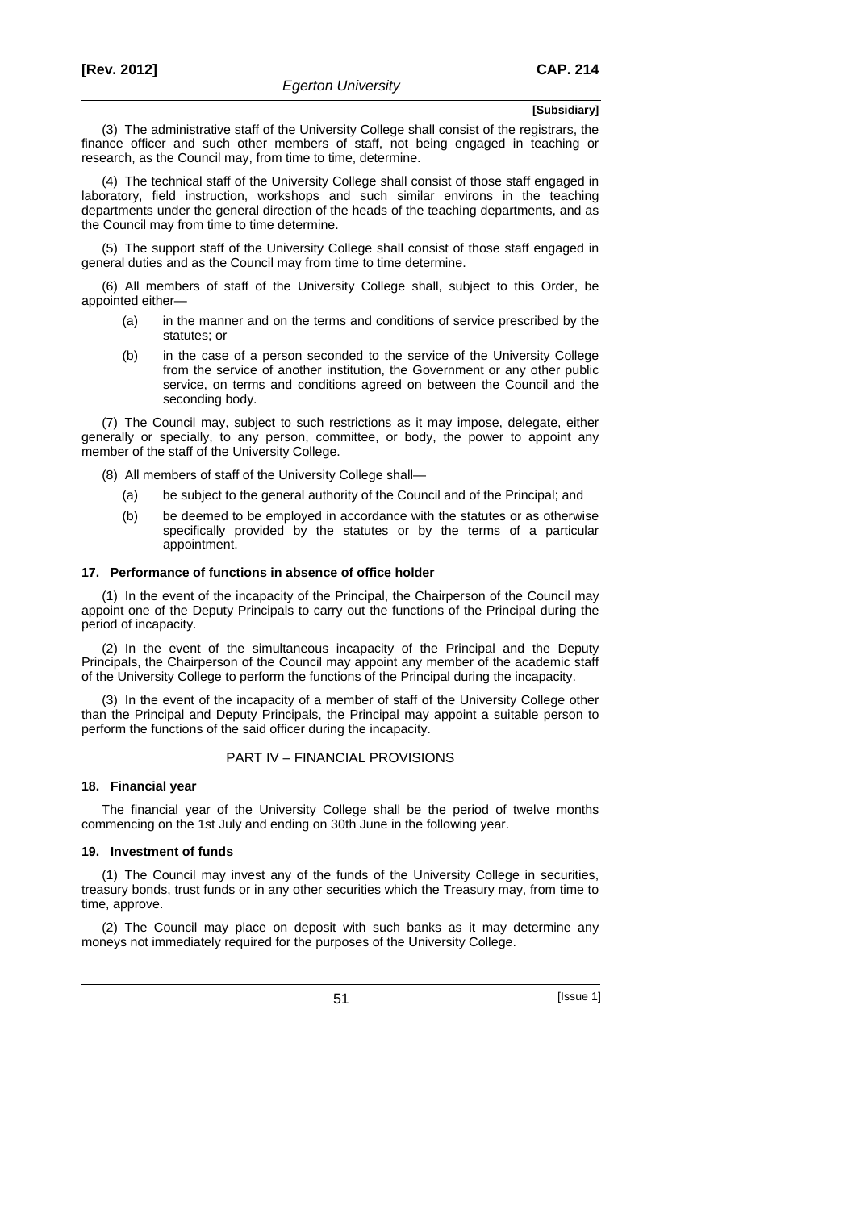(3) The administrative staff of the University College shall consist of the registrars, the finance officer and such other members of staff, not being engaged in teaching or research, as the Council may, from time to time, determine.

(4) The technical staff of the University College shall consist of those staff engaged in laboratory, field instruction, workshops and such similar environs in the teaching departments under the general direction of the heads of the teaching departments, and as the Council may from time to time determine.

(5) The support staff of the University College shall consist of those staff engaged in general duties and as the Council may from time to time determine.

(6) All members of staff of the University College shall, subject to this Order, be appointed either—

- (a) in the manner and on the terms and conditions of service prescribed by the statutes; or
- (b) in the case of a person seconded to the service of the University College from the service of another institution, the Government or any other public service, on terms and conditions agreed on between the Council and the seconding body.

(7) The Council may, subject to such restrictions as it may impose, delegate, either generally or specially, to any person, committee, or body, the power to appoint any member of the staff of the University College.

(8) All members of staff of the University College shall—

- (a) be subject to the general authority of the Council and of the Principal; and
- (b) be deemed to be employed in accordance with the statutes or as otherwise specifically provided by the statutes or by the terms of a particular appointment.

**17. Performance of functions in absence of office holder**

(1) In the event of the incapacity of the Principal, the Chairperson of the Council may appoint one of the Deputy Principals to carry out the functions of the Principal during the period of incapacity.

(2) In the event of the simultaneous incapacity of the Principal and the Deputy Principals, the Chairperson of the Council may appoint any member of the academic staff of the University College to perform the functions of the Principal during the incapacity.

(3) In the event of the incapacity of a member of staff of the University College other than the Principal and Deputy Principals, the Principal may appoint a suitable person to perform the functions of the said officer during the incapacity.

## PART IV – FINANCIAL PROVISIONS

**18. Financial year**

The financial year of the University College shall be the period of twelve months commencing on the 1st July and ending on 30th June in the following year.

**19. Investment of funds**

(1) The Council may invest any of the funds of the University College in securities, treasury bonds, trust funds or in any other securities which the Treasury may, from time to time, approve.

(2) The Council may place on deposit with such banks as it may determine any moneys not immediately required for the purposes of the University College.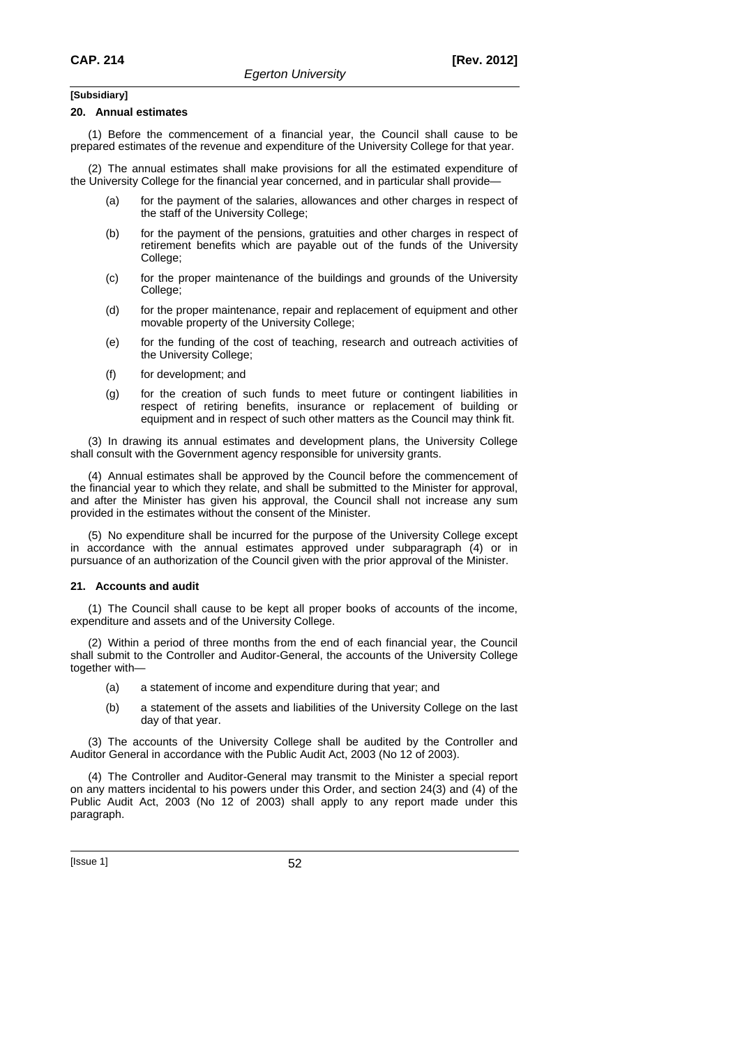**[Subsidiary]**

## 20. Annual estimates

(1) Before the commencement of a financial year, the Council shall cause to be prepared estimates of the revenue and expenditure of the University College for that year.

(2) The annual estimates shall make provisions for all the estimated expenditure of the University College for the financial year concerned, and in particular shall provide—

(a) for the payment of the salaries, allowances and other charges in respect of the staff of the University College;

(b) for the payment of the pensions, gratuities and other charges in respect of retirement benefits which are payable out of the funds of the University College;

(c) for the proper maintenance of the buildings and grounds of the University College;

(d) for the proper maintenance, repair and replacement of equipment and other movable property of the University College;

(e) for the funding of the cost of teaching, research and outreach activities of the University College;

(f) for development; and

(g) for the creation of such funds to meet future or contingent liabilities in respect of retiring benefits, insurance or replacement of building or equipment and in respect of such other matters as the Council may think fit.

(3) In drawing its annual estimates and development plans, the University College shall consult with the Government agency responsible for university grants.

(4) Annual estimates shall be approved by the Council before the commencement of the financial year to which they relate, and shall be submitted to the Minister for approval, and after the Minister has given his approval, the Council shall not increase any sum provided in the estimates without the consent of the Minister.

(5) No expenditure shall be incurred for the purpose of the University College except in accordance with the annual estimates approved under subparagraph (4) or in pursuance of an authorization of the Council given with the prior approval of the Minister.

## 21. Accounts and audit

(1) The Council shall cause to be kept all proper books of accounts of the income, expenditure and assets and of the University College.

(2) Within a period of three months from the end of each financial year, the Council shall submit to the Controller and Auditor-General, the accounts of the University College together with—

(a) a statement of income and expenditure during that year; and

(b) a statement of the assets and liabilities of the University College on the last day of that year.

(3) The accounts of the University College shall be audited by the Controller and Auditor General in accordance with the Public Audit Act, 2003 (No 12 of 2003).

(4) The Controller and Auditor-General may transmit to the Minister a special report on any matters incidental to his powers under this Order, and section 24(3) and (4) of the Public Audit Act, 2003 (No 12 of 2003) shall apply to any report made under this paragraph.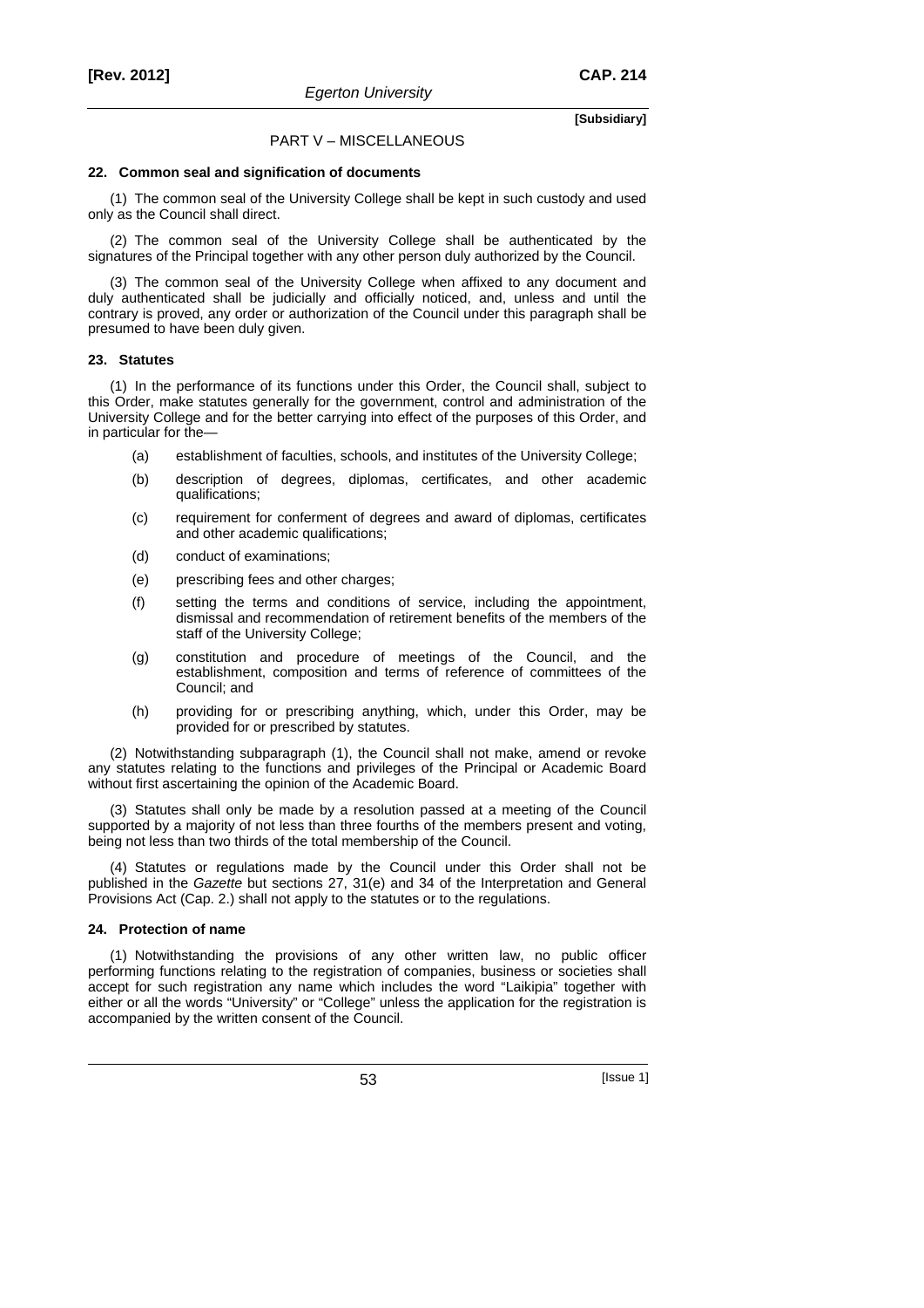**[Subsidiary]**

PART V – MISCELLANEOUS

**22. Common seal and signification of documents**

(1) The common seal of the University College shall be kept in such custody and used only as the Council shall direct.

(2) The common seal of the University College shall be authenticated by the signatures of the Principal together with any other person duly authorized by the Council.

(3) The common seal of the University College when affixed to any document and duly authenticated shall be judicially and officially noticed, and, unless and until the contrary is proved, any order or authorization of the Council under this paragraph shall be presumed to have been duly given.

**23. Statutes**

(1) In the performance of its functions under this Order, the Council shall, subject to this Order, make statutes generally for the government, control and administration of the University College and for the better carrying into effect of the purposes of this Order, and in particular for the—

(a) establishment of faculties, schools, and institutes of the University College;

(b) description of degrees, diplomas, certificates, and other academic qualifications;

(c) requirement for conferment of degrees and award of diplomas, certificates and other academic qualifications;

(d) conduct of examinations;

(e) prescribing fees and other charges;

(f) setting the terms and conditions of service, including the appointment, dismissal and recommendation of retirement benefits of the members of the staff of the University College;

(g) constitution and procedure of meetings of the Council, and the establishment, composition and terms of reference of committees of the Council; and

(h) providing for or prescribing anything, which, under this Order, may be provided for or prescribed by statutes.

(2) Notwithstanding subparagraph (1), the Council shall not make, amend or revoke any statutes relating to the functions and privileges of the Principal or Academic Board without first ascertaining the opinion of the Academic Board.

(3) Statutes shall only be made by a resolution passed at a meeting of the Council supported by a majority of not less than three fourths of the members present and voting, being not less than two thirds of the total membership of the Council.

(4) Statutes or regulations made by the Council under this Order shall not be published in the *Gazette* but sections 27, 31(e) and 34 of the Interpretation and General Provisions Act (Cap. 2.) shall not apply to the statutes or to the regulations.

**24. Protection of name**

(1) Notwithstanding the provisions of any other written law, no public officer performing functions relating to the registration of companies, business or societies shall accept for such registration any name which includes the word "Laikipia" together with either or all the words "University" or "College" unless the application for the registration is accompanied by the written consent of the Council.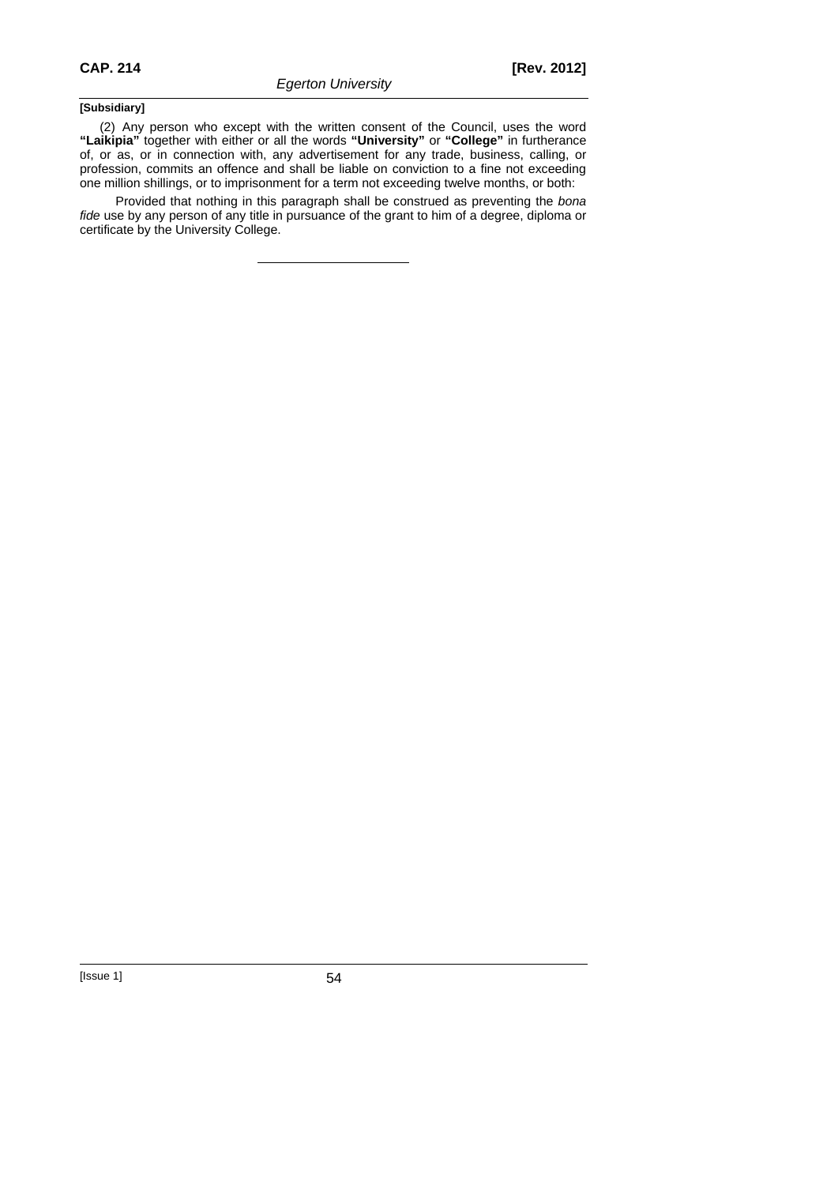**[Subsidiary]**

(2) Any person who except with the written consent of the Council, uses the word **"Laikipia"** together with either or all the words **"University"** or **"College"** in furtherance of, or as, or in connection with, any advertisement for any trade, business, calling, or profession, commits an offence and shall be liable on conviction to a fine not exceeding one million shillings, or to imprisonment for a term not exceeding twelve months, or both:

Provided that nothing in this paragraph shall be construed as preventing the *bona fide* use by any person of any title in pursuance of the grant to him of a degree, diploma or certificate by the University College.